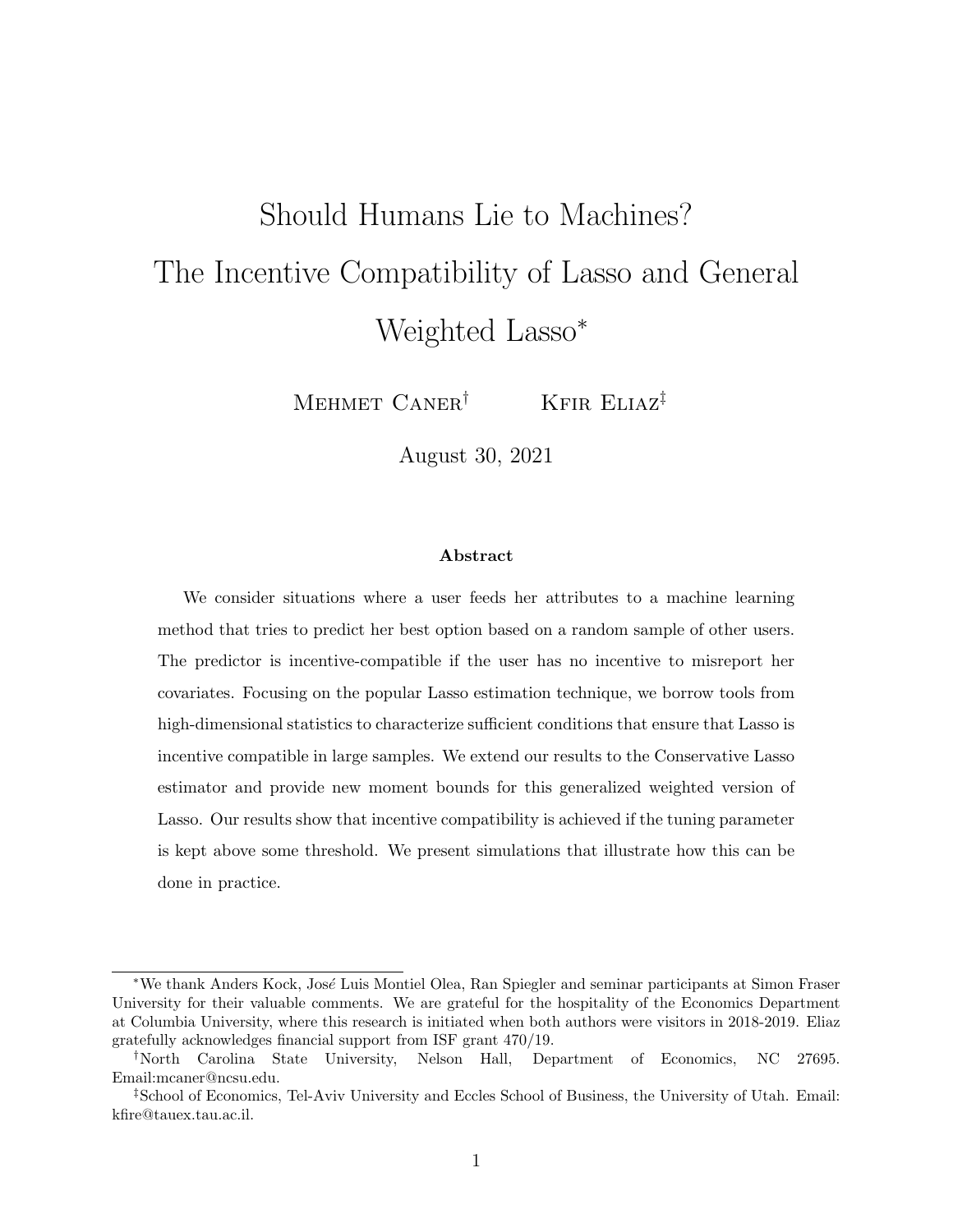# Should Humans Lie to Machines? The Incentive Compatibility of Lasso and General Weighted Lasso*

Mehmet Caner† Kfir Eliaz‡

August 30, 2021

### Abstract

We consider situations where a user feeds her attributes to a machine learning method that tries to predict her best option based on a random sample of other users. The predictor is incentive-compatible if the user has no incentive to misreport her covariates. Focusing on the popular Lasso estimation technique, we borrow tools from high-dimensional statistics to characterize sufficient conditions that ensure that Lasso is incentive compatible in large samples. We extend our results to the Conservative Lasso estimator and provide new moment bounds for this generalized weighted version of Lasso. Our results show that incentive compatibility is achieved if the tuning parameter is kept above some threshold. We present simulations that illustrate how this can be done in practice.

---

*We thank Anders Kock, José Luis Montiel Olea, Ran Spiegler and seminar participants at Simon Fraser University for their valuable comments. We are grateful for the hospitality of the Economics Department at Columbia University, where this research is initiated when both authors were visitors in 2018-2019. Eliaz gratefully acknowledges financial support from ISF grant 470/19.

†North Carolina State University, Nelson Hall, Department of Economics, NC 27695. Email:mcaner@ncsu.edu.

‡School of Economics, Tel-Aviv University and Eccles School of Business, the University of Utah. Email: kfire@tauex.tau.ac.il.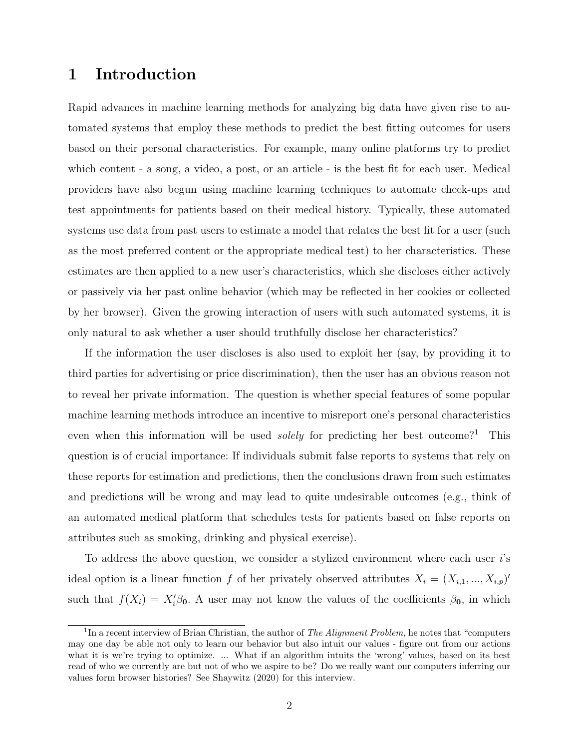# 1 Introduction

Rapid advances in machine learning methods for analyzing big data have given rise to automated systems that employ these methods to predict the best fitting outcomes for users based on their personal characteristics. For example, many online platforms try to predict which content - a song, a video, a post, or an article - is the best fit for each user. Medical providers have also begun using machine learning techniques to automate check-ups and test appointments for patients based on their medical history. Typically, these automated systems use data from past users to estimate a model that relates the best fit for a user (such as the most preferred content or the appropriate medical test) to her characteristics. These estimates are then applied to a new user's characteristics, which she discloses either actively or passively via her past online behavior (which may be reflected in her cookies or collected by her browser). Given the growing interaction of users with such automated systems, it is only natural to ask whether a user should truthfully disclose her characteristics?

If the information the user discloses is also used to exploit her (say, by providing it to third parties for advertising or price discrimination), then the user has an obvious reason not to reveal her private information. The question is whether special features of some popular machine learning methods introduce an incentive to misreport one's personal characteristics even when this information will be used *solely* for predicting her best outcome?[1] This question is of crucial importance: If individuals submit false reports to systems that rely on these reports for estimation and predictions, then the conclusions drawn from such estimates and predictions will be wrong and may lead to quite undesirable outcomes (e.g., think of an automated medical platform that schedules tests for patients based on false reports on attributes such as smoking, drinking and physical exercise).

To address the above question, we consider a stylized environment where each user $i$'s ideal option is a linear function $f$ of her privately observed attributes $X_i = (X_{i,1}, ..., X_{i,p})'$ such that $f(X_i) = X_i'\beta_{\mathbf{0}}$. A user may not know the values of the coefficients $\beta_{\mathbf{0}}$, in which

[1] In a recent interview of Brian Christian, the author of *The Alignment Problem*, he notes that "computers may one day be able not only to learn our behavior but also intuit our values - figure out from our actions what it is we're trying to optimize. ... What if an algorithm intuits the 'wrong' values, based on its best read of who we currently are but not of who we aspire to be? Do we really want our computers inferring our values form browser histories? See Shaywitz (2020) for this interview.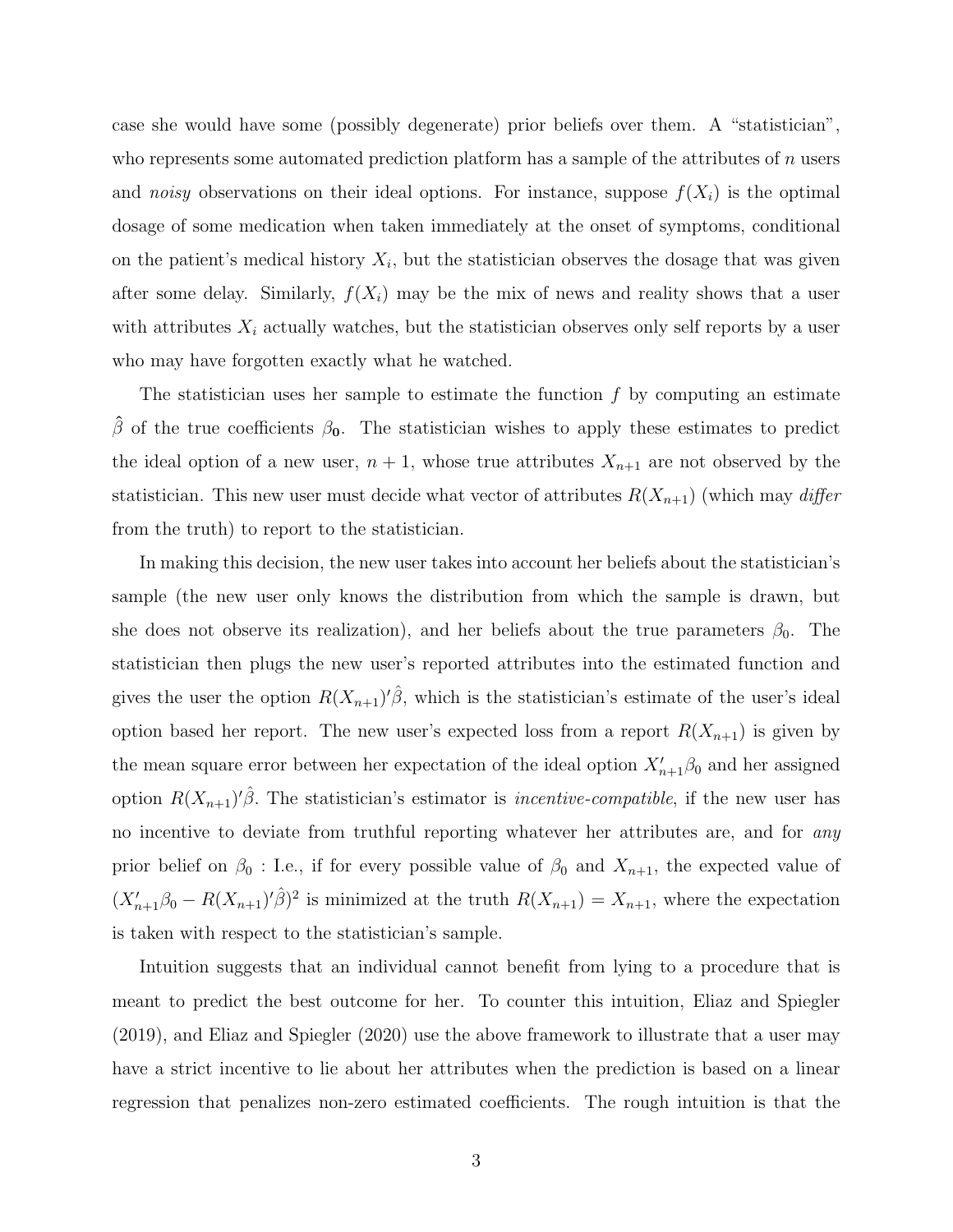case she would have some (possibly degenerate) prior beliefs over them. A "statistician", who represents some automated prediction platform has a sample of the attributes of $n$ users and *noisy* observations on their ideal options. For instance, suppose $f(X_i)$ is the optimal dosage of some medication when taken immediately at the onset of symptoms, conditional on the patient's medical history $X_i$, but the statistician observes the dosage that was given after some delay. Similarly, $f(X_i)$ may be the mix of news and reality shows that a user with attributes $X_i$ actually watches, but the statistician observes only self reports by a user who may have forgotten exactly what he watched.

The statistician uses her sample to estimate the function $f$ by computing an estimate $\hat{\beta}$ of the true coefficients $\beta_\mathbf{0}$. The statistician wishes to apply these estimates to predict the ideal option of a new user, $n+1$, whose true attributes $X_{n+1}$ are not observed by the statistician. This new user must decide what vector of attributes $R(X_{n+1})$ (which may *differ* from the truth) to report to the statistician.

In making this decision, the new user takes into account her beliefs about the statistician's sample (the new user only knows the distribution from which the sample is drawn, but she does not observe its realization), and her beliefs about the true parameters $\beta_0$. The statistician then plugs the new user's reported attributes into the estimated function and gives the user the option $R(X_{n+1})'\hat{\beta}$, which is the statistician's estimate of the user's ideal option based her report. The new user's expected loss from a report $R(X_{n+1})$ is given by the mean square error between her expectation of the ideal option $X'_{n+1}\beta_0$ and her assigned option $R(X_{n+1})'\hat{\beta}$. The statistician's estimator is *incentive-compatible*, if the new user has no incentive to deviate from truthful reporting whatever her attributes are, and for *any* prior belief on $\beta_0$ : I.e., if for every possible value of $\beta_0$ and $X_{n+1}$, the expected value of $(X'_{n+1}\beta_0 - R(X_{n+1})'\hat{\beta})^2$ is minimized at the truth $R(X_{n+1}) = X_{n+1}$, where the expectation is taken with respect to the statistician's sample.

Intuition suggests that an individual cannot benefit from lying to a procedure that is meant to predict the best outcome for her. To counter this intuition, Eliaz and Spiegler (2019), and Eliaz and Spiegler (2020) use the above framework to illustrate that a user may have a strict incentive to lie about her attributes when the prediction is based on a linear regression that penalizes non-zero estimated coefficients. The rough intuition is that the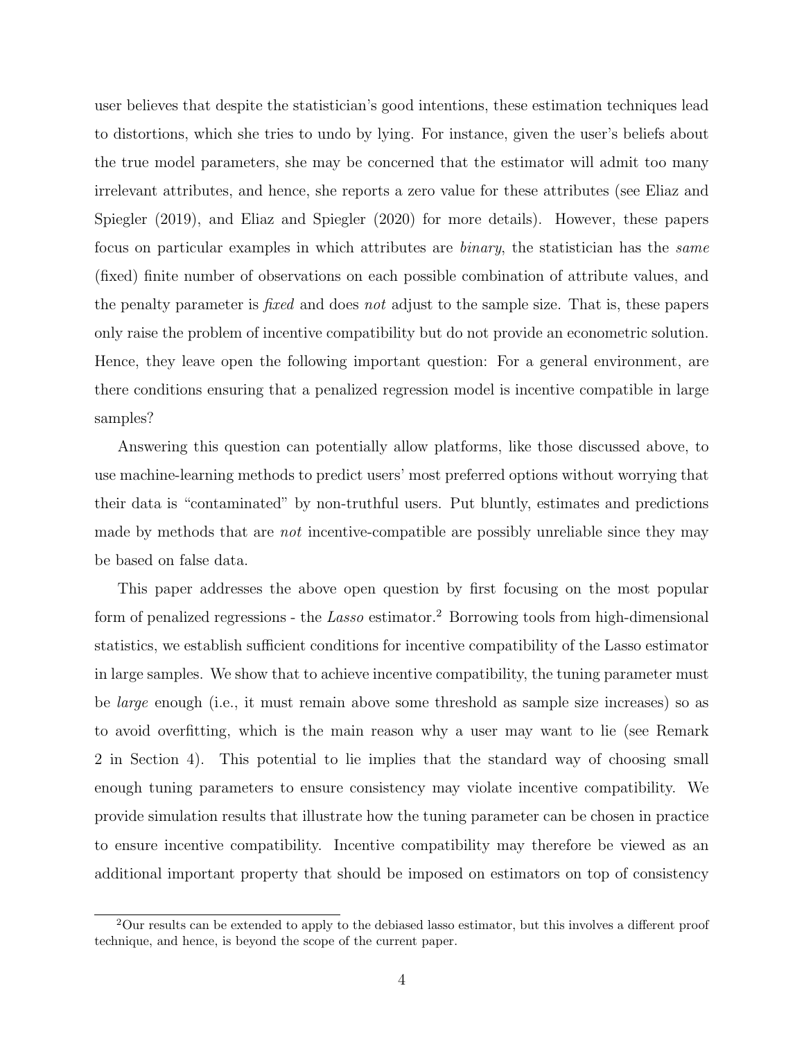user believes that despite the statistician's good intentions, these estimation techniques lead to distortions, which she tries to undo by lying. For instance, given the user's beliefs about the true model parameters, she may be concerned that the estimator will admit too many irrelevant attributes, and hence, she reports a zero value for these attributes (see Eliaz and Spiegler (2019), and Eliaz and Spiegler (2020) for more details). However, these papers focus on particular examples in which attributes are *binary*, the statistician has the *same* (fixed) finite number of observations on each possible combination of attribute values, and the penalty parameter is *fixed* and does *not* adjust to the sample size. That is, these papers only raise the problem of incentive compatibility but do not provide an econometric solution. Hence, they leave open the following important question: For a general environment, are there conditions ensuring that a penalized regression model is incentive compatible in large samples?

Answering this question can potentially allow platforms, like those discussed above, to use machine-learning methods to predict users' most preferred options without worrying that their data is "contaminated" by non-truthful users. Put bluntly, estimates and predictions made by methods that are *not* incentive-compatible are possibly unreliable since they may be based on false data.

This paper addresses the above open question by first focusing on the most popular form of penalized regressions - the *Lasso* estimator.[2] Borrowing tools from high-dimensional statistics, we establish sufficient conditions for incentive compatibility of the Lasso estimator in large samples. We show that to achieve incentive compatibility, the tuning parameter must be *large* enough (i.e., it must remain above some threshold as sample size increases) so as to avoid overfitting, which is the main reason why a user may want to lie (see Remark 2 in Section 4). This potential to lie implies that the standard way of choosing small enough tuning parameters to ensure consistency may violate incentive compatibility. We provide simulation results that illustrate how the tuning parameter can be chosen in practice to ensure incentive compatibility. Incentive compatibility may therefore be viewed as an additional important property that should be imposed on estimators on top of consistency

[2] Our results can be extended to apply to the debiased lasso estimator, but this involves a different proof technique, and hence, is beyond the scope of the current paper.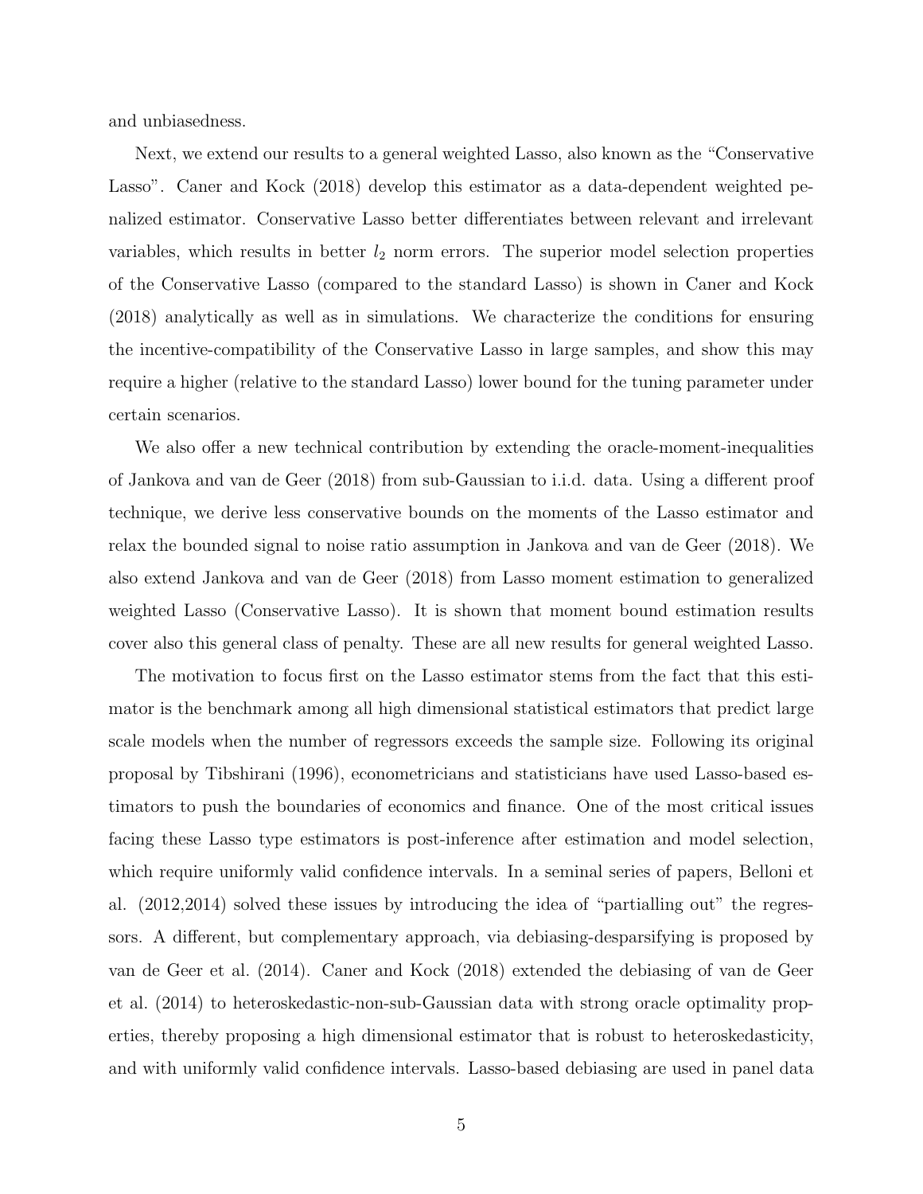and unbiasedness.

Next, we extend our results to a general weighted Lasso, also known as the "Conservative Lasso". Caner and Kock (2018) develop this estimator as a data-dependent weighted penalized estimator. Conservative Lasso better differentiates between relevant and irrelevant variables, which results in better $l_2$ norm errors. The superior model selection properties of the Conservative Lasso (compared to the standard Lasso) is shown in Caner and Kock (2018) analytically as well as in simulations. We characterize the conditions for ensuring the incentive-compatibility of the Conservative Lasso in large samples, and show this may require a higher (relative to the standard Lasso) lower bound for the tuning parameter under certain scenarios.

We also offer a new technical contribution by extending the oracle-moment-inequalities of Jankova and van de Geer (2018) from sub-Gaussian to i.i.d. data. Using a different proof technique, we derive less conservative bounds on the moments of the Lasso estimator and relax the bounded signal to noise ratio assumption in Jankova and van de Geer (2018). We also extend Jankova and van de Geer (2018) from Lasso moment estimation to generalized weighted Lasso (Conservative Lasso). It is shown that moment bound estimation results cover also this general class of penalty. These are all new results for general weighted Lasso.

The motivation to focus first on the Lasso estimator stems from the fact that this estimator is the benchmark among all high dimensional statistical estimators that predict large scale models when the number of regressors exceeds the sample size. Following its original proposal by Tibshirani (1996), econometricians and statisticians have used Lasso-based estimators to push the boundaries of economics and finance. One of the most critical issues facing these Lasso type estimators is post-inference after estimation and model selection, which require uniformly valid confidence intervals. In a seminal series of papers, Belloni et al. (2012,2014) solved these issues by introducing the idea of "partialling out" the regressors. A different, but complementary approach, via debiasing-desparsifying is proposed by van de Geer et al. (2014). Caner and Kock (2018) extended the debiasing of van de Geer et al. (2014) to heteroskedastic-non-sub-Gaussian data with strong oracle optimality properties, thereby proposing a high dimensional estimator that is robust to heteroskedasticity, and with uniformly valid confidence intervals. Lasso-based debiasing are used in panel data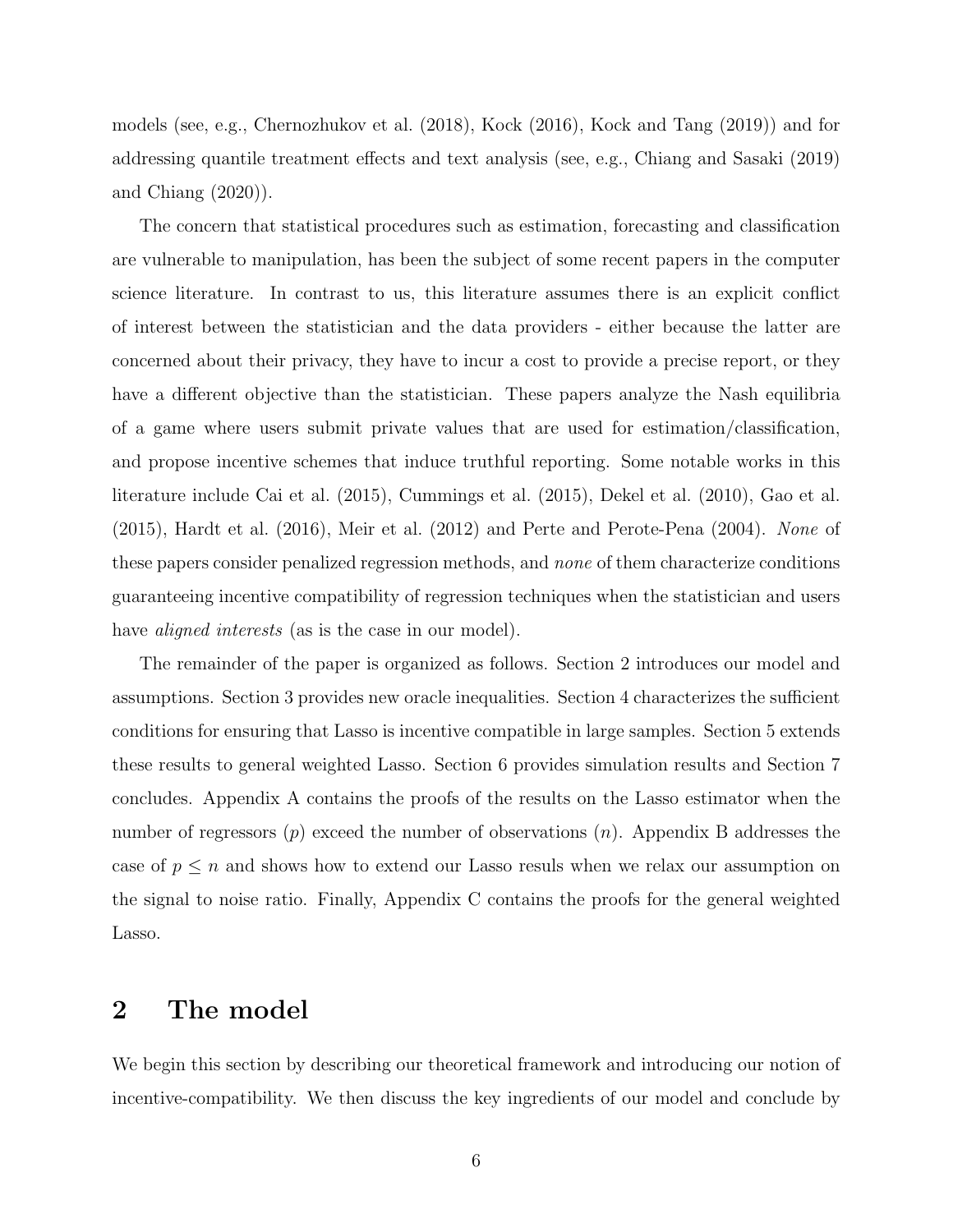models (see, e.g., Chernozhukov et al. (2018), Kock (2016), Kock and Tang (2019)) and for addressing quantile treatment effects and text analysis (see, e.g., Chiang and Sasaki (2019) and Chiang (2020)).

The concern that statistical procedures such as estimation, forecasting and classification are vulnerable to manipulation, has been the subject of some recent papers in the computer science literature. In contrast to us, this literature assumes there is an explicit conflict of interest between the statistician and the data providers - either because the latter are concerned about their privacy, they have to incur a cost to provide a precise report, or they have a different objective than the statistician. These papers analyze the Nash equilibria of a game where users submit private values that are used for estimation/classification, and propose incentive schemes that induce truthful reporting. Some notable works in this literature include Cai et al. (2015), Cummings et al. (2015), Dekel et al. (2010), Gao et al. (2015), Hardt et al. (2016), Meir et al. (2012) and Perte and Perote-Pena (2004). *None* of these papers consider penalized regression methods, and *none* of them characterize conditions guaranteeing incentive compatibility of regression techniques when the statistician and users have *aligned interests* (as is the case in our model).

The remainder of the paper is organized as follows. Section 2 introduces our model and assumptions. Section 3 provides new oracle inequalities. Section 4 characterizes the sufficient conditions for ensuring that Lasso is incentive compatible in large samples. Section 5 extends these results to general weighted Lasso. Section 6 provides simulation results and Section 7 concludes. Appendix A contains the proofs of the results on the Lasso estimator when the number of regressors ($p$) exceed the number of observations ($n$). Appendix B addresses the case of $p \leq n$ and shows how to extend our Lasso resuls when we relax our assumption on the signal to noise ratio. Finally, Appendix C contains the proofs for the general weighted Lasso.

## 2 The model

We begin this section by describing our theoretical framework and introducing our notion of incentive-compatibility. We then discuss the key ingredients of our model and conclude by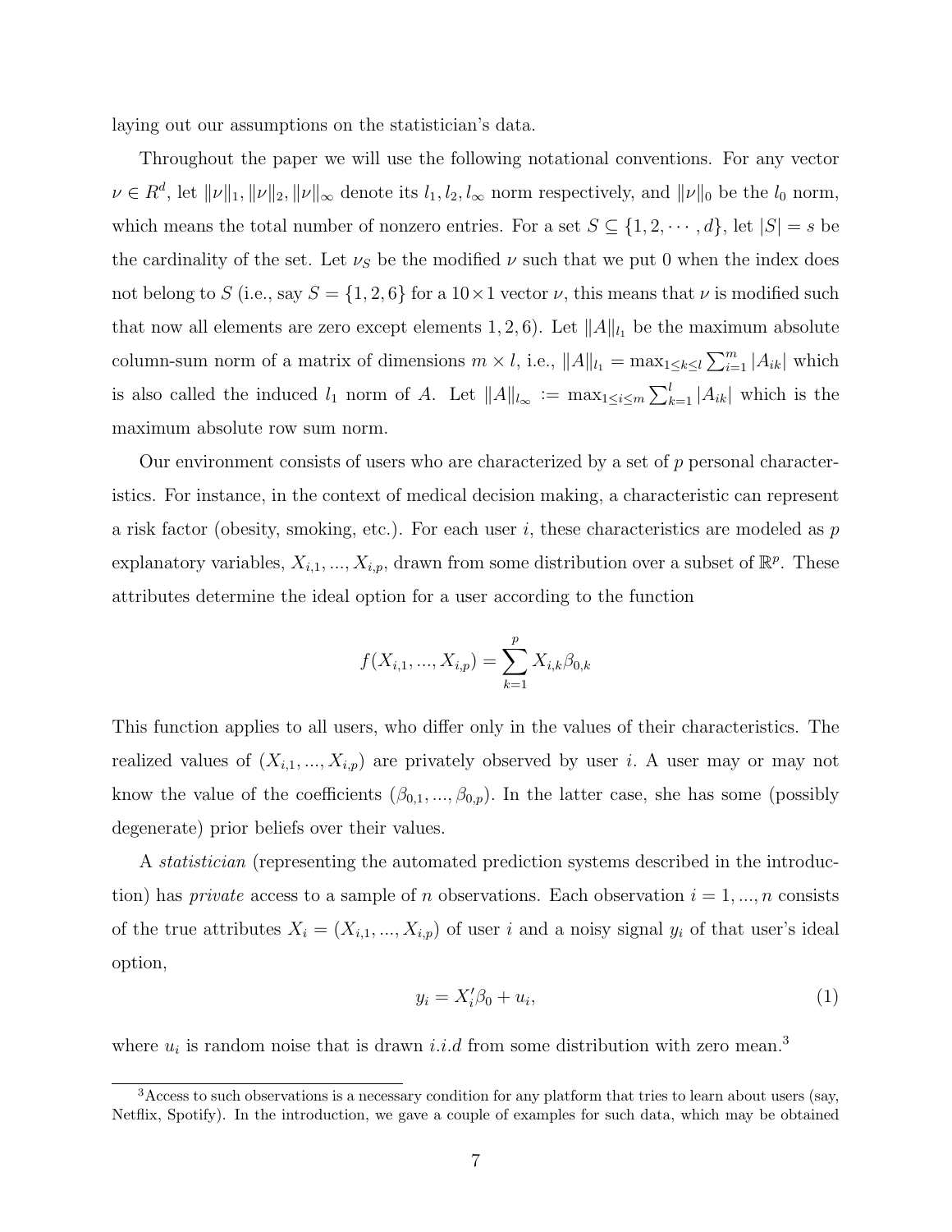laying out our assumptions on the statistician's data.

Throughout the paper we will use the following notational conventions. For any vector $\nu \in R^d$, let $\|\nu\|_1, \|\nu\|_2, \|\nu\|_\infty$ denote its $l_1, l_2, l_\infty$ norm respectively, and $\|\nu\|_0$ be the $l_0$ norm, which means the total number of nonzero entries. For a set $S \subseteq \{1, 2, \cdots, d\}$, let $|S| = s$ be the cardinality of the set. Let $\nu_S$ be the modified $\nu$ such that we put 0 when the index does not belong to $S$ (i.e., say $S = \{1, 2, 6\}$ for a $10 \times 1$ vector $\nu$, this means that $\nu$ is modified such that now all elements are zero except elements $1, 2, 6$). Let $\|A\|_{l_1}$ be the maximum absolute column-sum norm of a matrix of dimensions $m \times l$, i.e., $\|A\|_{l_1} = \max_{1 \leq k \leq l} \sum_{i=1}^{m} |A_{ik}|$ which is also called the induced $l_1$ norm of $A$. Let $\|A\|_{l_\infty} := \max_{1 \leq i \leq m} \sum_{k=1}^{l} |A_{ik}|$ which is the maximum absolute row sum norm.

Our environment consists of users who are characterized by a set of $p$ personal characteristics. For instance, in the context of medical decision making, a characteristic can represent a risk factor (obesity, smoking, etc.). For each user $i$, these characteristics are modeled as $p$ explanatory variables, $X_{i,1}, ..., X_{i,p}$, drawn from some distribution over a subset of $\mathbb{R}^p$. These attributes determine the ideal option for a user according to the function

$$f(X_{i,1}, ..., X_{i,p}) = \sum_{k=1}^{p} X_{i,k}\beta_{0,k}$$

This function applies to all users, who differ only in the values of their characteristics. The realized values of $(X_{i,1}, ..., X_{i,p})$ are privately observed by user $i$. A user may or may not know the value of the coefficients $(\beta_{0,1}, ..., \beta_{0,p})$. In the latter case, she has some (possibly degenerate) prior beliefs over their values.

A *statistician* (representing the automated prediction systems described in the introduction) has *private* access to a sample of $n$ observations. Each observation $i = 1, ..., n$ consists of the true attributes $X_i = (X_{i,1}, ..., X_{i,p})$ of user $i$ and a noisy signal $y_i$ of that user's ideal option,

$$y_i = X_i'\beta_0 + u_i, \tag{1}$$

where $u_i$ is random noise that is drawn *i.i.d* from some distribution with zero mean.[3]

[3] Access to such observations is a necessary condition for any platform that tries to learn about users (say, Netflix, Spotify). In the introduction, we gave a couple of examples for such data, which may be obtained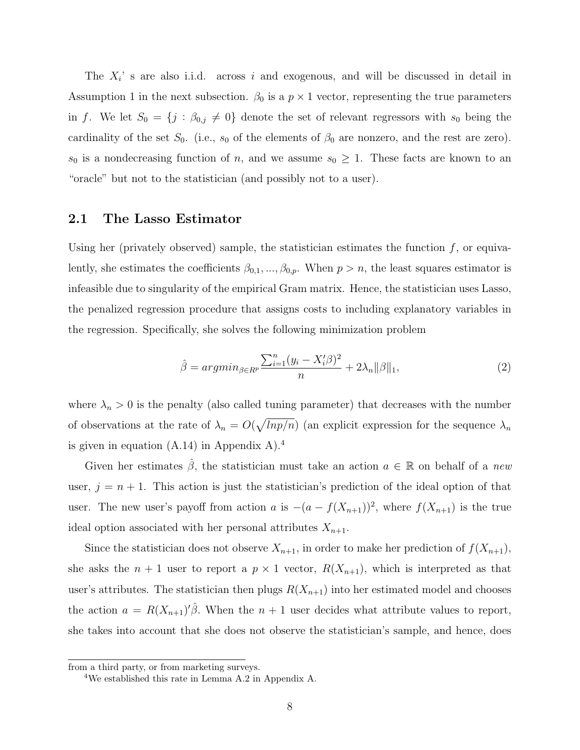The $X_i$' s are also i.i.d. across $i$ and exogenous, and will be discussed in detail in Assumption 1 in the next subsection. $\beta_0$ is a $p \times 1$ vector, representing the true parameters in $f$. We let $S_0 = \{j : \beta_{0,j} \neq 0\}$ denote the set of relevant regressors with $s_0$ being the cardinality of the set $S_0$. (i.e., $s_0$ of the elements of $\beta_0$ are nonzero, and the rest are zero). $s_0$ is a nondecreasing function of $n$, and we assume $s_0 \geq 1$. These facts are known to an "oracle" but not to the statistician (and possibly not to a user).

## 2.1 The Lasso Estimator

Using her (privately observed) sample, the statistician estimates the function $f$, or equivalently, she estimates the coefficients $\beta_{0,1}, ..., \beta_{0,p}$. When $p > n$, the least squares estimator is infeasible due to singularity of the empirical Gram matrix. Hence, the statistician uses Lasso, the penalized regression procedure that assigns costs to including explanatory variables in the regression. Specifically, she solves the following minimization problem

$$\hat{\beta} = argmin_{\beta \in R^p} \frac{\sum_{i=1}^{n} (y_i - X_i' \beta)^2}{n} + 2\lambda_n \|\beta\|_1, \tag{2}$$

where $\lambda_n > 0$ is the penalty (also called tuning parameter) that decreases with the number of observations at the rate of $\lambda_n = O(\sqrt{lnp/n})$ (an explicit expression for the sequence $\lambda_n$ is given in equation (A.14) in Appendix A).[4]

Given her estimates $\hat{\beta}$, the statistician must take an action $a \in \mathbb{R}$ on behalf of a *new* user, $j = n + 1$. This action is just the statistician's prediction of the ideal option of that user. The new user's payoff from action $a$ is $-(a - f(X_{n+1}))^2$, where $f(X_{n+1})$ is the true ideal option associated with her personal attributes $X_{n+1}$.

Since the statistician does not observe $X_{n+1}$, in order to make her prediction of $f(X_{n+1})$, she asks the $n + 1$ user to report a $p \times 1$ vector, $R(X_{n+1})$, which is interpreted as that user's attributes. The statistician then plugs $R(X_{n+1})$ into her estimated model and chooses the action $a = R(X_{n+1})'\hat{\beta}$. When the $n + 1$ user decides what attribute values to report, she takes into account that she does not observe the statistician's sample, and hence, does

from a third party, or from marketing surveys.

[4]We established this rate in Lemma A.2 in Appendix A.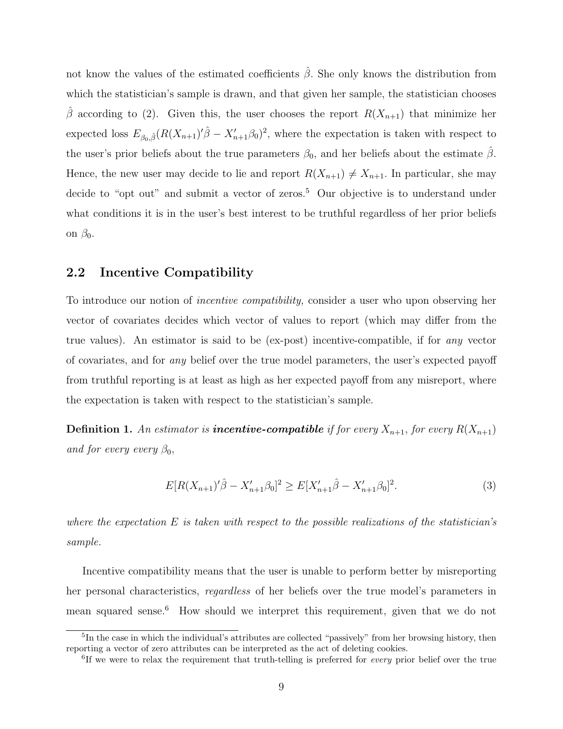not know the values of the estimated coefficients $\hat{\beta}$. She only knows the distribution from which the statistician's sample is drawn, and that given her sample, the statistician chooses $\hat{\beta}$ according to (2). Given this, the user chooses the report $R(X_{n+1})$ that minimize her expected loss $E_{\beta_0,\hat{\beta}}(R(X_{n+1})'\hat{\beta} - X'_{n+1}\beta_0)^2$, where the expectation is taken with respect to the user's prior beliefs about the true parameters $\beta_0$, and her beliefs about the estimate $\hat{\beta}$. Hence, the new user may decide to lie and report $R(X_{n+1}) \neq X_{n+1}$. In particular, she may decide to "opt out" and submit a vector of zeros.[5] Our objective is to understand under what conditions it is in the user's best interest to be truthful regardless of her prior beliefs on $\beta_0$.

## 2.2 Incentive Compatibility

To introduce our notion of *incentive compatibility,* consider a user who upon observing her vector of covariates decides which vector of values to report (which may differ from the true values). An estimator is said to be (ex-post) incentive-compatible, if for *any* vector of covariates, and for *any* belief over the true model parameters, the user's expected payoff from truthful reporting is at least as high as her expected payoff from any misreport, where the expectation is taken with respect to the statistician's sample.

**Definition 1.** *An estimator is* ***incentive-compatible*** *if for every $X_{n+1}$, for every $R(X_{n+1})$ and for every every $\beta_0$,*

$$E[R(X_{n+1})'\hat{\beta} - X'_{n+1}\beta_0]^2 \geq E[X'_{n+1}\hat{\beta} - X'_{n+1}\beta_0]^2. \tag{3}$$

*where the expectation $E$ is taken with respect to the possible realizations of the statistician's sample.*

Incentive compatibility means that the user is unable to perform better by misreporting her personal characteristics, *regardless* of her beliefs over the true model's parameters in mean squared sense.[6] How should we interpret this requirement, given that we do not

[5] In the case in which the individual's attributes are collected "passively" from her browsing history, then reporting a vector of zero attributes can be interpreted as the act of deleting cookies.

[6] If we were to relax the requirement that truth-telling is preferred for *every* prior belief over the true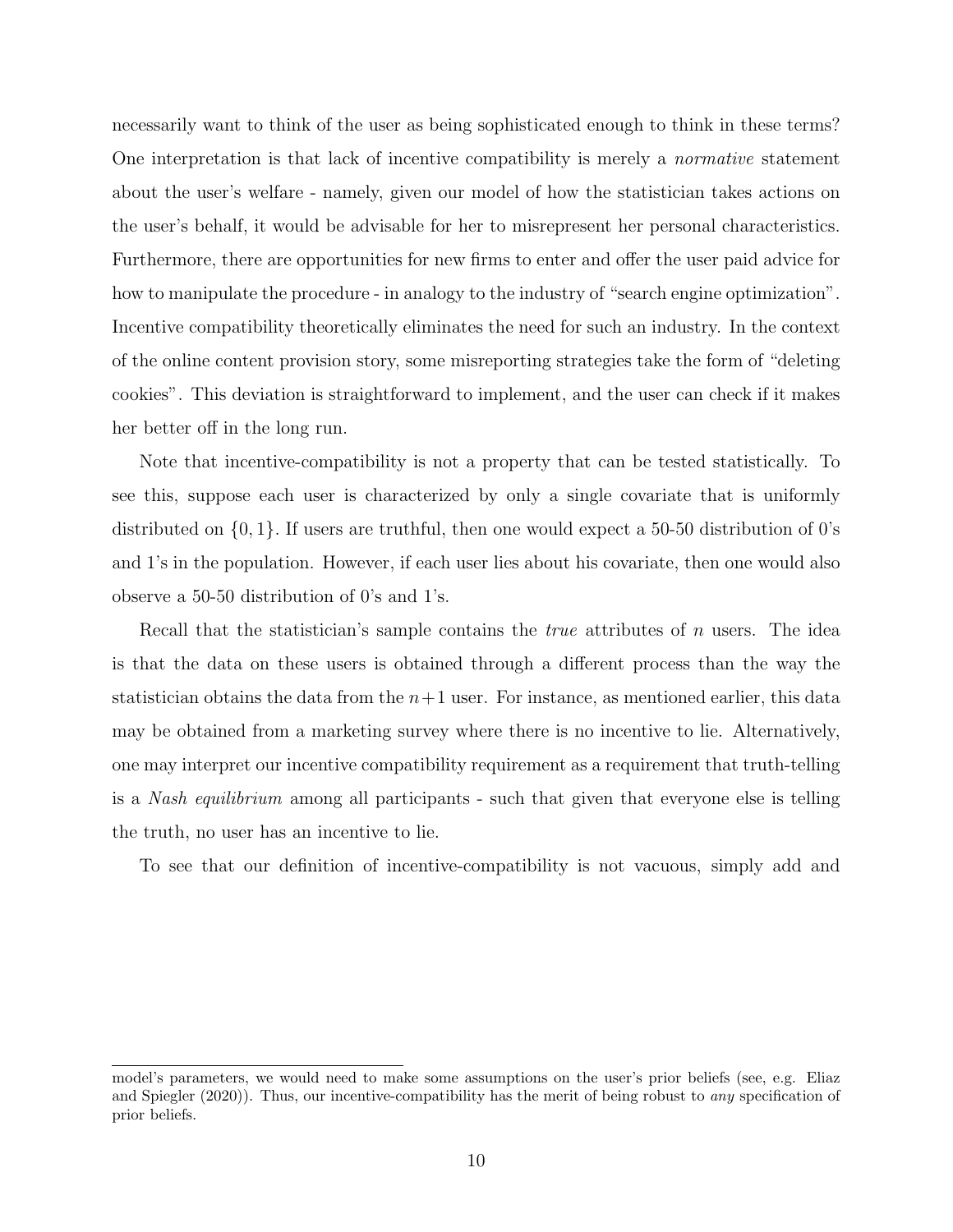necessarily want to think of the user as being sophisticated enough to think in these terms? One interpretation is that lack of incentive compatibility is merely a *normative* statement about the user's welfare - namely, given our model of how the statistician takes actions on the user's behalf, it would be advisable for her to misrepresent her personal characteristics. Furthermore, there are opportunities for new firms to enter and offer the user paid advice for how to manipulate the procedure - in analogy to the industry of "search engine optimization". Incentive compatibility theoretically eliminates the need for such an industry. In the context of the online content provision story, some misreporting strategies take the form of "deleting cookies". This deviation is straightforward to implement, and the user can check if it makes her better off in the long run.

Note that incentive-compatibility is not a property that can be tested statistically. To see this, suppose each user is characterized by only a single covariate that is uniformly distributed on $\{0, 1\}$. If users are truthful, then one would expect a 50-50 distribution of 0's and 1's in the population. However, if each user lies about his covariate, then one would also observe a 50-50 distribution of 0's and 1's.

Recall that the statistician's sample contains the *true* attributes of $n$ users. The idea is that the data on these users is obtained through a different process than the way the statistician obtains the data from the $n+1$ user. For instance, as mentioned earlier, this data may be obtained from a marketing survey where there is no incentive to lie. Alternatively, one may interpret our incentive compatibility requirement as a requirement that truth-telling is a *Nash equilibrium* among all participants - such that given that everyone else is telling the truth, no user has an incentive to lie.

To see that our definition of incentive-compatibility is not vacuous, simply add and

model's parameters, we would need to make some assumptions on the user's prior beliefs (see, e.g. Eliaz and Spiegler (2020)). Thus, our incentive-compatibility has the merit of being robust to *any* specification of prior beliefs.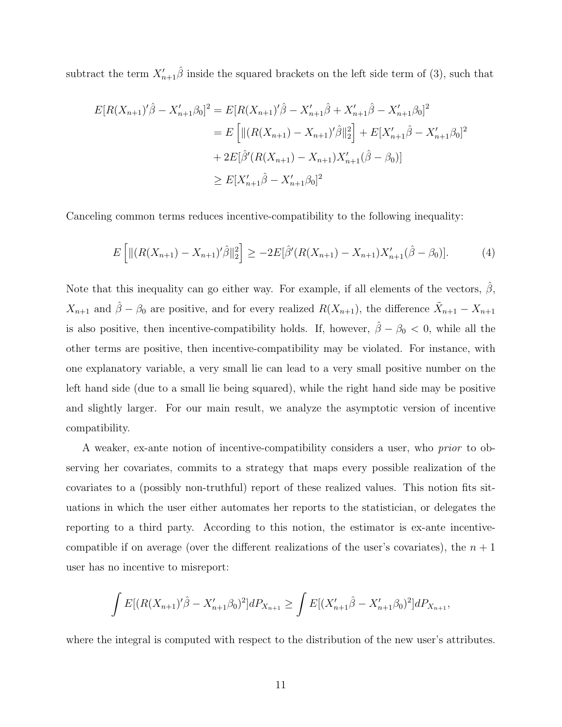subtract the term $X_{n+1}'\hat{\beta}$ inside the squared brackets on the left side term of (3), such that

$$
\begin{aligned}
E[R(X_{n+1})'\hat{\beta} - X_{n+1}'\beta_0]^2 &= E[R(X_{n+1})'\hat{\beta} - X_{n+1}'\hat{\beta} + X_{n+1}'\hat{\beta} - X_{n+1}'\beta_0]^2 \\
&= E\left[\|(R(X_{n+1}) - X_{n+1})'\hat{\beta}\|_2^2\right] + E[X_{n+1}'\hat{\beta} - X_{n+1}'\beta_0]^2 \\
&+ 2E[\hat{\beta}'(R(X_{n+1}) - X_{n+1})X_{n+1}'(\hat{\beta} - \beta_0)] \\
&\geq E[X_{n+1}'\hat{\beta} - X_{n+1}'\beta_0]^2
\end{aligned}
$$

Canceling common terms reduces incentive-compatibility to the following inequality:

$$
E\left[\|(R(X_{n+1}) - X_{n+1})'\hat{\beta}\|_2^2\right] \geq -2E[\hat{\beta}'(R(X_{n+1}) - X_{n+1})X_{n+1}'(\hat{\beta} - \beta_0)]. \tag{4}
$$

Note that this inequality can go either way. For example, if all elements of the vectors, $\hat{\beta}$, $X_{n+1}$ and $\hat{\beta} - \beta_0$ are positive, and for every realized $R(X_{n+1})$, the difference $\tilde{X}_{n+1} - X_{n+1}$ is also positive, then incentive-compatibility holds. If, however, $\hat{\beta} - \beta_0 < 0$, while all the other terms are positive, then incentive-compatibility may be violated. For instance, with one explanatory variable, a very small lie can lead to a very small positive number on the left hand side (due to a small lie being squared), while the right hand side may be positive and slightly larger. For our main result, we analyze the asymptotic version of incentive compatibility.

A weaker, ex-ante notion of incentive-compatibility considers a user, who *prior* to observing her covariates, commits to a strategy that maps every possible realization of the covariates to a (possibly non-truthful) report of these realized values. This notion fits situations in which the user either automates her reports to the statistician, or delegates the reporting to a third party. According to this notion, the estimator is ex-ante incentive-compatible if on average (over the different realizations of the user's covariates), the $n+1$ user has no incentive to misreport:

$$
\int E[(R(X_{n+1})'\hat{\beta} - X_{n+1}'\beta_0)^2]dP_{X_{n+1}} \geq \int E[(X_{n+1}'\hat{\beta} - X_{n+1}'\beta_0)^2]dP_{X_{n+1}},
$$

where the integral is computed with respect to the distribution of the new user's attributes.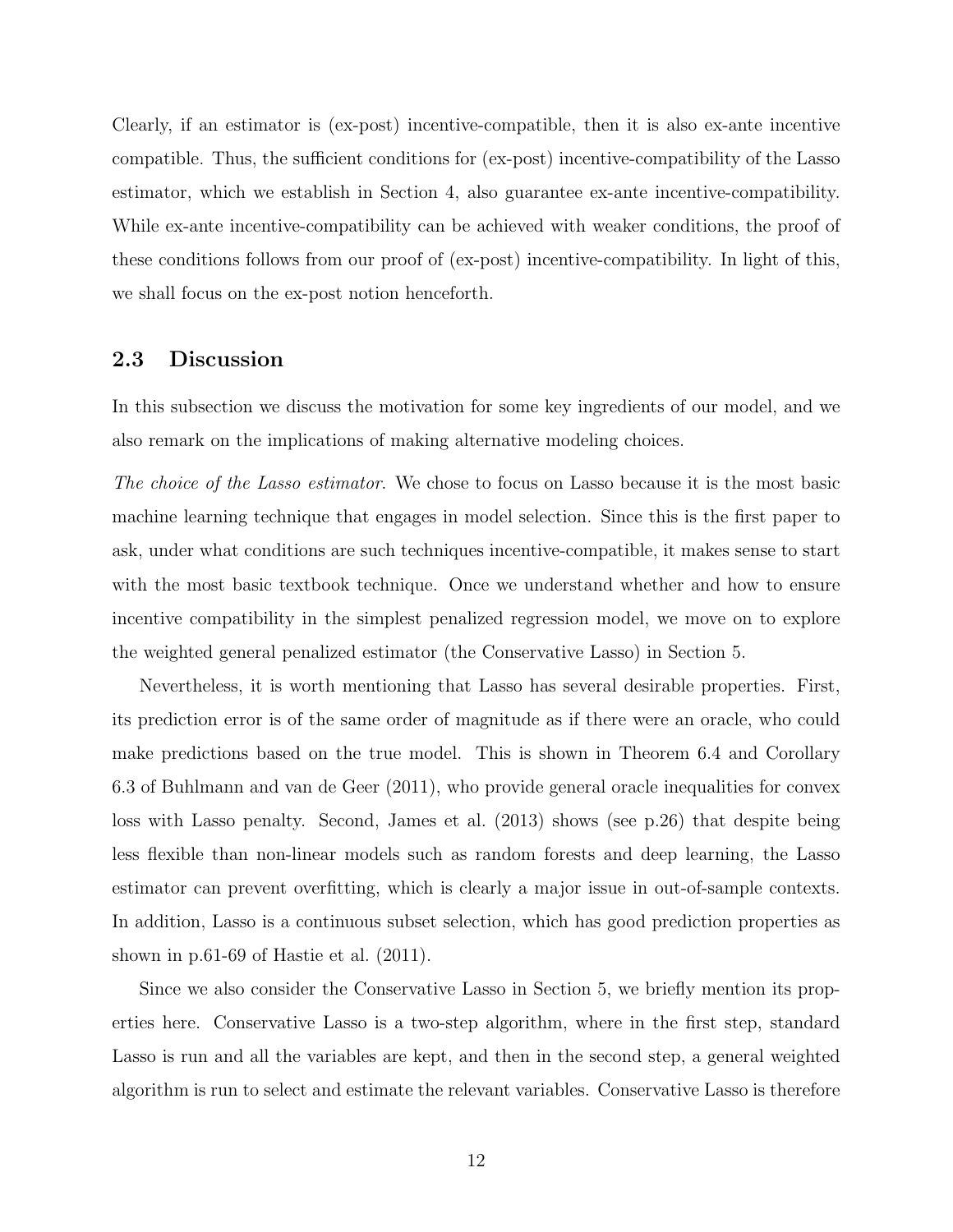Clearly, if an estimator is (ex-post) incentive-compatible, then it is also ex-ante incentive compatible. Thus, the sufficient conditions for (ex-post) incentive-compatibility of the Lasso estimator, which we establish in Section 4, also guarantee ex-ante incentive-compatibility. While ex-ante incentive-compatibility can be achieved with weaker conditions, the proof of these conditions follows from our proof of (ex-post) incentive-compatibility. In light of this, we shall focus on the ex-post notion henceforth.

## 2.3 Discussion

In this subsection we discuss the motivation for some key ingredients of our model, and we also remark on the implications of making alternative modeling choices.

*The choice of the Lasso estimator*. We chose to focus on Lasso because it is the most basic machine learning technique that engages in model selection. Since this is the first paper to ask, under what conditions are such techniques incentive-compatible, it makes sense to start with the most basic textbook technique. Once we understand whether and how to ensure incentive compatibility in the simplest penalized regression model, we move on to explore the weighted general penalized estimator (the Conservative Lasso) in Section 5.

Nevertheless, it is worth mentioning that Lasso has several desirable properties. First, its prediction error is of the same order of magnitude as if there were an oracle, who could make predictions based on the true model. This is shown in Theorem 6.4 and Corollary 6.3 of Buhlmann and van de Geer (2011), who provide general oracle inequalities for convex loss with Lasso penalty. Second, James et al. (2013) shows (see p.26) that despite being less flexible than non-linear models such as random forests and deep learning, the Lasso estimator can prevent overfitting, which is clearly a major issue in out-of-sample contexts. In addition, Lasso is a continuous subset selection, which has good prediction properties as shown in p.61-69 of Hastie et al. (2011).

Since we also consider the Conservative Lasso in Section 5, we briefly mention its properties here. Conservative Lasso is a two-step algorithm, where in the first step, standard Lasso is run and all the variables are kept, and then in the second step, a general weighted algorithm is run to select and estimate the relevant variables. Conservative Lasso is therefore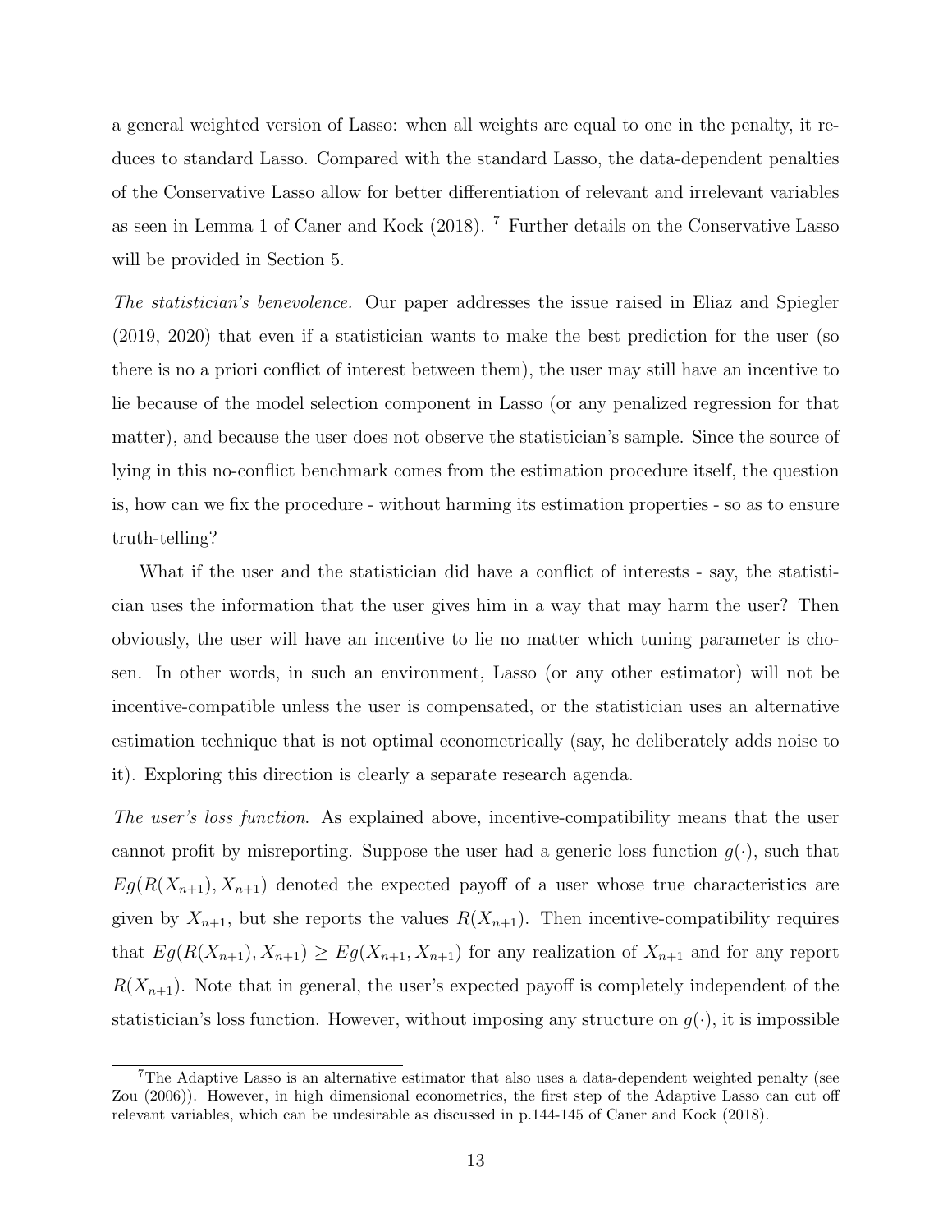a general weighted version of Lasso: when all weights are equal to one in the penalty, it reduces to standard Lasso. Compared with the standard Lasso, the data-dependent penalties of the Conservative Lasso allow for better differentiation of relevant and irrelevant variables as seen in Lemma 1 of Caner and Kock (2018). [7] Further details on the Conservative Lasso will be provided in Section 5.

*The statistician's benevolence.* Our paper addresses the issue raised in Eliaz and Spiegler (2019, 2020) that even if a statistician wants to make the best prediction for the user (so there is no a priori conflict of interest between them), the user may still have an incentive to lie because of the model selection component in Lasso (or any penalized regression for that matter), and because the user does not observe the statistician's sample. Since the source of lying in this no-conflict benchmark comes from the estimation procedure itself, the question is, how can we fix the procedure - without harming its estimation properties - so as to ensure truth-telling?

What if the user and the statistician did have a conflict of interests - say, the statistician uses the information that the user gives him in a way that may harm the user? Then obviously, the user will have an incentive to lie no matter which tuning parameter is chosen. In other words, in such an environment, Lasso (or any other estimator) will not be incentive-compatible unless the user is compensated, or the statistician uses an alternative estimation technique that is not optimal econometrically (say, he deliberately adds noise to it). Exploring this direction is clearly a separate research agenda.

*The user's loss function.* As explained above, incentive-compatibility means that the user cannot profit by misreporting. Suppose the user had a generic loss function $g(\cdot)$, such that $Eg(R(X_{n+1}), X_{n+1})$ denoted the expected payoff of a user whose true characteristics are given by $X_{n+1}$, but she reports the values $R(X_{n+1})$. Then incentive-compatibility requires that $Eg(R(X_{n+1}), X_{n+1}) \geq Eg(X_{n+1}, X_{n+1})$ for any realization of $X_{n+1}$ and for any report $R(X_{n+1})$. Note that in general, the user's expected payoff is completely independent of the statistician's loss function. However, without imposing any structure on $g(\cdot)$, it is impossible

[7] The Adaptive Lasso is an alternative estimator that also uses a data-dependent weighted penalty (see Zou (2006)). However, in high dimensional econometrics, the first step of the Adaptive Lasso can cut off relevant variables, which can be undesirable as discussed in p.144-145 of Caner and Kock (2018).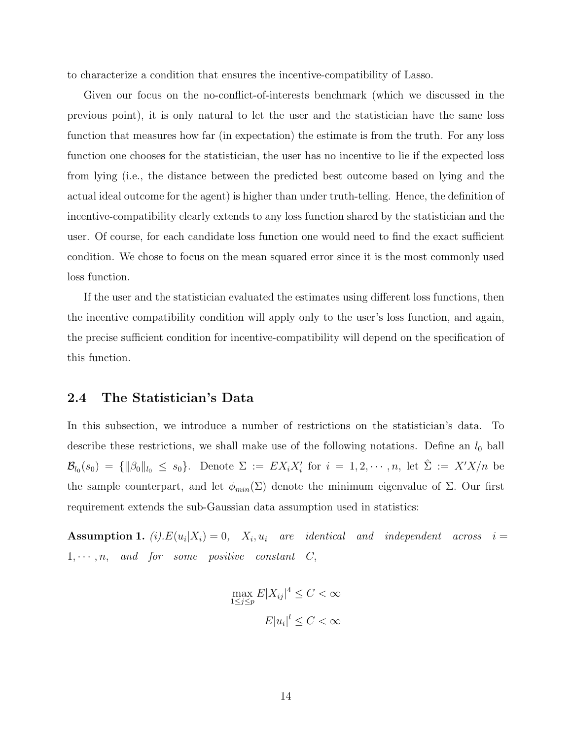to characterize a condition that ensures the incentive-compatibility of Lasso.

Given our focus on the no-conflict-of-interests benchmark (which we discussed in the previous point), it is only natural to let the user and the statistician have the same loss function that measures how far (in expectation) the estimate is from the truth. For any loss function one chooses for the statistician, the user has no incentive to lie if the expected loss from lying (i.e., the distance between the predicted best outcome based on lying and the actual ideal outcome for the agent) is higher than under truth-telling. Hence, the definition of incentive-compatibility clearly extends to any loss function shared by the statistician and the user. Of course, for each candidate loss function one would need to find the exact sufficient condition. We chose to focus on the mean squared error since it is the most commonly used loss function.

If the user and the statistician evaluated the estimates using different loss functions, then the incentive compatibility condition will apply only to the user's loss function, and again, the precise sufficient condition for incentive-compatibility will depend on the specification of this function.

## 2.4 The Statistician's Data

In this subsection, we introduce a number of restrictions on the statistician's data. To describe these restrictions, we shall make use of the following notations. Define an $l_0$ ball $\mathcal{B}_{l_0}(s_0) = \{\|\beta_0\|_{l_0} \leq s_0\}$. Denote $\Sigma := EX_iX_i'$ for $i = 1, 2, \cdots, n$, let $\hat{\Sigma} := X'X/n$ be the sample counterpart, and let $\phi_{min}(\Sigma)$ denote the minimum eigenvalue of $\Sigma$. Our first requirement extends the sub-Gaussian data assumption used in statistics:

**Assumption 1.** *(i).$E(u_i|X_i) = 0$, $X_i, u_i$ are identical and independent across $i = 1, \cdots, n$, and for some positive constant $C$,*

$$\max_{1 \leq j \leq p} E|X_{ij}|^4 \leq C < \infty$$

$$E|u_i|^l \leq C < \infty$$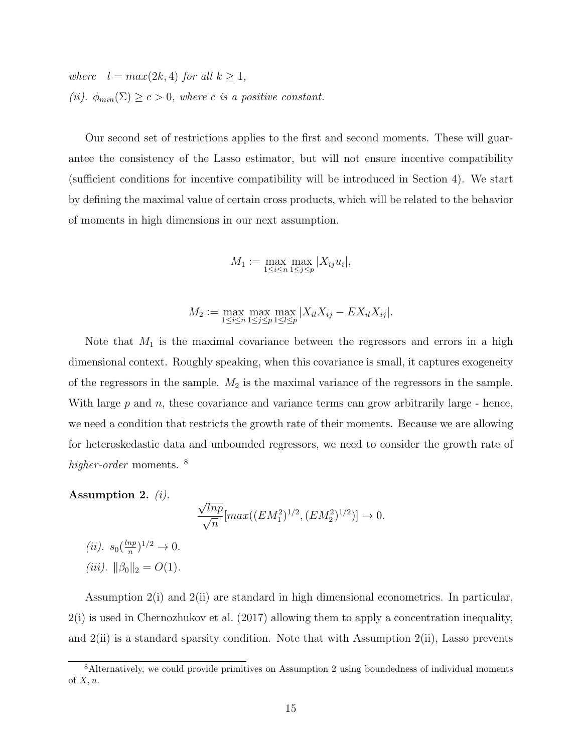*where* $l = max(2k, 4)$ *for all* $k \geq 1$,

*(ii).* $\phi_{min}(\Sigma) \geq c > 0$*, where* $c$ *is a positive constant.*

Our second set of restrictions applies to the first and second moments. These will guarantee the consistency of the Lasso estimator, but will not ensure incentive compatibility (sufficient conditions for incentive compatibility will be introduced in Section 4). We start by defining the maximal value of certain cross products, which will be related to the behavior of moments in high dimensions in our next assumption.

$$M_1 := \max_{1 \leq i \leq n} \max_{1 \leq j \leq p} |X_{ij} u_i|,$$

$$M_2 := \max_{1 \leq i \leq n} \max_{1 \leq j \leq p} \max_{1 \leq l \leq p} |X_{il} X_{ij} - E X_{il} X_{ij}|.$$

Note that $M_1$ is the maximal covariance between the regressors and errors in a high dimensional context. Roughly speaking, when this covariance is small, it captures exogeneity of the regressors in the sample. $M_2$ is the maximal variance of the regressors in the sample. With large $p$ and $n$, these covariance and variance terms can grow arbitrarily large - hence, we need a condition that restricts the growth rate of their moments. Because we are allowing for heteroskedastic data and unbounded regressors, we need to consider the growth rate of *higher-order* moments. [8]

**Assumption 2.** *(i).*

$$\frac{\sqrt{lnp}}{\sqrt{n}} [max((EM_1^2)^{1/2}, (EM_2^2)^{1/2})] \to 0.$$

*(ii).* $s_0 (\frac{lnp}{n})^{1/2} \to 0$.

*(iii).* $\|\beta_0\|_2 = O(1)$.

Assumption 2(i) and 2(ii) are standard in high dimensional econometrics. In particular, 2(i) is used in Chernozhukov et al. (2017) allowing them to apply a concentration inequality, and 2(ii) is a standard sparsity condition. Note that with Assumption 2(ii), Lasso prevents

[8] Alternatively, we could provide primitives on Assumption 2 using boundedness of individual moments of $X, u$.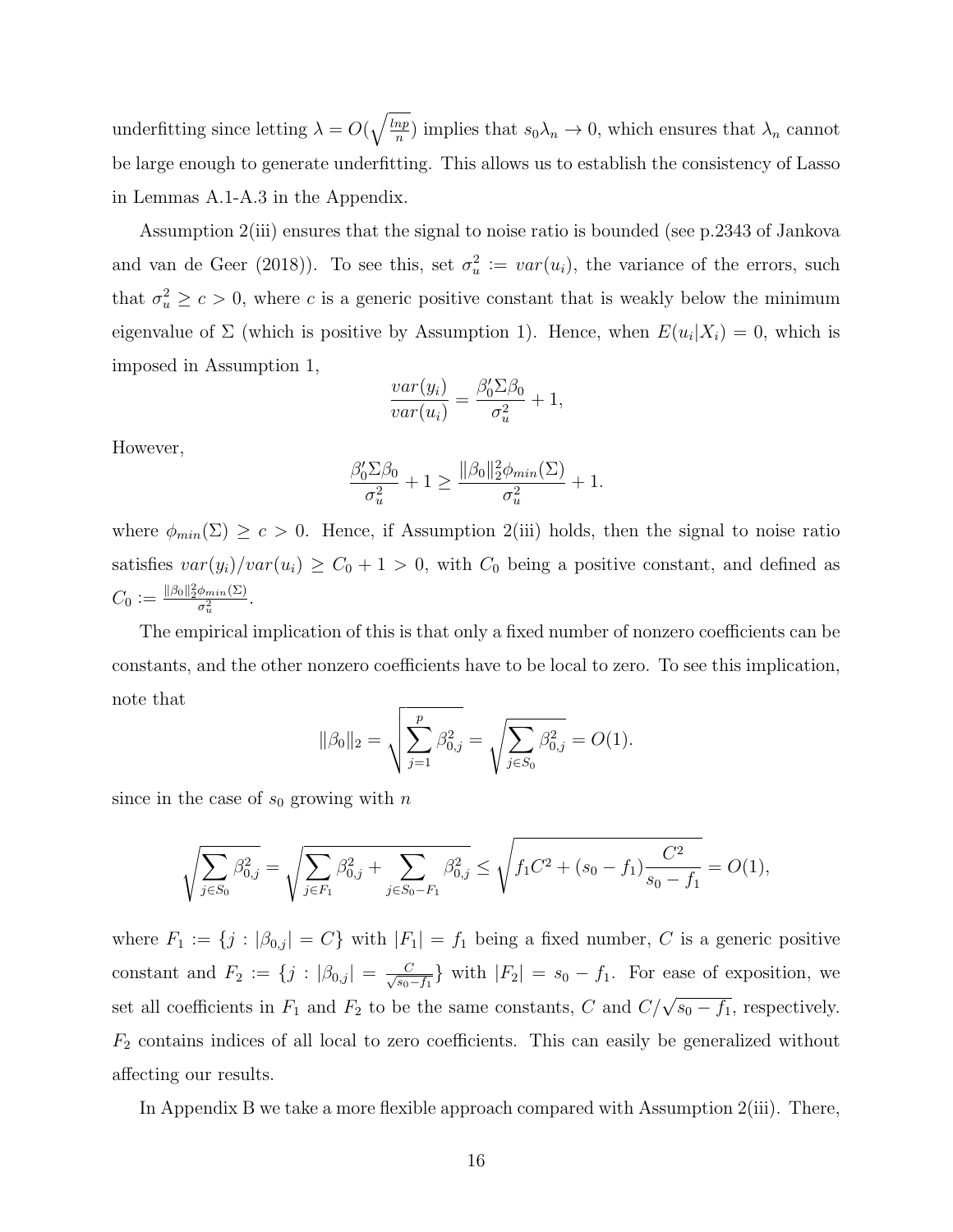underfitting since letting $\lambda = O(\sqrt{\frac{lnp}{n}})$ implies that $s_0\lambda_n \to 0$, which ensures that $\lambda_n$ cannot be large enough to generate underfitting. This allows us to establish the consistency of Lasso in Lemmas A.1-A.3 in the Appendix.

Assumption 2(iii) ensures that the signal to noise ratio is bounded (see p.2343 of Jankova and van de Geer (2018)). To see this, set $\sigma_u^2 := var(u_i)$, the variance of the errors, such that $\sigma_u^2 \geq c > 0$, where $c$ is a generic positive constant that is weakly below the minimum eigenvalue of $\Sigma$ (which is positive by Assumption 1). Hence, when $E(u_i|X_i) = 0$, which is imposed in Assumption 1,

$$\frac{var(y_i)}{var(u_i)} = \frac{\beta_0' \Sigma \beta_0}{\sigma_u^2} + 1,$$

However,

$$\frac{\beta_0' \Sigma \beta_0}{\sigma_u^2} + 1 \geq \frac{\|\beta_0\|_2^2 \phi_{min}(\Sigma)}{\sigma_u^2} + 1.$$

where $\phi_{min}(\Sigma) \geq c > 0$. Hence, if Assumption 2(iii) holds, then the signal to noise ratio satisfies $var(y_i)/var(u_i) \geq C_0 + 1 > 0$, with $C_0$ being a positive constant, and defined as $C_0 := \frac{\|\beta_0\|_2^2 \phi_{min}(\Sigma)}{\sigma_u^2}$.

The empirical implication of this is that only a fixed number of nonzero coefficients can be constants, and the other nonzero coefficients have to be local to zero. To see this implication, note that

$$\|\beta_0\|_2 = \sqrt{\sum_{j=1}^{p} \beta_{0,j}^2} = \sqrt{\sum_{j \in S_0} \beta_{0,j}^2} = O(1).$$

since in the case of $s_0$ growing with $n$

$$\sqrt{\sum_{j \in S_0} \beta_{0,j}^2} = \sqrt{\sum_{j \in F_1} \beta_{0,j}^2 + \sum_{j \in S_0 - F_1} \beta_{0,j}^2} \leq \sqrt{f_1 C^2 + (s_0 - f_1)\frac{C^2}{s_0 - f_1}} = O(1),$$

where $F_1 := \{j : |\beta_{0,j}| = C\}$ with $|F_1| = f_1$ being a fixed number, $C$ is a generic positive constant and $F_2 := \{j : |\beta_{0,j}| = \frac{C}{\sqrt{s_0 - f_1}}\}$ with $|F_2| = s_0 - f_1$. For ease of exposition, we set all coefficients in $F_1$ and $F_2$ to be the same constants, $C$ and $C/\sqrt{s_0 - f_1}$, respectively. $F_2$ contains indices of all local to zero coefficients. This can easily be generalized without affecting our results.

In Appendix B we take a more flexible approach compared with Assumption 2(iii). There,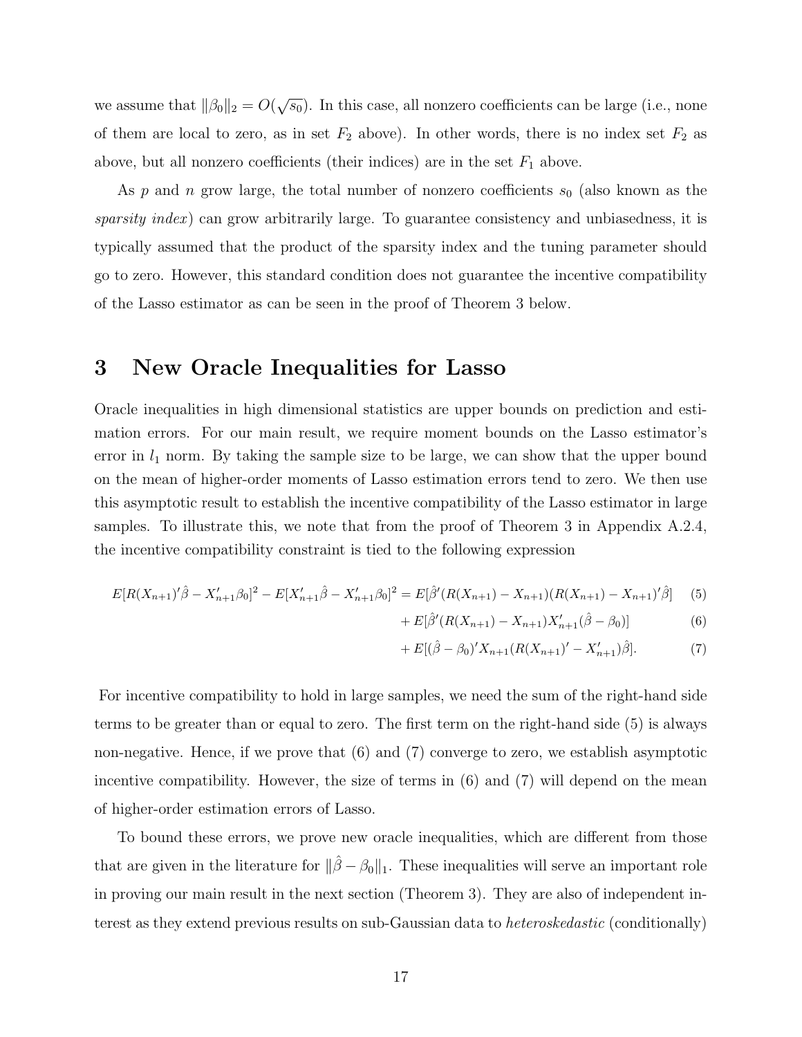we assume that $\|\beta_0\|_2 = O(\sqrt{s_0})$. In this case, all nonzero coefficients can be large (i.e., none of them are local to zero, as in set $F_2$ above). In other words, there is no index set $F_2$ as above, but all nonzero coefficients (their indices) are in the set $F_1$ above.

As $p$ and $n$ grow large, the total number of nonzero coefficients $s_0$ (also known as the *sparsity index*) can grow arbitrarily large. To guarantee consistency and unbiasedness, it is typically assumed that the product of the sparsity index and the tuning parameter should go to zero. However, this standard condition does not guarantee the incentive compatibility of the Lasso estimator as can be seen in the proof of Theorem 3 below.

# 3 New Oracle Inequalities for Lasso

Oracle inequalities in high dimensional statistics are upper bounds on prediction and estimation errors. For our main result, we require moment bounds on the Lasso estimator's error in $l_1$ norm. By taking the sample size to be large, we can show that the upper bound on the mean of higher-order moments of Lasso estimation errors tend to zero. We then use this asymptotic result to establish the incentive compatibility of the Lasso estimator in large samples. To illustrate this, we note that from the proof of Theorem 3 in Appendix A.2.4, the incentive compatibility constraint is tied to the following expression

$$E[R(X_{n+1})'\hat{\beta} - X_{n+1}'\beta_0]^2 - E[X_{n+1}'\hat{\beta} - X_{n+1}'\beta_0]^2 = E[\hat{\beta}'(R(X_{n+1}) - X_{n+1})(R(X_{n+1}) - X_{n+1})'\hat{\beta}] \quad (5)$$

$$+ E[\hat{\beta}'(R(X_{n+1}) - X_{n+1})X_{n+1}'(\hat{\beta} - \beta_0)] \quad (6)$$

$$+ E[(\hat{\beta} - \beta_0)'X_{n+1}(R(X_{n+1})' - X_{n+1}')\hat{\beta}]. \quad (7)$$

For incentive compatibility to hold in large samples, we need the sum of the right-hand side terms to be greater than or equal to zero. The first term on the right-hand side (5) is always non-negative. Hence, if we prove that (6) and (7) converge to zero, we establish asymptotic incentive compatibility. However, the size of terms in (6) and (7) will depend on the mean of higher-order estimation errors of Lasso.

To bound these errors, we prove new oracle inequalities, which are different from those that are given in the literature for $\|\hat{\beta} - \beta_0\|_1$. These inequalities will serve an important role in proving our main result in the next section (Theorem 3). They are also of independent interest as they extend previous results on sub-Gaussian data to *heteroskedastic* (conditionally)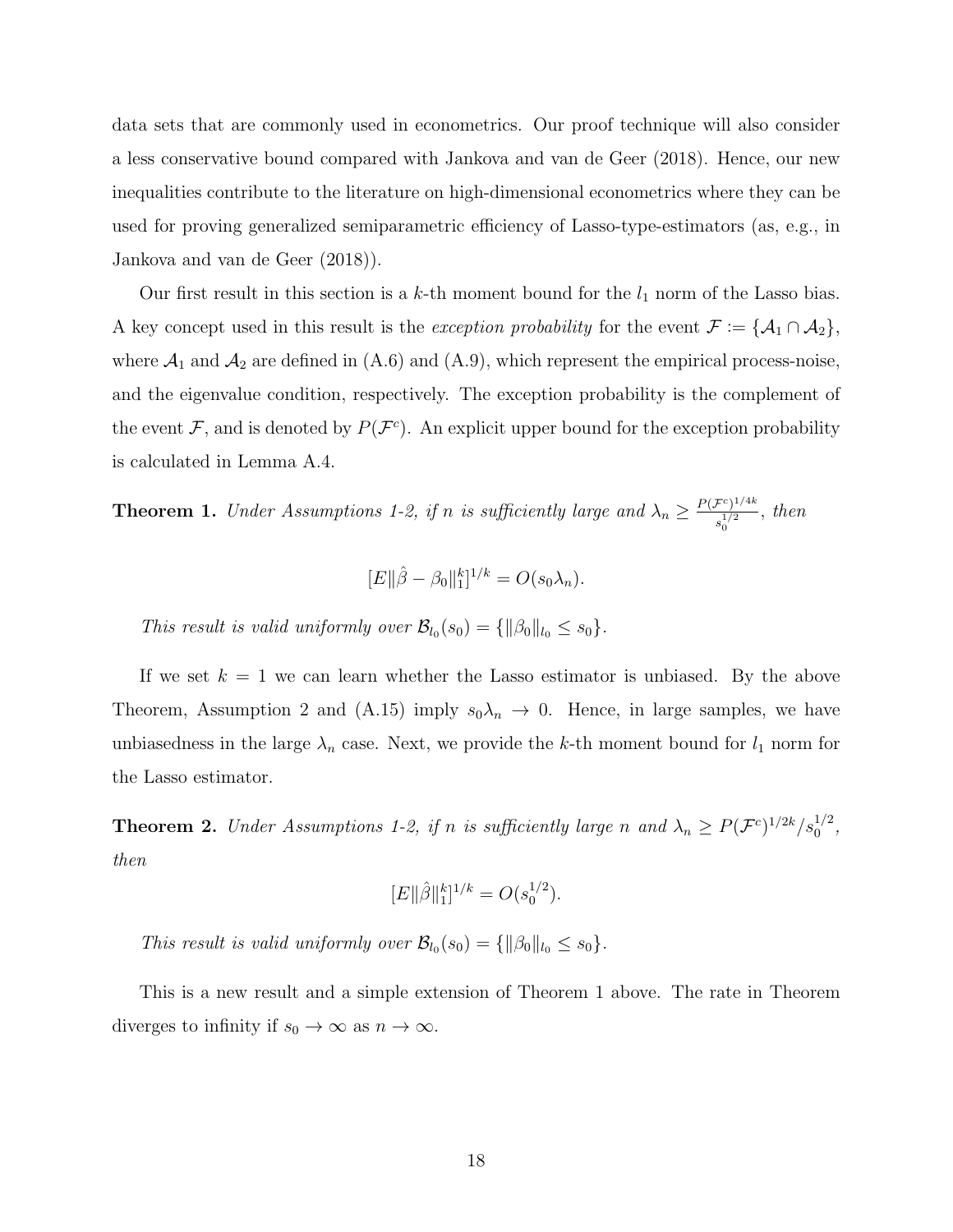data sets that are commonly used in econometrics. Our proof technique will also consider a less conservative bound compared with Jankova and van de Geer (2018). Hence, our new inequalities contribute to the literature on high-dimensional econometrics where they can be used for proving generalized semiparametric efficiency of Lasso-type-estimators (as, e.g., in Jankova and van de Geer (2018)).

Our first result in this section is a $k$-th moment bound for the $l_1$ norm of the Lasso bias. A key concept used in this result is the *exception probability* for the event $\mathcal{F} := \{\mathcal{A}_1 \cap \mathcal{A}_2\}$, where $\mathcal{A}_1$ and $\mathcal{A}_2$ are defined in (A.6) and (A.9), which represent the empirical process-noise, and the eigenvalue condition, respectively. The exception probability is the complement of the event $\mathcal{F}$, and is denoted by $P(\mathcal{F}^c)$. An explicit upper bound for the exception probability is calculated in Lemma A.4.

**Theorem 1.** *Under Assumptions 1-2, if $n$ is sufficiently large and $\lambda_n \geq \frac{P(\mathcal{F}^c)^{1/4k}}{s_0^{1/2}}$, then*

$$[E\|\hat{\beta} - \beta_0\|_1^k]^{1/k} = O(s_0\lambda_n).$$

*This result is valid uniformly over $\mathcal{B}_{l_0}(s_0) = \{\|\beta_0\|_{l_0} \leq s_0\}$.*

If we set $k = 1$ we can learn whether the Lasso estimator is unbiased. By the above Theorem, Assumption 2 and (A.15) imply $s_0\lambda_n \to 0$. Hence, in large samples, we have unbiasedness in the large $\lambda_n$ case. Next, we provide the $k$-th moment bound for $l_1$ norm for the Lasso estimator.

**Theorem 2.** *Under Assumptions 1-2, if $n$ is sufficiently large $n$ and $\lambda_n \geq P(\mathcal{F}^c)^{1/2k}/s_0^{1/2}$, then*

$$[E\|\hat{\beta}\|_1^k]^{1/k} = O(s_0^{1/2}).$$

*This result is valid uniformly over $\mathcal{B}_{l_0}(s_0) = \{\|\beta_0\|_{l_0} \leq s_0\}$.*

This is a new result and a simple extension of Theorem 1 above. The rate in Theorem diverges to infinity if $s_0 \to \infty$ as $n \to \infty$.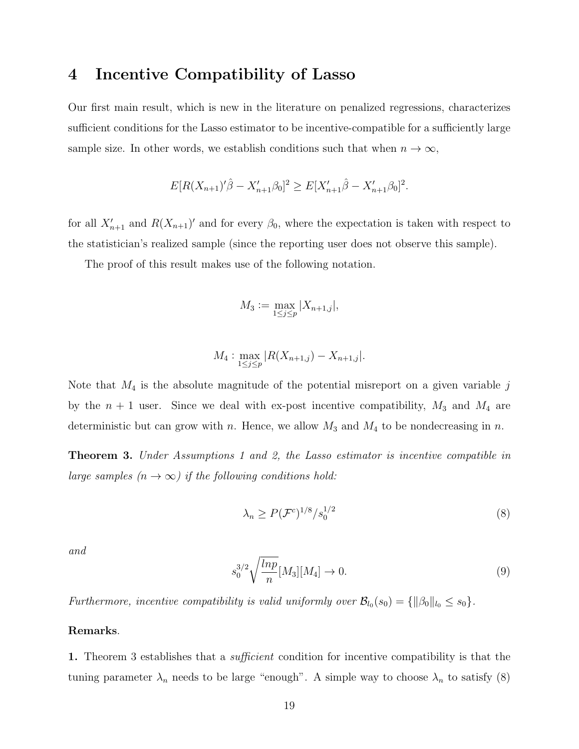# 4 Incentive Compatibility of Lasso

Our first main result, which is new in the literature on penalized regressions, characterizes sufficient conditions for the Lasso estimator to be incentive-compatible for a sufficiently large sample size. In other words, we establish conditions such that when $n \to \infty$,

$$E[R(X_{n+1})'\hat{\beta} - X'_{n+1}\beta_0]^2 \geq E[X'_{n+1}\hat{\beta} - X'_{n+1}\beta_0]^2.$$

for all $X'_{n+1}$ and $R(X_{n+1})'$ and for every $\beta_0$, where the expectation is taken with respect to the statistician's realized sample (since the reporting user does not observe this sample).

The proof of this result makes use of the following notation.

$$M_3 := \max_{1 \leq j \leq p} |X_{n+1,j}|,$$

$$M_4 : \max_{1 \leq j \leq p} |R(X_{n+1,j}) - X_{n+1,j}|.$$

Note that $M_4$ is the absolute magnitude of the potential misreport on a given variable $j$ by the $n+1$ user. Since we deal with ex-post incentive compatibility, $M_3$ and $M_4$ are deterministic but can grow with $n$. Hence, we allow $M_3$ and $M_4$ to be nondecreasing in $n$.

**Theorem 3.** *Under Assumptions 1 and 2, the Lasso estimator is incentive compatible in large samples ($n \to \infty$) if the following conditions hold:*

$$\lambda_n \geq P(\mathcal{F}^c)^{1/8}/s_0^{1/2} \tag{8}$$

*and*

$$s_0^{3/2}\sqrt{\frac{lnp}{n}}[M_3][M_4] \to 0. \tag{9}$$

*Furthermore, incentive compatibility is valid uniformly over $\mathcal{B}_{l_0}(s_0) = \{\|\beta_0\|_{l_0} \leq s_0\}$.*

**Remarks**.

**1.** Theorem 3 establishes that a *sufficient* condition for incentive compatibility is that the tuning parameter $\lambda_n$ needs to be large "enough". A simple way to choose $\lambda_n$ to satisfy (8)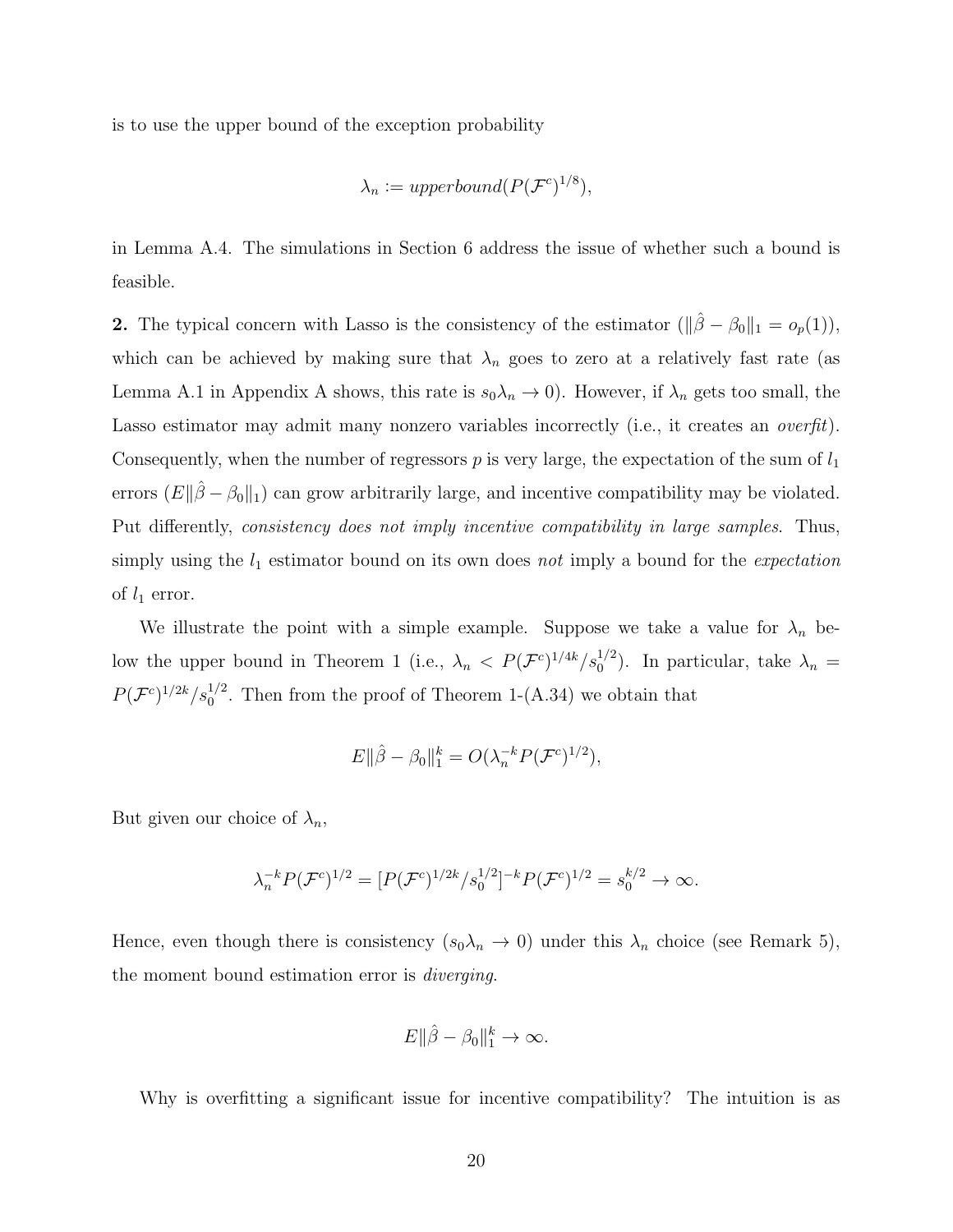is to use the upper bound of the exception probability

$$\lambda_n := upperbound(P(\mathcal{F}^c)^{1/8}),$$

in Lemma A.4. The simulations in Section 6 address the issue of whether such a bound is feasible.

**2.** The typical concern with Lasso is the consistency of the estimator ($\|\hat{\beta} - \beta_0\|_1 = o_p(1)$), which can be achieved by making sure that $\lambda_n$ goes to zero at a relatively fast rate (as Lemma A.1 in Appendix A shows, this rate is $s_0 \lambda_n \to 0$). However, if $\lambda_n$ gets too small, the Lasso estimator may admit many nonzero variables incorrectly (i.e., it creates an *overfit*). Consequently, when the number of regressors $p$ is very large, the expectation of the sum of $l_1$ errors ($E\|\hat{\beta} - \beta_0\|_1$) can grow arbitrarily large, and incentive compatibility may be violated. Put differently, *consistency does not imply incentive compatibility in large samples.* Thus, simply using the $l_1$ estimator bound on its own does *not* imply a bound for the *expectation* of $l_1$ error.

We illustrate the point with a simple example. Suppose we take a value for $\lambda_n$ below the upper bound in Theorem 1 (i.e., $\lambda_n < P(\mathcal{F}^c)^{1/4k}/s_0^{1/2}$). In particular, take $\lambda_n = P(\mathcal{F}^c)^{1/2k}/s_0^{1/2}$. Then from the proof of Theorem 1-(A.34) we obtain that

$$E\|\hat{\beta} - \beta_0\|_1^k = O(\lambda_n^{-k} P(\mathcal{F}^c)^{1/2}),$$

But given our choice of $\lambda_n$,

$$\lambda_n^{-k} P(\mathcal{F}^c)^{1/2} = [P(\mathcal{F}^c)^{1/2k}/s_0^{1/2}]^{-k} P(\mathcal{F}^c)^{1/2} = s_0^{k/2} \to \infty.$$

Hence, even though there is consistency ($s_0 \lambda_n \to 0$) under this $\lambda_n$ choice (see Remark 5), the moment bound estimation error is *diverging*.

$$E\|\hat{\beta} - \beta_0\|_1^k \to \infty.$$

Why is overfitting a significant issue for incentive compatibility? The intuition is as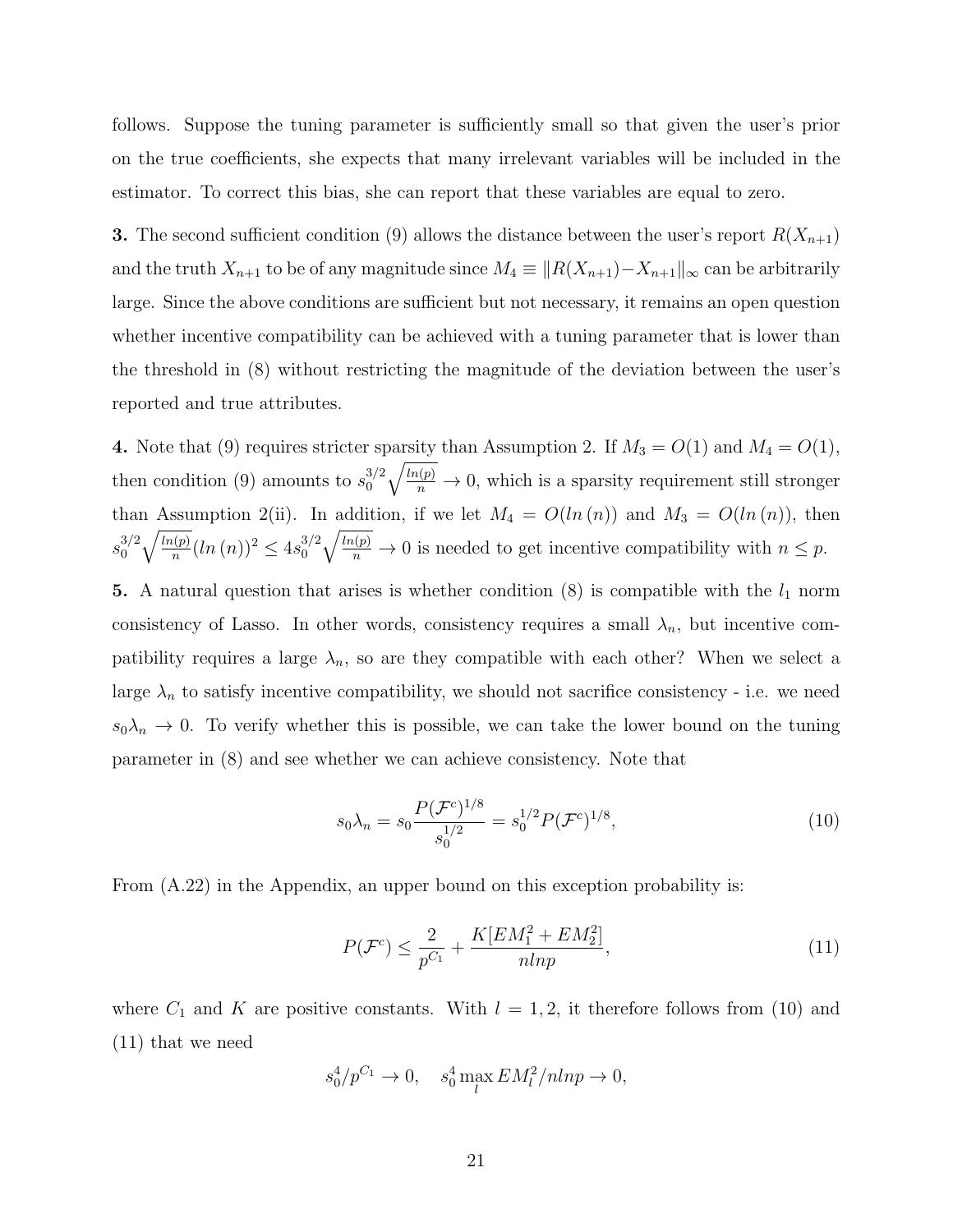follows. Suppose the tuning parameter is sufficiently small so that given the user's prior on the true coefficients, she expects that many irrelevant variables will be included in the estimator. To correct this bias, she can report that these variables are equal to zero.

**3.** The second sufficient condition (9) allows the distance between the user's report $R(X_{n+1})$ and the truth $X_{n+1}$ to be of any magnitude since $M_4 \equiv \|R(X_{n+1}) - X_{n+1}\|_\infty$ can be arbitrarily large. Since the above conditions are sufficient but not necessary, it remains an open question whether incentive compatibility can be achieved with a tuning parameter that is lower than the threshold in (8) without restricting the magnitude of the deviation between the user's reported and true attributes.

**4.** Note that (9) requires stricter sparsity than Assumption 2. If $M_3 = O(1)$ and $M_4 = O(1)$, then condition (9) amounts to $s_0^{3/2}\sqrt{\frac{ln(p)}{n}} \to 0$, which is a sparsity requirement still stronger than Assumption 2(ii). In addition, if we let $M_4 = O(ln\,(n))$ and $M_3 = O(ln\,(n))$, then $s_0^{3/2}\sqrt{\frac{ln(p)}{n}}(ln\,(n))^2 \leq 4s_0^{3/2}\sqrt{\frac{ln(p)}{n}} \to 0$ is needed to get incentive compatibility with $n \leq p$.

**5.** A natural question that arises is whether condition (8) is compatible with the $l_1$ norm consistency of Lasso. In other words, consistency requires a small $\lambda_n$, but incentive compatibility requires a large $\lambda_n$, so are they compatible with each other? When we select a large $\lambda_n$ to satisfy incentive compatibility, we should not sacrifice consistency - i.e. we need $s_0\lambda_n \to 0$. To verify whether this is possible, we can take the lower bound on the tuning parameter in (8) and see whether we can achieve consistency. Note that

$$s_0\lambda_n = s_0\frac{P(\mathcal{F}^c)^{1/8}}{s_0^{1/2}} = s_0^{1/2}P(\mathcal{F}^c)^{1/8}, \tag{10}$$

From (A.22) in the Appendix, an upper bound on this exception probability is:

$$P(\mathcal{F}^c) \leq \frac{2}{p^{C_1}} + \frac{K[EM_1^2 + EM_2^2]}{nlnp}, \tag{11}$$

where $C_1$ and $K$ are positive constants. With $l = 1, 2$, it therefore follows from (10) and (11) that we need

$$s_0^4/p^{C_1} \to 0, \quad s_0^4 \max_l EM_l^2/nlnp \to 0,$$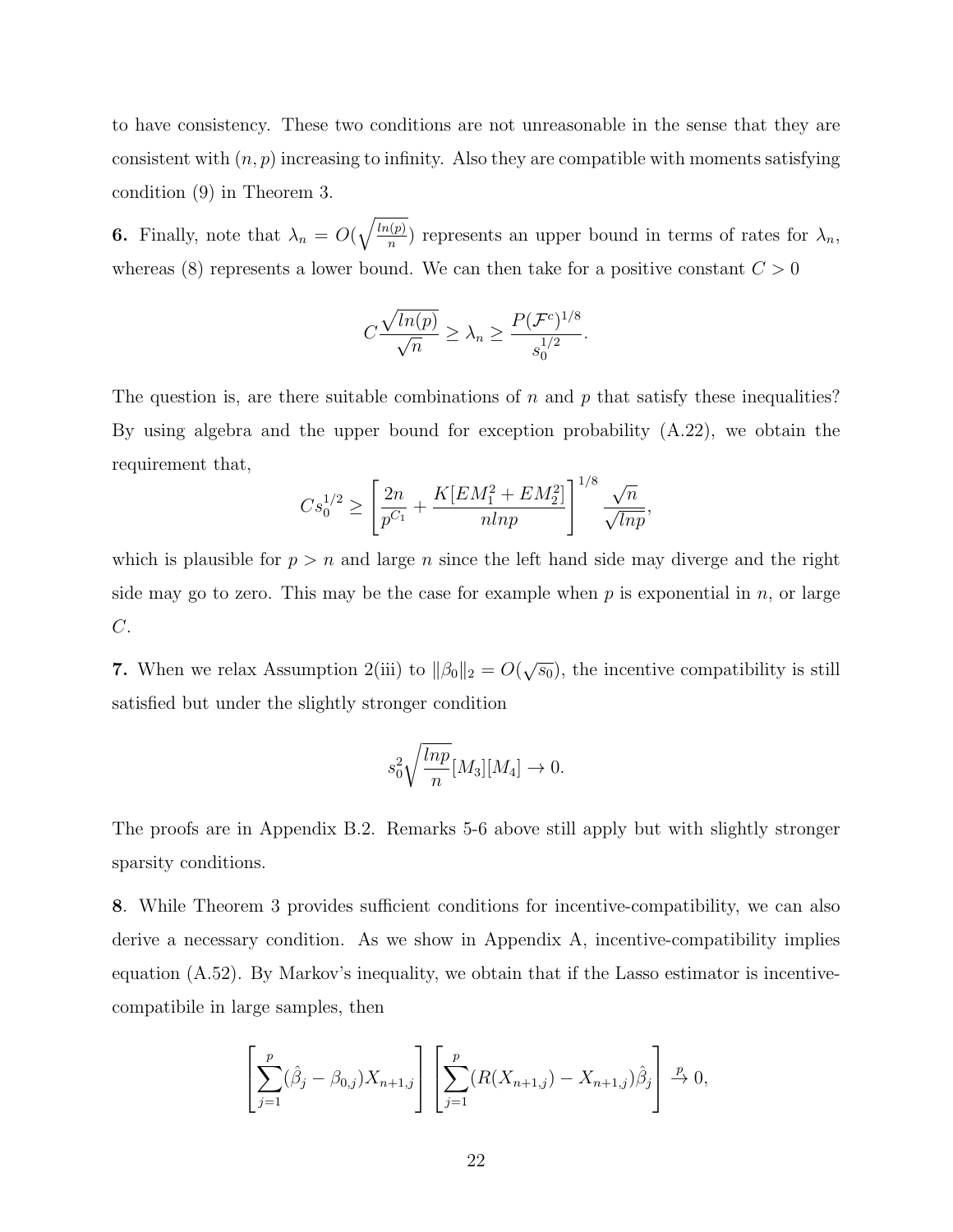to have consistency. These two conditions are not unreasonable in the sense that they are consistent with $(n, p)$ increasing to infinity. Also they are compatible with moments satisfying condition (9) in Theorem 3.

**6.** Finally, note that $\lambda_n = O(\sqrt{\frac{ln(p)}{n}})$ represents an upper bound in terms of rates for $\lambda_n$, whereas (8) represents a lower bound. We can then take for a positive constant $C > 0$

$$C\frac{\sqrt{ln(p)}}{\sqrt{n}} \geq \lambda_n \geq \frac{P(\mathcal{F}^c)^{1/8}}{s_0^{1/2}}.$$

The question is, are there suitable combinations of $n$ and $p$ that satisfy these inequalities? By using algebra and the upper bound for exception probability (A.22), we obtain the requirement that,

$$Cs_0^{1/2} \geq \left[\frac{2n}{p^{C_1}} + \frac{K[EM_1^2 + EM_2^2]}{nlnp}\right]^{1/8} \frac{\sqrt{n}}{\sqrt{lnp}},$$

which is plausible for $p > n$ and large $n$ since the left hand side may diverge and the right side may go to zero. This may be the case for example when $p$ is exponential in $n$, or large $C$.

**7.** When we relax Assumption 2(iii) to $\|\beta_0\|_2 = O(\sqrt{s_0})$, the incentive compatibility is still satisfied but under the slightly stronger condition

$$s_0^2\sqrt{\frac{lnp}{n}}[M_3][M_4] \to 0.$$

The proofs are in Appendix B.2. Remarks 5-6 above still apply but with slightly stronger sparsity conditions.

**8**. While Theorem 3 provides sufficient conditions for incentive-compatibility, we can also derive a necessary condition. As we show in Appendix A, incentive-compatibility implies equation (A.52). By Markov's inequality, we obtain that if the Lasso estimator is incentive-compatibile in large samples, then

$$\left[\sum_{j=1}^{p}(\hat{\beta}_j - \beta_{0,j})X_{n+1,j}\right]\left[\sum_{j=1}^{p}(R(X_{n+1,j}) - X_{n+1,j})\hat{\beta}_j\right] \xrightarrow{p} 0,$$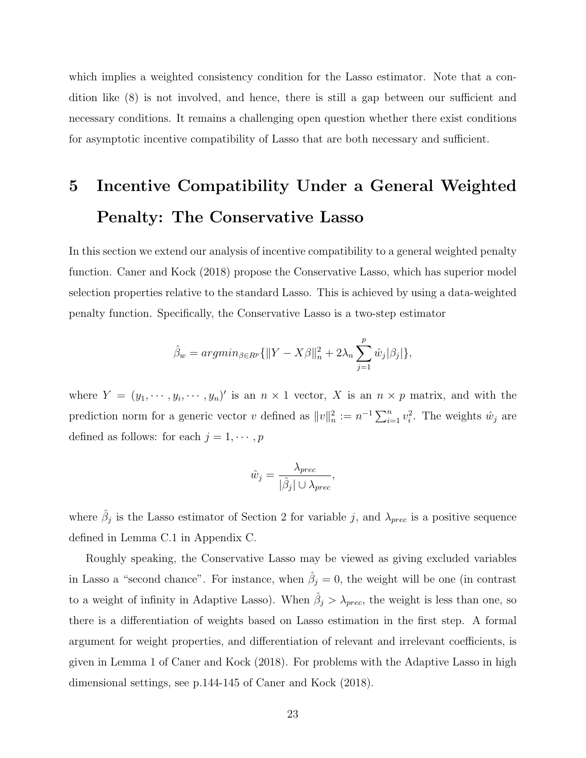which implies a weighted consistency condition for the Lasso estimator. Note that a condition like (8) is not involved, and hence, there is still a gap between our sufficient and necessary conditions. It remains a challenging open question whether there exist conditions for asymptotic incentive compatibility of Lasso that are both necessary and sufficient.

# 5 Incentive Compatibility Under a General Weighted Penalty: The Conservative Lasso

In this section we extend our analysis of incentive compatibility to a general weighted penalty function. Caner and Kock (2018) propose the Conservative Lasso, which has superior model selection properties relative to the standard Lasso. This is achieved by using a data-weighted penalty function. Specifically, the Conservative Lasso is a two-step estimator

$$\hat{\beta}_w = argmin_{\beta \in R^p} \{ \|Y - X\beta\|_n^2 + 2\lambda_n \sum_{j=1}^{p} \hat{w}_j |\beta_j| \},$$

where $Y = (y_1, \cdots, y_i, \cdots, y_n)'$ is an $n \times 1$ vector, $X$ is an $n \times p$ matrix, and with the prediction norm for a generic vector $v$ defined as $\|v\|_n^2 := n^{-1} \sum_{i=1}^{n} v_i^2$. The weights $\hat{w}_j$ are defined as follows: for each $j = 1, \cdots, p$

$$\hat{w}_j = \frac{\lambda_{prec}}{|\hat{\beta}_j| \cup \lambda_{prec}},$$

where $\hat{\beta}_j$ is the Lasso estimator of Section 2 for variable $j$, and $\lambda_{prec}$ is a positive sequence defined in Lemma C.1 in Appendix C.

Roughly speaking, the Conservative Lasso may be viewed as giving excluded variables in Lasso a "second chance". For instance, when $\hat{\beta}_j = 0$, the weight will be one (in contrast to a weight of infinity in Adaptive Lasso). When $\hat{\beta}_j > \lambda_{prec}$, the weight is less than one, so there is a differentiation of weights based on Lasso estimation in the first step. A formal argument for weight properties, and differentiation of relevant and irrelevant coefficients, is given in Lemma 1 of Caner and Kock (2018). For problems with the Adaptive Lasso in high dimensional settings, see p.144-145 of Caner and Kock (2018).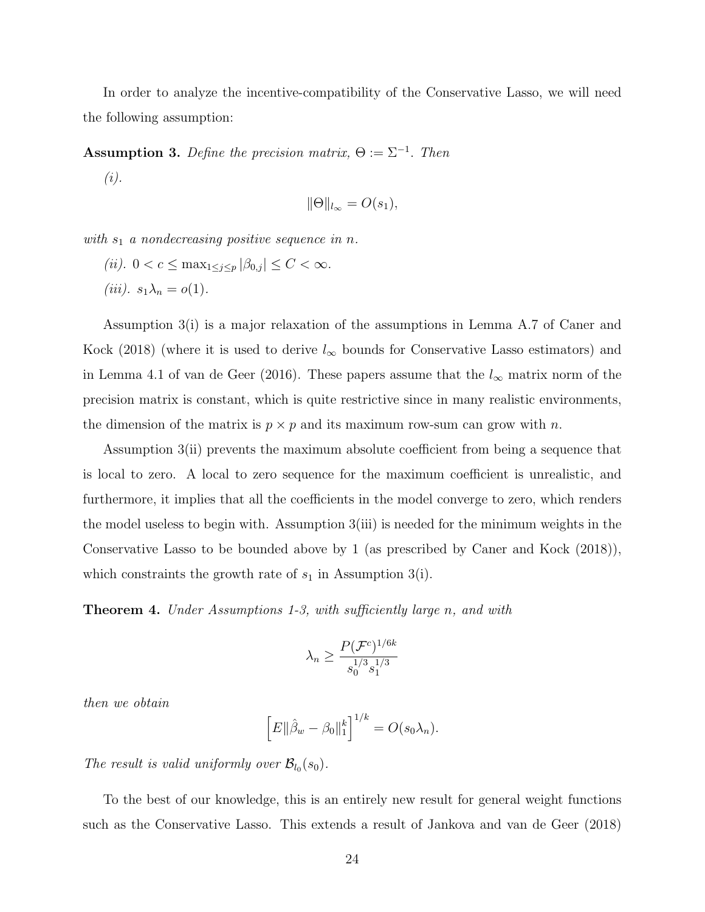In order to analyze the incentive-compatibility of the Conservative Lasso, we will need the following assumption:

**Assumption 3.** *Define the precision matrix, $\Theta := \Sigma^{-1}$. Then*

*(i).*

$$\|\Theta\|_{l_\infty} = O(s_1),$$

*with $s_1$ a nondecreasing positive sequence in $n$.*

*(ii).* $0 < c \leq \max_{1 \leq j \leq p} |\beta_{0,j}| \leq C < \infty$.

*(iii).* $s_1 \lambda_n = o(1)$.

Assumption 3(i) is a major relaxation of the assumptions in Lemma A.7 of Caner and Kock (2018) (where it is used to derive $l_\infty$ bounds for Conservative Lasso estimators) and in Lemma 4.1 of van de Geer (2016). These papers assume that the $l_\infty$ matrix norm of the precision matrix is constant, which is quite restrictive since in many realistic environments, the dimension of the matrix is $p \times p$ and its maximum row-sum can grow with $n$.

Assumption 3(ii) prevents the maximum absolute coefficient from being a sequence that is local to zero. A local to zero sequence for the maximum coefficient is unrealistic, and furthermore, it implies that all the coefficients in the model converge to zero, which renders the model useless to begin with. Assumption 3(iii) is needed for the minimum weights in the Conservative Lasso to be bounded above by 1 (as prescribed by Caner and Kock (2018)), which constraints the growth rate of $s_1$ in Assumption 3(i).

**Theorem 4.** *Under Assumptions 1-3, with sufficiently large $n$, and with*

$$\lambda_n \geq \frac{P(\mathcal{F}^c)^{1/6k}}{s_0^{1/3} s_1^{1/3}}$$

*then we obtain*

$$\left[ E\|\hat{\beta}_w - \beta_0\|_1^k \right]^{1/k} = O(s_0 \lambda_n).$$

*The result is valid uniformly over $\mathcal{B}_{l_0}(s_0)$.*

To the best of our knowledge, this is an entirely new result for general weight functions such as the Conservative Lasso. This extends a result of Jankova and van de Geer (2018)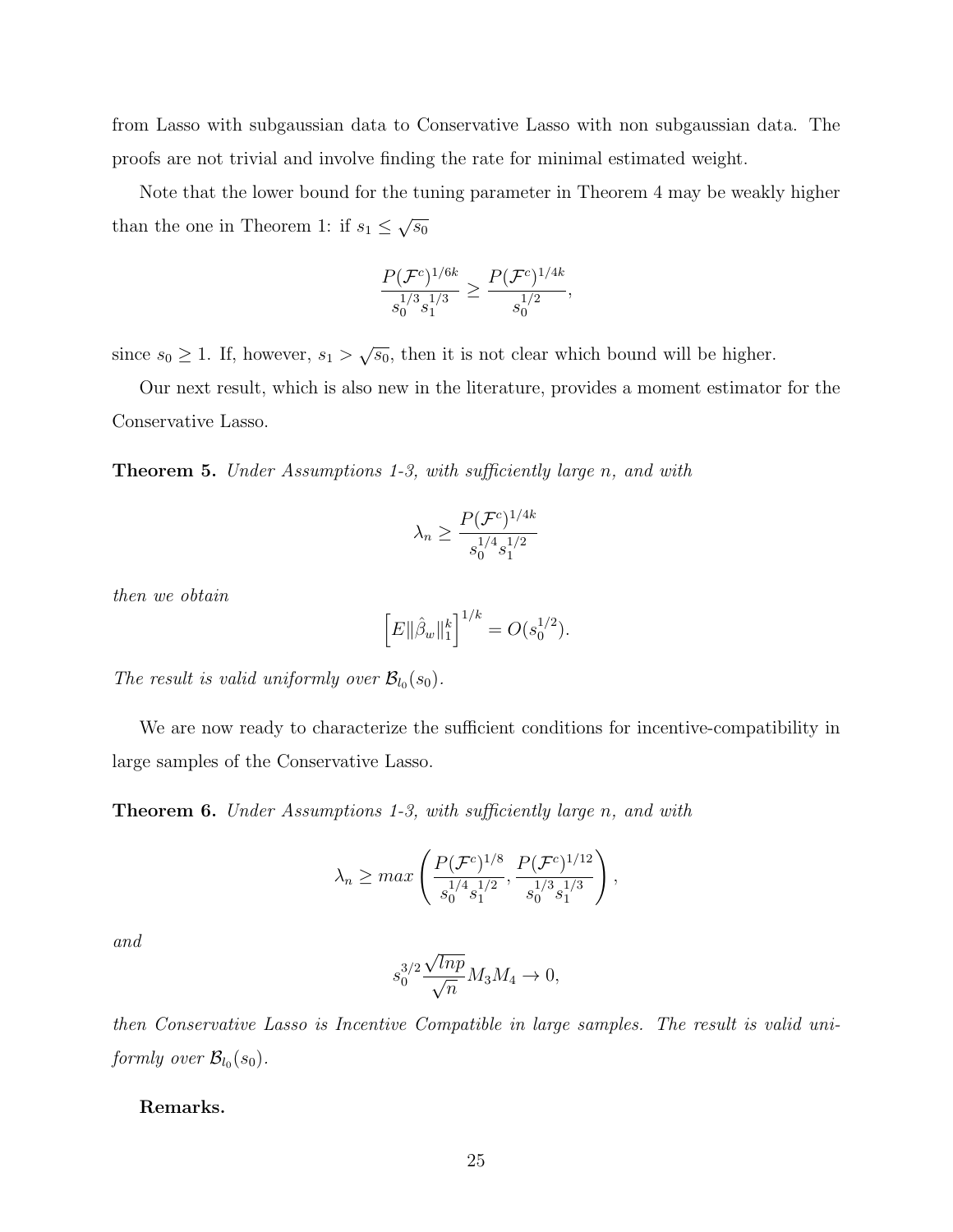from Lasso with subgaussian data to Conservative Lasso with non subgaussian data. The proofs are not trivial and involve finding the rate for minimal estimated weight.

Note that the lower bound for the tuning parameter in Theorem 4 may be weakly higher than the one in Theorem 1: if $s_1 \leq \sqrt{s_0}$

$$\frac{P(\mathcal{F}^c)^{1/6k}}{s_0^{1/3} s_1^{1/3}} \geq \frac{P(\mathcal{F}^c)^{1/4k}}{s_0^{1/2}},$$

since $s_0 \geq 1$. If, however, $s_1 > \sqrt{s_0}$, then it is not clear which bound will be higher.

Our next result, which is also new in the literature, provides a moment estimator for the Conservative Lasso.

**Theorem 5.** *Under Assumptions 1-3, with sufficiently large n, and with*

$$\lambda_n \geq \frac{P(\mathcal{F}^c)^{1/4k}}{s_0^{1/4} s_1^{1/2}}$$

*then we obtain*

$$\left[ E\|\hat{\beta}_w\|_1^k \right]^{1/k} = O(s_0^{1/2}).$$

*The result is valid uniformly over $\mathcal{B}_{l_0}(s_0)$.*

We are now ready to characterize the sufficient conditions for incentive-compatibility in large samples of the Conservative Lasso.

**Theorem 6.** *Under Assumptions 1-3, with sufficiently large n, and with*

$$\lambda_n \geq max\left( \frac{P(\mathcal{F}^c)^{1/8}}{s_0^{1/4} s_1^{1/2}}, \frac{P(\mathcal{F}^c)^{1/12}}{s_0^{1/3} s_1^{1/3}} \right),$$

*and*

$$s_0^{3/2} \frac{\sqrt{lnp}}{\sqrt{n}} M_3 M_4 \to 0,$$

*then Conservative Lasso is Incentive Compatible in large samples. The result is valid uniformly over $\mathcal{B}_{l_0}(s_0)$.*

**Remarks.**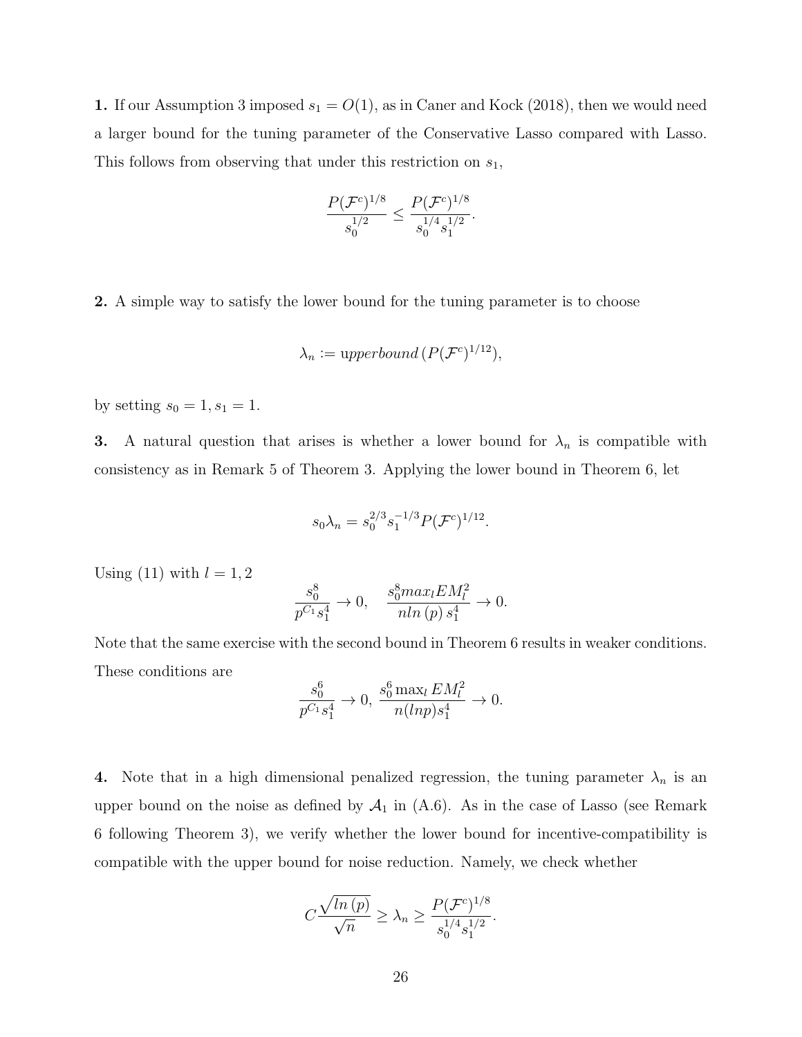**1.** If our Assumption 3 imposed $s_1 = O(1)$, as in Caner and Kock (2018), then we would need a larger bound for the tuning parameter of the Conservative Lasso compared with Lasso. This follows from observing that under this restriction on $s_1$,

$$\frac{P(\mathcal{F}^c)^{1/8}}{s_0^{1/2}} \leq \frac{P(\mathcal{F}^c)^{1/8}}{s_0^{1/4} s_1^{1/2}}.$$

**2.** A simple way to satisfy the lower bound for the tuning parameter is to choose

$$\lambda_n := \text{u}pperbound\,(P(\mathcal{F}^c)^{1/12}),$$

by setting $s_0 = 1, s_1 = 1$.

**3.** A natural question that arises is whether a lower bound for $\lambda_n$ is compatible with consistency as in Remark 5 of Theorem 3. Applying the lower bound in Theorem 6, let

$$s_0 \lambda_n = s_0^{2/3} s_1^{-1/3} P(\mathcal{F}^c)^{1/12}.$$

Using (11) with $l = 1, 2$

$$\frac{s_0^8}{p^{C_1} s_1^4} \to 0, \quad \frac{s_0^8 max_l E M_l^2}{n ln\,(p)\, s_1^4} \to 0.$$

Note that the same exercise with the second bound in Theorem 6 results in weaker conditions. These conditions are

$$\frac{s_0^6}{p^{C_1} s_1^4} \to 0, \; \frac{s_0^6 \max_l E M_l^2}{n (ln p) s_1^4} \to 0.$$

**4.** Note that in a high dimensional penalized regression, the tuning parameter $\lambda_n$ is an upper bound on the noise as defined by $\mathcal{A}_1$ in (A.6). As in the case of Lasso (see Remark 6 following Theorem 3), we verify whether the lower bound for incentive-compatibility is compatible with the upper bound for noise reduction. Namely, we check whether

$$C \frac{\sqrt{ln\,(p)}}{\sqrt{n}} \geq \lambda_n \geq \frac{P(\mathcal{F}^c)^{1/8}}{s_0^{1/4} s_1^{1/2}}.$$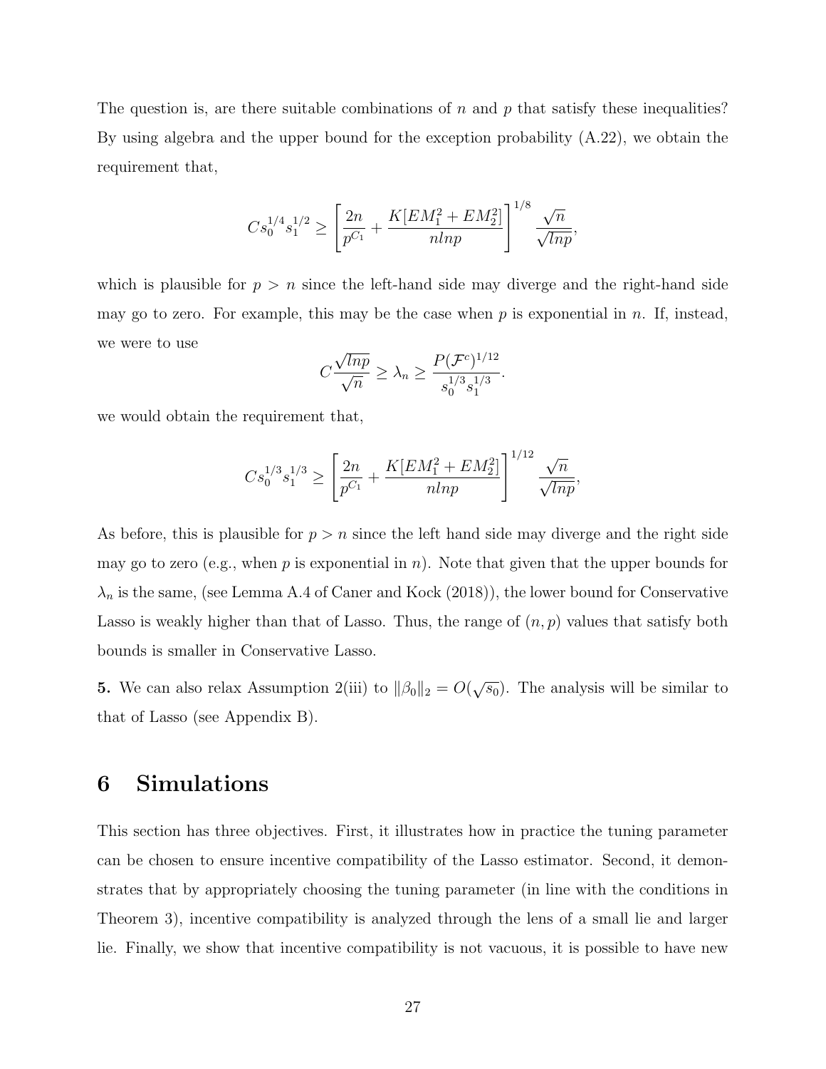The question is, are there suitable combinations of $n$ and $p$ that satisfy these inequalities? By using algebra and the upper bound for the exception probability (A.22), we obtain the requirement that,

$$C s_0^{1/4} s_1^{1/2} \geq \left[ \frac{2n}{p^{C_1}} + \frac{K[EM_1^2 + EM_2^2]}{nlnp} \right]^{1/8} \frac{\sqrt{n}}{\sqrt{lnp}},$$

which is plausible for $p > n$ since the left-hand side may diverge and the right-hand side may go to zero. For example, this may be the case when $p$ is exponential in $n$. If, instead, we were to use

$$C \frac{\sqrt{lnp}}{\sqrt{n}} \geq \lambda_n \geq \frac{P(\mathcal{F}^c)^{1/12}}{s_0^{1/3} s_1^{1/3}}.$$

we would obtain the requirement that,

$$C s_0^{1/3} s_1^{1/3} \geq \left[ \frac{2n}{p^{C_1}} + \frac{K[EM_1^2 + EM_2^2]}{nlnp} \right]^{1/12} \frac{\sqrt{n}}{\sqrt{lnp}},$$

As before, this is plausible for $p > n$ since the left hand side may diverge and the right side may go to zero (e.g., when $p$ is exponential in $n$). Note that given that the upper bounds for $\lambda_n$ is the same, (see Lemma A.4 of Caner and Kock (2018)), the lower bound for Conservative Lasso is weakly higher than that of Lasso. Thus, the range of $(n, p)$ values that satisfy both bounds is smaller in Conservative Lasso.

**5.** We can also relax Assumption 2(iii) to $\|\beta_0\|_2 = O(\sqrt{s_0})$. The analysis will be similar to that of Lasso (see Appendix B).

## 6 Simulations

This section has three objectives. First, it illustrates how in practice the tuning parameter can be chosen to ensure incentive compatibility of the Lasso estimator. Second, it demonstrates that by appropriately choosing the tuning parameter (in line with the conditions in Theorem 3), incentive compatibility is analyzed through the lens of a small lie and larger lie. Finally, we show that incentive compatibility is not vacuous, it is possible to have new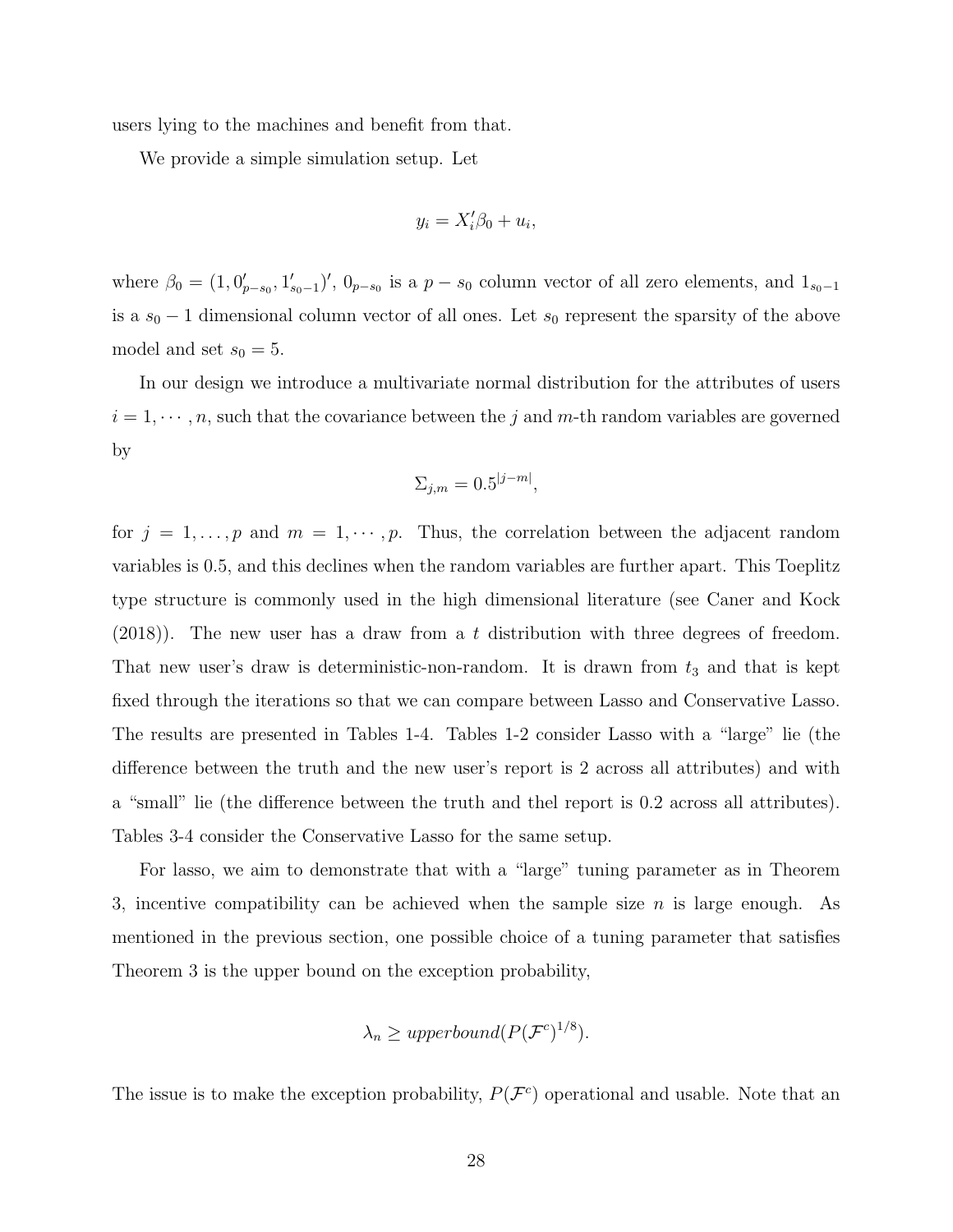users lying to the machines and benefit from that.

We provide a simple simulation setup. Let

$$y_i = X_i'\beta_0 + u_i,$$

where $\beta_0 = (1, 0_{p-s_0}', 1_{s_0-1}')'$, $0_{p-s_0}$ is a $p - s_0$ column vector of all zero elements, and $1_{s_0-1}$ is a $s_0 - 1$ dimensional column vector of all ones. Let $s_0$ represent the sparsity of the above model and set $s_0 = 5$.

In our design we introduce a multivariate normal distribution for the attributes of users $i = 1, \cdots, n$, such that the covariance between the $j$ and $m$-th random variables are governed by

$$\Sigma_{j,m} = 0.5^{|j-m|},$$

for $j = 1, \ldots, p$ and $m = 1, \cdots, p$. Thus, the correlation between the adjacent random variables is 0.5, and this declines when the random variables are further apart. This Toeplitz type structure is commonly used in the high dimensional literature (see Caner and Kock (2018)). The new user has a draw from a $t$ distribution with three degrees of freedom. That new user's draw is deterministic-non-random. It is drawn from $t_3$ and that is kept fixed through the iterations so that we can compare between Lasso and Conservative Lasso. The results are presented in Tables 1-4. Tables 1-2 consider Lasso with a "large" lie (the difference between the truth and the new user's report is 2 across all attributes) and with a "small" lie (the difference between the truth and thel report is 0.2 across all attributes). Tables 3-4 consider the Conservative Lasso for the same setup.

For lasso, we aim to demonstrate that with a "large" tuning parameter as in Theorem 3, incentive compatibility can be achieved when the sample size $n$ is large enough. As mentioned in the previous section, one possible choice of a tuning parameter that satisfies Theorem 3 is the upper bound on the exception probability,

$$\lambda_n \geq upperbound(P(\mathcal{F}^c)^{1/8}).$$

The issue is to make the exception probability, $P(\mathcal{F}^c)$ operational and usable. Note that an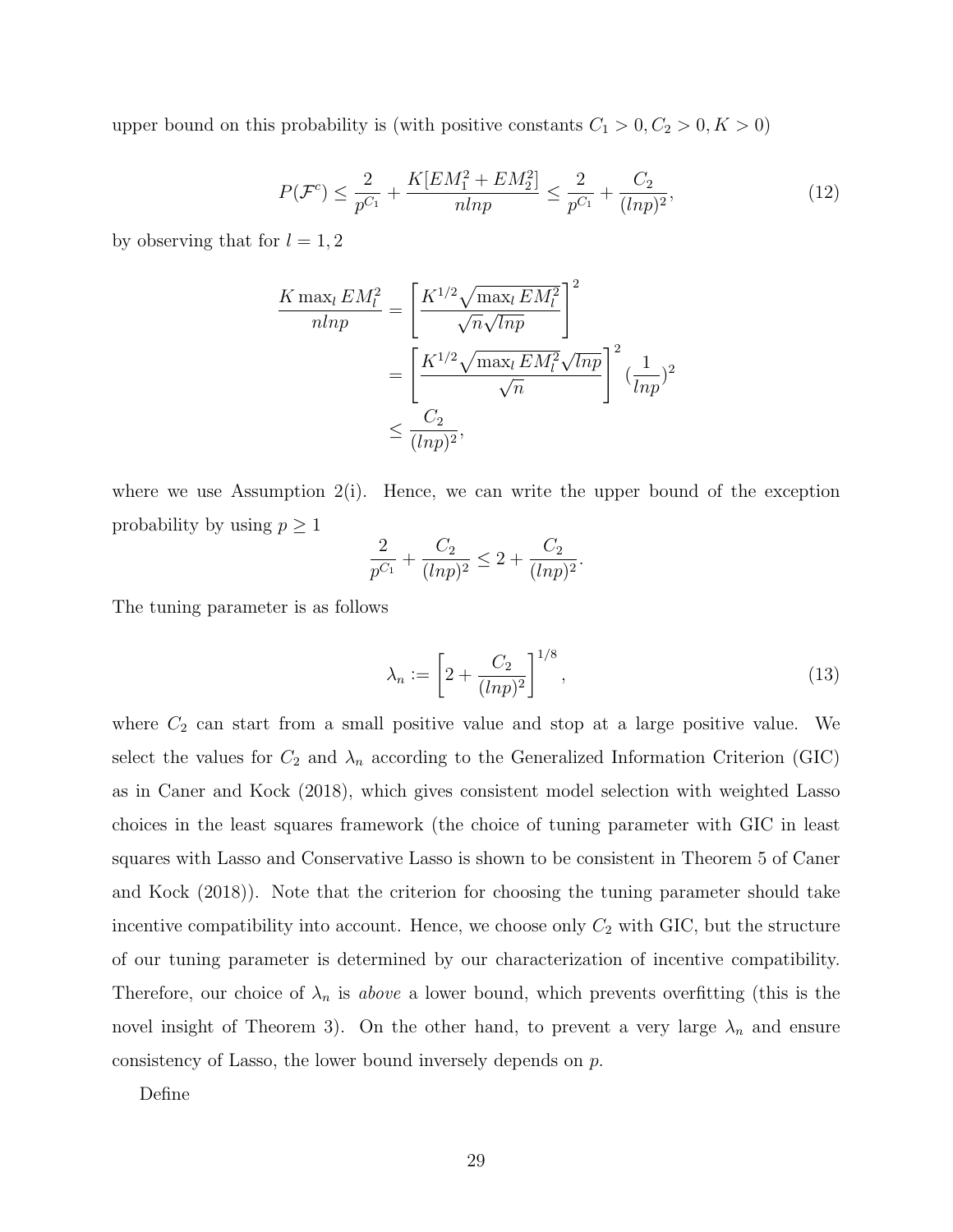upper bound on this probability is (with positive constants $C_1 > 0, C_2 > 0, K > 0$)

$$
P(\mathcal{F}^c) \leq \frac{2}{p^{C_1}} + \frac{K[EM_1^2 + EM_2^2]}{nlnp} \leq \frac{2}{p^{C_1}} + \frac{C_2}{(lnp)^2}, \tag{12}
$$

by observing that for $l = 1, 2$

$$
\begin{aligned}
\frac{K \max_l EM_l^2}{nlnp} &= \left[ \frac{K^{1/2}\sqrt{\max_l EM_l^2}}{\sqrt{n}\sqrt{lnp}} \right]^2 \\
&= \left[ \frac{K^{1/2}\sqrt{\max_l EM_l^2}\sqrt{lnp}}{\sqrt{n}} \right]^2 (\frac{1}{lnp})^2 \\
&\leq \frac{C_2}{(lnp)^2},
\end{aligned}
$$

where we use Assumption 2(i). Hence, we can write the upper bound of the exception probability by using $p \geq 1$

$$
\frac{2}{p^{C_1}} + \frac{C_2}{(lnp)^2} \leq 2 + \frac{C_2}{(lnp)^2}.
$$

The tuning parameter is as follows

$$
\lambda_n := \left[ 2 + \frac{C_2}{(lnp)^2} \right]^{1/8}, \tag{13}
$$

where $C_2$ can start from a small positive value and stop at a large positive value. We select the values for $C_2$ and $\lambda_n$ according to the Generalized Information Criterion (GIC) as in Caner and Kock (2018), which gives consistent model selection with weighted Lasso choices in the least squares framework (the choice of tuning parameter with GIC in least squares with Lasso and Conservative Lasso is shown to be consistent in Theorem 5 of Caner and Kock (2018)). Note that the criterion for choosing the tuning parameter should take incentive compatibility into account. Hence, we choose only $C_2$ with GIC, but the structure of our tuning parameter is determined by our characterization of incentive compatibility. Therefore, our choice of $\lambda_n$ is *above* a lower bound, which prevents overfitting (this is the novel insight of Theorem 3). On the other hand, to prevent a very large $\lambda_n$ and ensure consistency of Lasso, the lower bound inversely depends on $p$.

Define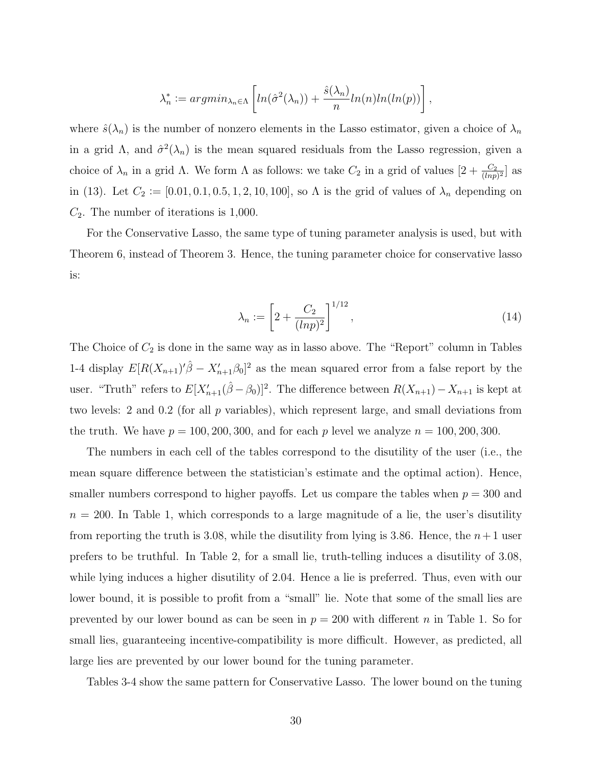$$\lambda_n^* := argmin_{\lambda_n \in \Lambda} \left[ ln(\hat{\sigma}^2(\lambda_n)) + \frac{\hat{s}(\lambda_n)}{n} ln(n) ln(ln(p)) \right],$$

where $\hat{s}(\lambda_n)$ is the number of nonzero elements in the Lasso estimator, given a choice of $\lambda_n$ in a grid $\Lambda$, and $\hat{\sigma}^2(\lambda_n)$ is the mean squared residuals from the Lasso regression, given a choice of $\lambda_n$ in a grid $\Lambda$. We form $\Lambda$ as follows: we take $C_2$ in a grid of values $[2 + \frac{C_2}{(lnp)^2}]$ as in (13). Let $C_2 := [0.01, 0.1, 0.5, 1, 2, 10, 100]$, so $\Lambda$ is the grid of values of $\lambda_n$ depending on $C_2$. The number of iterations is 1,000.

For the Conservative Lasso, the same type of tuning parameter analysis is used, but with Theorem 6, instead of Theorem 3. Hence, the tuning parameter choice for conservative lasso is:

$$\lambda_n := \left[ 2 + \frac{C_2}{(lnp)^2} \right]^{1/12}, \tag{14}$$

The Choice of $C_2$ is done in the same way as in lasso above. The "Report" column in Tables 1-4 display $E[R(X_{n+1})'\hat{\beta} - X_{n+1}'\beta_0]^2$ as the mean squared error from a false report by the user. "Truth" refers to $E[X_{n+1}'(\hat{\beta} - \beta_0)]^2$. The difference between $R(X_{n+1}) - X_{n+1}$ is kept at two levels: 2 and 0.2 (for all $p$ variables), which represent large, and small deviations from the truth. We have $p = 100, 200, 300$, and for each $p$ level we analyze $n = 100, 200, 300$.

The numbers in each cell of the tables correspond to the disutility of the user (i.e., the mean square difference between the statistician's estimate and the optimal action). Hence, smaller numbers correspond to higher payoffs. Let us compare the tables when $p = 300$ and $n = 200$. In Table 1, which corresponds to a large magnitude of a lie, the user's disutility from reporting the truth is 3.08, while the disutility from lying is 3.86. Hence, the $n+1$ user prefers to be truthful. In Table 2, for a small lie, truth-telling induces a disutility of 3.08, while lying induces a higher disutility of 2.04. Hence a lie is preferred. Thus, even with our lower bound, it is possible to profit from a "small" lie. Note that some of the small lies are prevented by our lower bound as can be seen in $p = 200$ with different $n$ in Table 1. So for small lies, guaranteeing incentive-compatibility is more difficult. However, as predicted, all large lies are prevented by our lower bound for the tuning parameter.

Tables 3-4 show the same pattern for Conservative Lasso. The lower bound on the tuning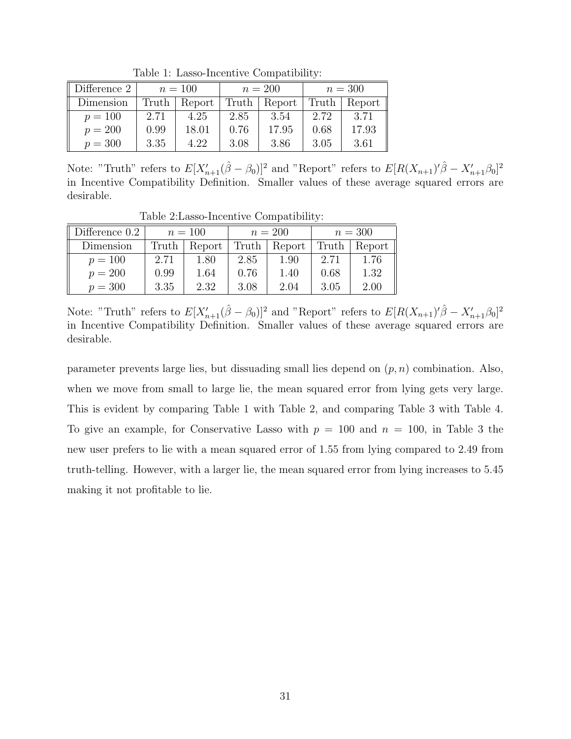Table 1: Lasso-Incentive Compatibility:

| Difference 2 | $n = 100$ | | $n = 200$ | | $n = 300$ | |
|---|---|---|---|---|---|---|
| Dimension | Truth | Report | Truth | Report | Truth | Report |
| $p = 100$ | 2.71 | 4.25 | 2.85 | 3.54 | 2.72 | 3.71 |
| $p = 200$ | 0.99 | 18.01 | 0.76 | 17.95 | 0.68 | 17.93 |
| $p = 300$ | 3.35 | 4.22 | 3.08 | 3.86 | 3.05 | 3.61 |

Note: "Truth" refers to $E[X_{n+1}'(\hat{\beta} - \beta_0)]^2$ and "Report" refers to $E[R(X_{n+1})'\hat{\beta} - X_{n+1}'\beta_0]^2$ in Incentive Compatibility Definition. Smaller values of these average squared errors are desirable.

Table 2:Lasso-Incentive Compatibility:

| Difference 0.2 | $n = 100$ | | $n = 200$ | | $n = 300$ | |
|---|---|---|---|---|---|---|
| Dimension | Truth | Report | Truth | Report | Truth | Report |
| $p = 100$ | 2.71 | 1.80 | 2.85 | 1.90 | 2.71 | 1.76 |
| $p = 200$ | 0.99 | 1.64 | 0.76 | 1.40 | 0.68 | 1.32 |
| $p = 300$ | 3.35 | 2.32 | 3.08 | 2.04 | 3.05 | 2.00 |

Note: "Truth" refers to $E[X_{n+1}'(\hat{\beta} - \beta_0)]^2$ and "Report" refers to $E[R(X_{n+1})'\hat{\beta} - X_{n+1}'\beta_0]^2$ in Incentive Compatibility Definition. Smaller values of these average squared errors are desirable.

parameter prevents large lies, but dissuading small lies depend on $(p, n)$ combination. Also, when we move from small to large lie, the mean squared error from lying gets very large. This is evident by comparing Table 1 with Table 2, and comparing Table 3 with Table 4. To give an example, for Conservative Lasso with $p = 100$ and $n = 100$, in Table 3 the new user prefers to lie with a mean squared error of 1.55 from lying compared to 2.49 from truth-telling. However, with a larger lie, the mean squared error from lying increases to 5.45 making it not profitable to lie.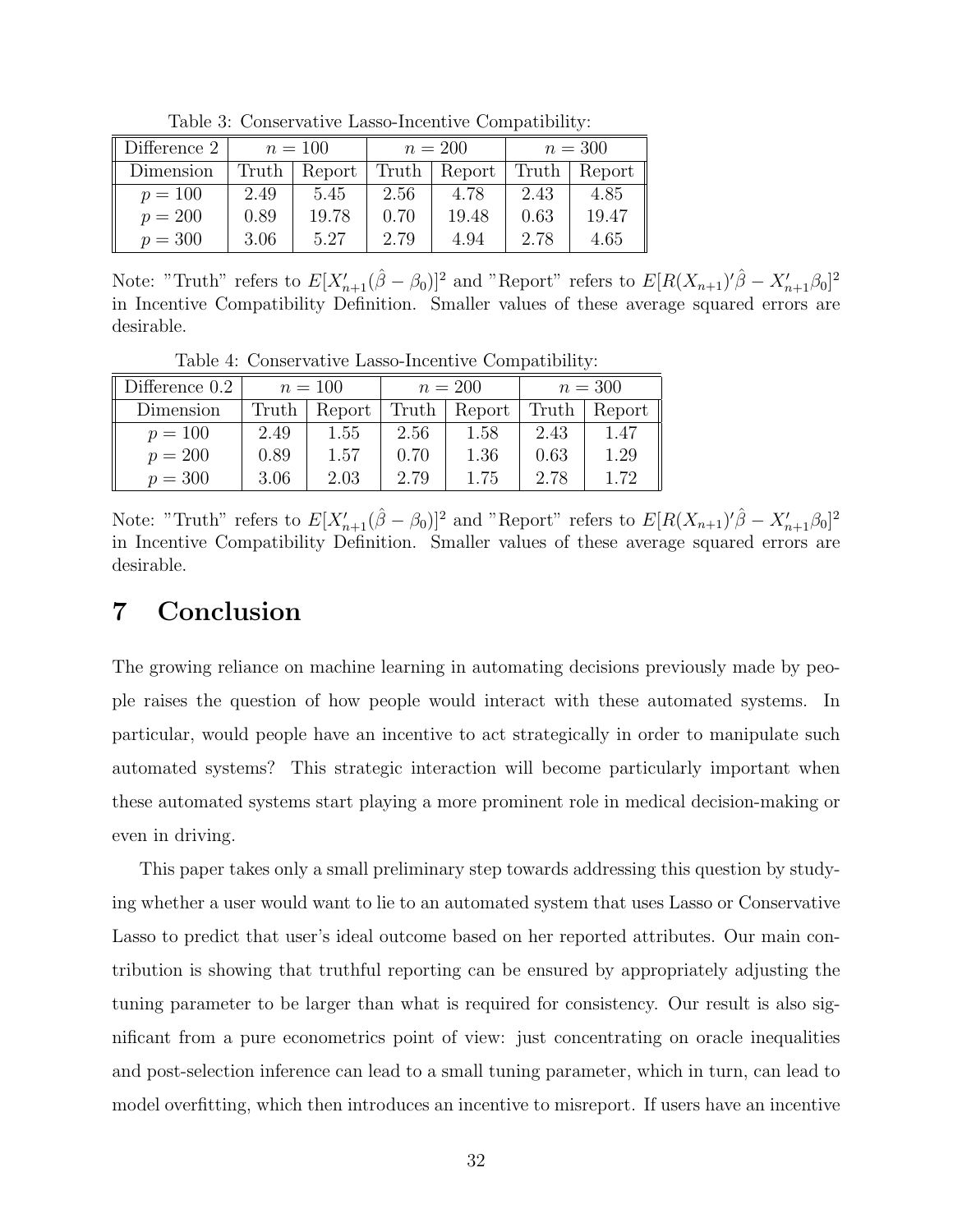Table 3: Conservative Lasso-Incentive Compatibility:

| Difference 2 | $n = 100$ | | $n = 200$ | | $n = 300$ | |
|---|---|---|---|---|---|---|
| Dimension | Truth | Report | Truth | Report | Truth | Report |
| $p = 100$ | 2.49 | 5.45 | 2.56 | 4.78 | 2.43 | 4.85 |
| $p = 200$ | 0.89 | 19.78 | 0.70 | 19.48 | 0.63 | 19.47 |
| $p = 300$ | 3.06 | 5.27 | 2.79 | 4.94 | 2.78 | 4.65 |

Note: "Truth" refers to $E[X_{n+1}'(\hat{\beta} - \beta_0)]^2$ and "Report" refers to $E[R(X_{n+1})'\hat{\beta} - X_{n+1}'\beta_0]^2$ in Incentive Compatibility Definition. Smaller values of these average squared errors are desirable.

Table 4: Conservative Lasso-Incentive Compatibility:

| Difference 0.2 | $n = 100$ | | $n = 200$ | | $n = 300$ | |
|---|---|---|---|---|---|---|
| Dimension | Truth | Report | Truth | Report | Truth | Report |
| $p = 100$ | 2.49 | 1.55 | 2.56 | 1.58 | 2.43 | 1.47 |
| $p = 200$ | 0.89 | 1.57 | 0.70 | 1.36 | 0.63 | 1.29 |
| $p = 300$ | 3.06 | 2.03 | 2.79 | 1.75 | 2.78 | 1.72 |

Note: "Truth" refers to $E[X_{n+1}'(\hat{\beta} - \beta_0)]^2$ and "Report" refers to $E[R(X_{n+1})'\hat{\beta} - X_{n+1}'\beta_0]^2$ in Incentive Compatibility Definition. Smaller values of these average squared errors are desirable.

# 7 Conclusion

The growing reliance on machine learning in automating decisions previously made by people raises the question of how people would interact with these automated systems. In particular, would people have an incentive to act strategically in order to manipulate such automated systems? This strategic interaction will become particularly important when these automated systems start playing a more prominent role in medical decision-making or even in driving.

This paper takes only a small preliminary step towards addressing this question by studying whether a user would want to lie to an automated system that uses Lasso or Conservative Lasso to predict that user's ideal outcome based on her reported attributes. Our main contribution is showing that truthful reporting can be ensured by appropriately adjusting the tuning parameter to be larger than what is required for consistency. Our result is also significant from a pure econometrics point of view: just concentrating on oracle inequalities and post-selection inference can lead to a small tuning parameter, which in turn, can lead to model overfitting, which then introduces an incentive to misreport. If users have an incentive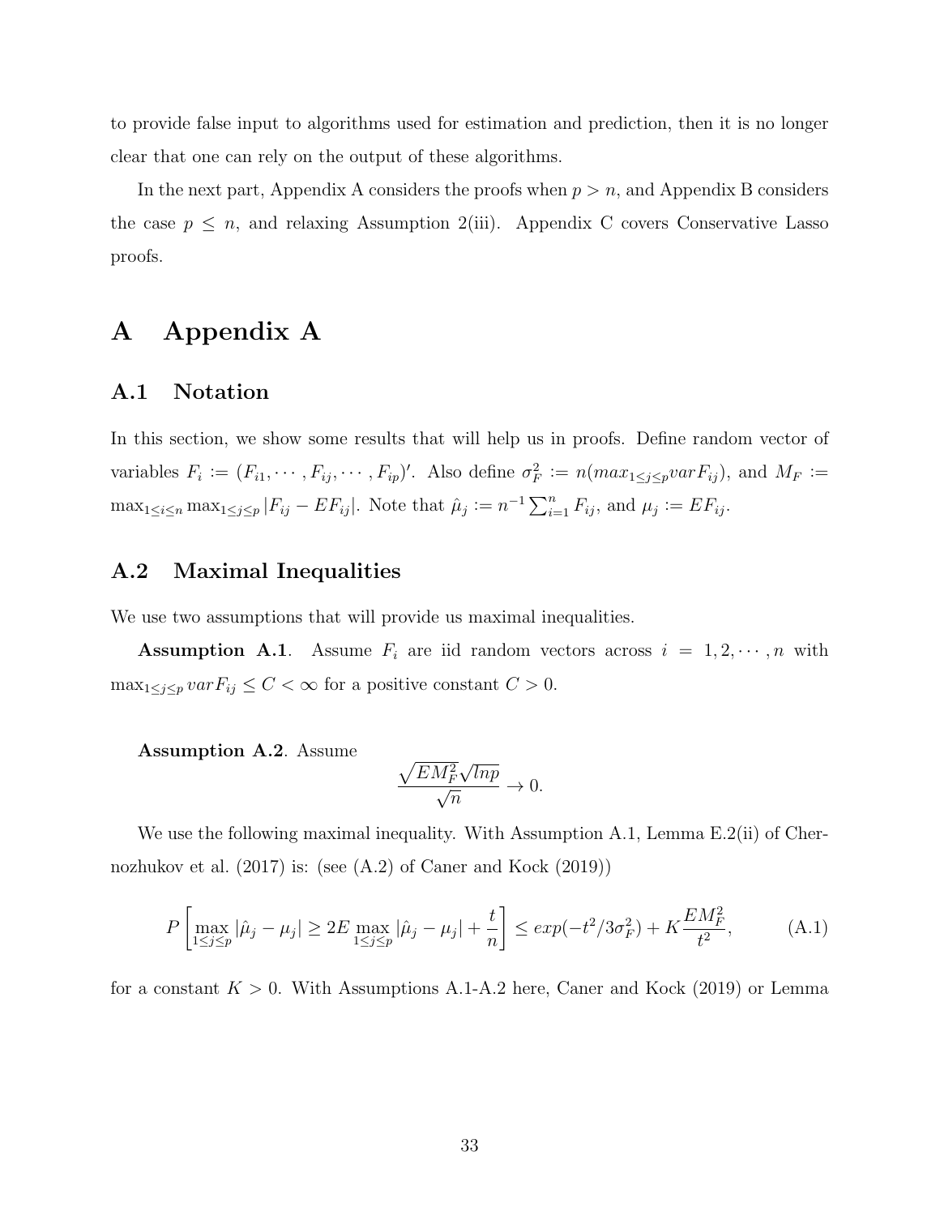to provide false input to algorithms used for estimation and prediction, then it is no longer clear that one can rely on the output of these algorithms.

In the next part, Appendix A considers the proofs when $p > n$, and Appendix B considers the case $p \leq n$, and relaxing Assumption 2(iii). Appendix C covers Conservative Lasso proofs.

# A Appendix A

## A.1 Notation

In this section, we show some results that will help us in proofs. Define random vector of variables $F_i := (F_{i1}, \cdots, F_{ij}, \cdots, F_{ip})'$. Also define $\sigma_F^2 := n(max_{1 \leq j \leq p} var F_{ij})$, and $M_F := \max_{1 \leq i \leq n} \max_{1 \leq j \leq p} |F_{ij} - EF_{ij}|$. Note that $\hat{\mu}_j := n^{-1} \sum_{i=1}^n F_{ij}$, and $\mu_j := EF_{ij}$.

## A.2 Maximal Inequalities

We use two assumptions that will provide us maximal inequalities.

**Assumption A.1**. Assume $F_i$ are iid random vectors across $i = 1, 2, \cdots, n$ with $\max_{1 \leq j \leq p} var F_{ij} \leq C < \infty$ for a positive constant $C > 0$.

**Assumption A.2**. Assume

$$\frac{\sqrt{EM_F^2}\sqrt{lnp}}{\sqrt{n}} \to 0.$$

We use the following maximal inequality. With Assumption A.1, Lemma E.2(ii) of Chernozhukov et al. (2017) is: (see (A.2) of Caner and Kock (2019))

$$P\left[\max_{1 \leq j \leq p} |\hat{\mu}_j - \mu_j| \geq 2E \max_{1 \leq j \leq p} |\hat{\mu}_j - \mu_j| + \frac{t}{n}\right] \leq exp(-t^2/3\sigma_F^2) + K\frac{EM_F^2}{t^2}, \tag{A.1}$$

for a constant $K > 0$. With Assumptions A.1-A.2 here, Caner and Kock (2019) or Lemma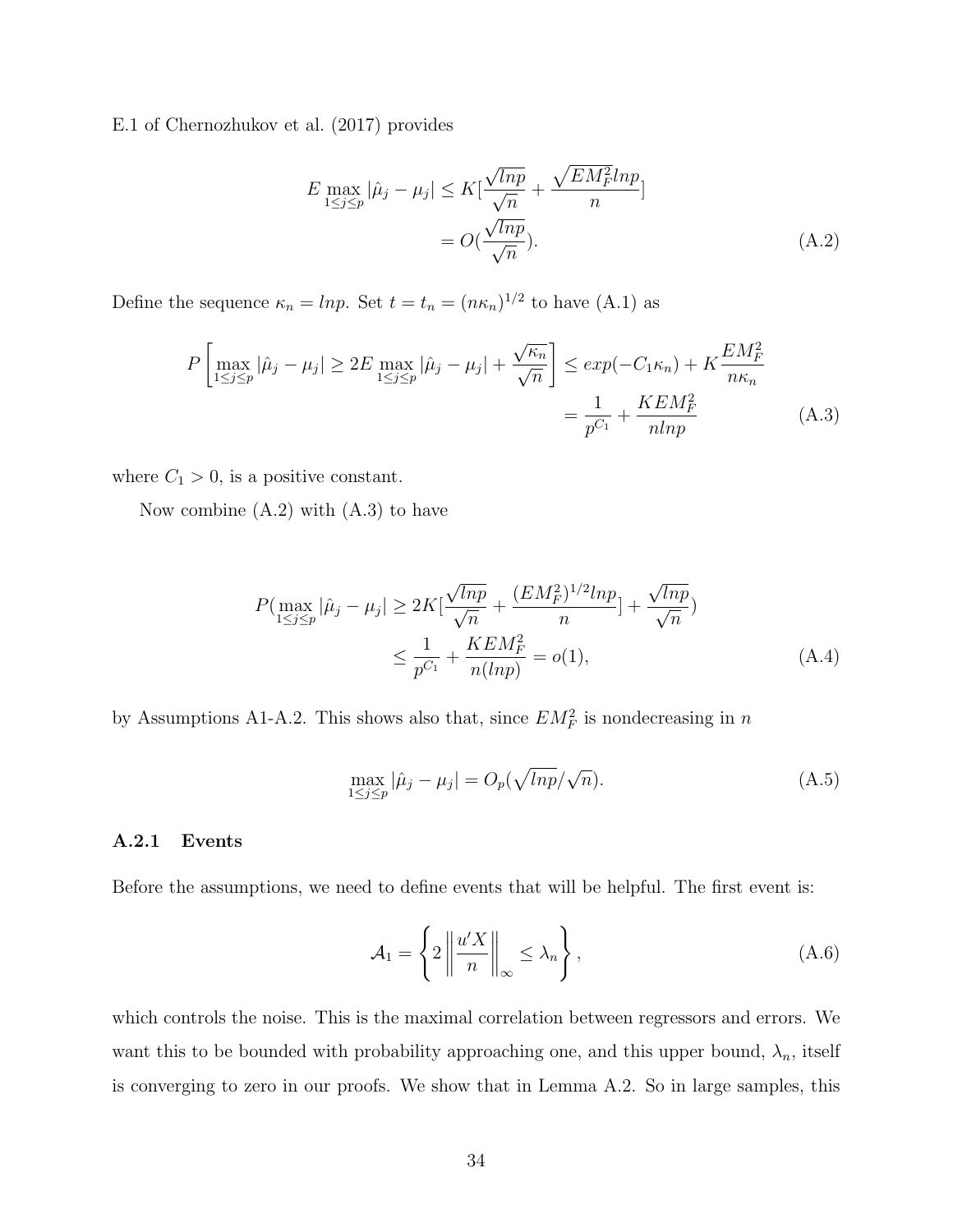E.1 of Chernozhukov et al. (2017) provides

$$
\begin{aligned}
E \max_{1\leq j \leq p} |\hat{\mu}_j - \mu_j| &\leq K[\frac{\sqrt{lnp}}{\sqrt{n}} + \frac{\sqrt{EM_F^2} lnp}{n}] \\
&= O(\frac{\sqrt{lnp}}{\sqrt{n}}).
\end{aligned} \tag{A.2}
$$

Define the sequence $\kappa_n = lnp$. Set $t = t_n = (n\kappa_n)^{1/2}$ to have (A.1) as

$$
\begin{aligned}
P\left[\max_{1\leq j \leq p} |\hat{\mu}_j - \mu_j| \geq 2E \max_{1\leq j \leq p} |\hat{\mu}_j - \mu_j| + \frac{\sqrt{\kappa_n}}{\sqrt{n}}\right] &\leq exp(-C_1 \kappa_n) + K\frac{EM_F^2}{n\kappa_n} \\
&= \frac{1}{p^{C_1}} + \frac{KEM_F^2}{nlnp}
\end{aligned} \tag{A.3}
$$

where $C_1 > 0$, is a positive constant.

Now combine (A.2) with (A.3) to have

$$
\begin{aligned}
P(\max_{1\leq j \leq p} |\hat{\mu}_j - \mu_j| \geq 2K[\frac{\sqrt{lnp}}{\sqrt{n}} + \frac{(EM_F^2)^{1/2} lnp}{n}] + \frac{\sqrt{lnp}}{\sqrt{n}}) \\
\leq \frac{1}{p^{C_1}} + \frac{KEM_F^2}{n(lnp)} = o(1),
\end{aligned} \tag{A.4}
$$

by Assumptions A1-A.2. This shows also that, since $EM_F^2$ is nondecreasing in $n$

$$
\max_{1\leq j \leq p} |\hat{\mu}_j - \mu_j| = O_p(\sqrt{lnp}/\sqrt{n}). \tag{A.5}
$$

### A.2.1 Events

Before the assumptions, we need to define events that will be helpful. The first event is:

$$
\mathcal{A}_1 = \left\{ 2\left\| \frac{u'X}{n} \right\|_\infty \leq \lambda_n \right\}, \tag{A.6}
$$

which controls the noise. This is the maximal correlation between regressors and errors. We want this to be bounded with probability approaching one, and this upper bound, $\lambda_n$, itself is converging to zero in our proofs. We show that in Lemma A.2. So in large samples, this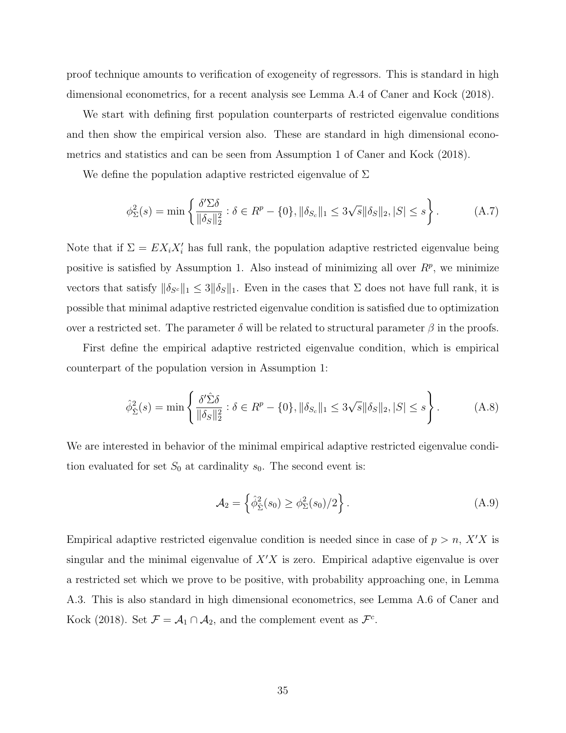proof technique amounts to verification of exogeneity of regressors. This is standard in high dimensional econometrics, for a recent analysis see Lemma A.4 of Caner and Kock (2018).

We start with defining first population counterparts of restricted eigenvalue conditions and then show the empirical version also. These are standard in high dimensional econometrics and statistics and can be seen from Assumption 1 of Caner and Kock (2018).

We define the population adaptive restricted eigenvalue of $\Sigma$

$$\phi_{\Sigma}^2(s) = \min \left\{ \frac{\delta' \Sigma \delta}{\|\delta_S\|_2^2} : \delta \in R^p - \{0\}, \|\delta_{S_c}\|_1 \leq 3\sqrt{s}\|\delta_S\|_2, |S| \leq s \right\}. \tag{A.7}$$

Note that if $\Sigma = EX_iX_i'$ has full rank, the population adaptive restricted eigenvalue being positive is satisfied by Assumption 1. Also instead of minimizing all over $R^p$, we minimize vectors that satisfy $\|\delta_{S^c}\|_1 \leq 3\|\delta_S\|_1$. Even in the cases that $\Sigma$ does not have full rank, it is possible that minimal adaptive restricted eigenvalue condition is satisfied due to optimization over a restricted set. The parameter $\delta$ will be related to structural parameter $\beta$ in the proofs.

First define the empirical adaptive restricted eigenvalue condition, which is empirical counterpart of the population version in Assumption 1:

$$\hat{\phi}_{\hat{\Sigma}}^2(s) = \min \left\{ \frac{\delta' \hat{\Sigma} \delta}{\|\delta_S\|_2^2} : \delta \in R^p - \{0\}, \|\delta_{S_c}\|_1 \leq 3\sqrt{s}\|\delta_S\|_2, |S| \leq s \right\}. \tag{A.8}$$

We are interested in behavior of the minimal empirical adaptive restricted eigenvalue condition evaluated for set $S_0$ at cardinality $s_0$. The second event is:

$$\mathcal{A}_2 = \left\{ \hat{\phi}_{\hat{\Sigma}}^2(s_0) \geq \phi_{\Sigma}^2(s_0)/2 \right\}. \tag{A.9}$$

Empirical adaptive restricted eigenvalue condition is needed since in case of $p > n$, $X'X$ is singular and the minimal eigenvalue of $X'X$ is zero. Empirical adaptive eigenvalue is over a restricted set which we prove to be positive, with probability approaching one, in Lemma A.3. This is also standard in high dimensional econometrics, see Lemma A.6 of Caner and Kock (2018). Set $\mathcal{F} = \mathcal{A}_1 \cap \mathcal{A}_2$, and the complement event as $\mathcal{F}^c$.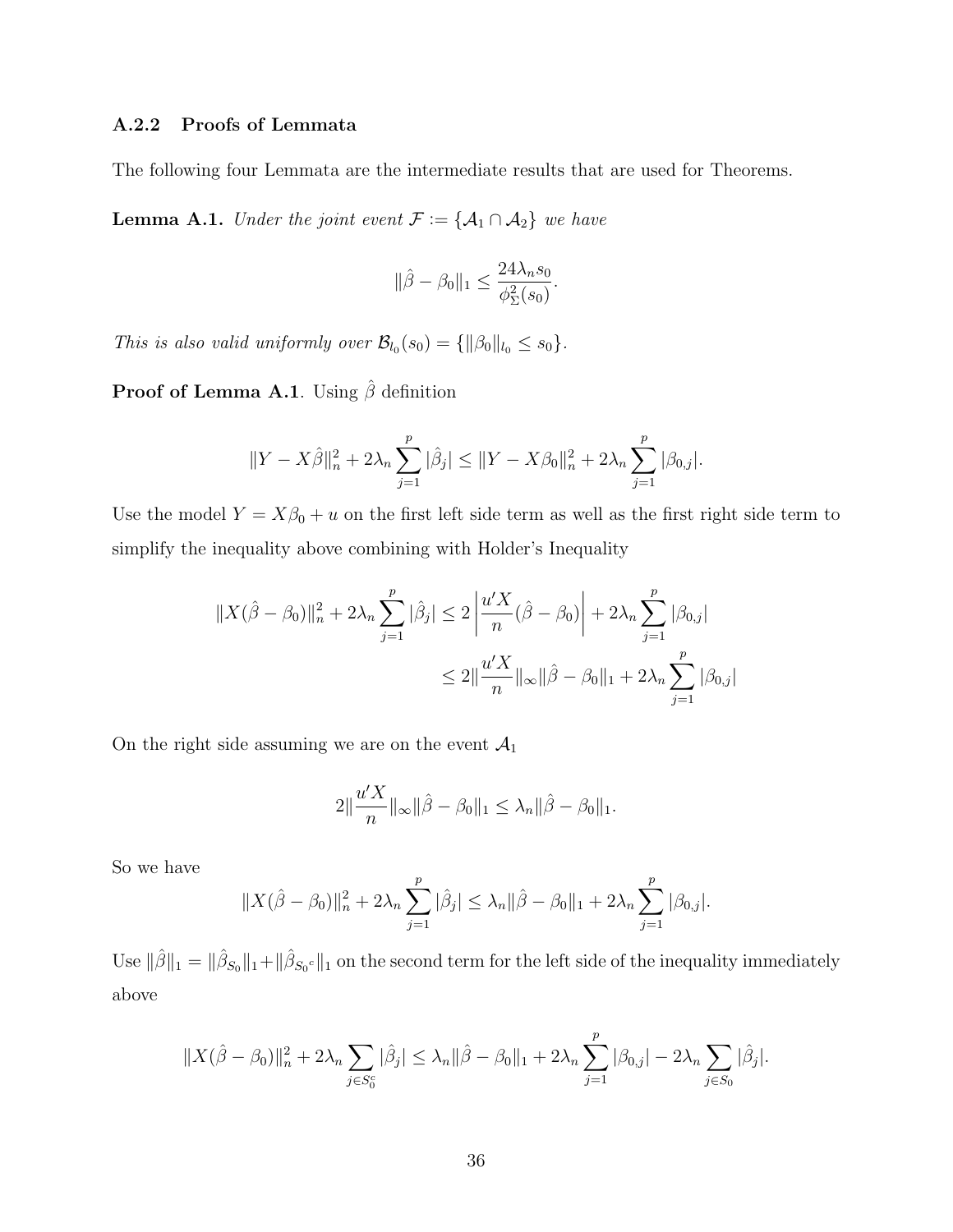### A.2.2 Proofs of Lemmata

The following four Lemmata are the intermediate results that are used for Theorems.

**Lemma A.1.** *Under the joint event $\mathcal{F} := \{\mathcal{A}_1 \cap \mathcal{A}_2\}$ we have*

$$\|\hat{\beta} - \beta_0\|_1 \leq \frac{24\lambda_n s_0}{\phi_\Sigma^2(s_0)}.$$

*This is also valid uniformly over $\mathcal{B}_{l_0}(s_0) = \{\|\beta_0\|_{l_0} \leq s_0\}$.*

**Proof of Lemma A.1**. Using $\hat{\beta}$ definition

$$\|Y - X\hat{\beta}\|_n^2 + 2\lambda_n \sum_{j=1}^p |\hat{\beta}_j| \leq \|Y - X\beta_0\|_n^2 + 2\lambda_n \sum_{j=1}^p |\beta_{0,j}|.$$

Use the model $Y = X\beta_0 + u$ on the first left side term as well as the first right side term to simplify the inequality above combining with Holder's Inequality

$$\begin{aligned}\|X(\hat{\beta} - \beta_0)\|_n^2 + 2\lambda_n \sum_{j=1}^p |\hat{\beta}_j| &\leq 2\left|\frac{u'X}{n}(\hat{\beta} - \beta_0)\right| + 2\lambda_n \sum_{j=1}^p |\beta_{0,j}| \\ &\leq 2\|\frac{u'X}{n}\|_\infty \|\hat{\beta} - \beta_0\|_1 + 2\lambda_n \sum_{j=1}^p |\beta_{0,j}|\end{aligned}$$

On the right side assuming we are on the event $\mathcal{A}_1$

$$2\|\frac{u'X}{n}\|_\infty \|\hat{\beta} - \beta_0\|_1 \leq \lambda_n \|\hat{\beta} - \beta_0\|_1.$$

So we have

$$\|X(\hat{\beta} - \beta_0)\|_n^2 + 2\lambda_n \sum_{j=1}^p |\hat{\beta}_j| \leq \lambda_n \|\hat{\beta} - \beta_0\|_1 + 2\lambda_n \sum_{j=1}^p |\beta_{0,j}|.$$

Use $\|\hat{\beta}\|_1 = \|\hat{\beta}_{S_0}\|_1 + \|\hat{\beta}_{S_0{}^c}\|_1$ on the second term for the left side of the inequality immediately above

$$\|X(\hat{\beta} - \beta_0)\|_n^2 + 2\lambda_n \sum_{j \in S_0^c} |\hat{\beta}_j| \leq \lambda_n \|\hat{\beta} - \beta_0\|_1 + 2\lambda_n \sum_{j=1}^p |\beta_{0,j}| - 2\lambda_n \sum_{j \in S_0} |\hat{\beta}_j|.$$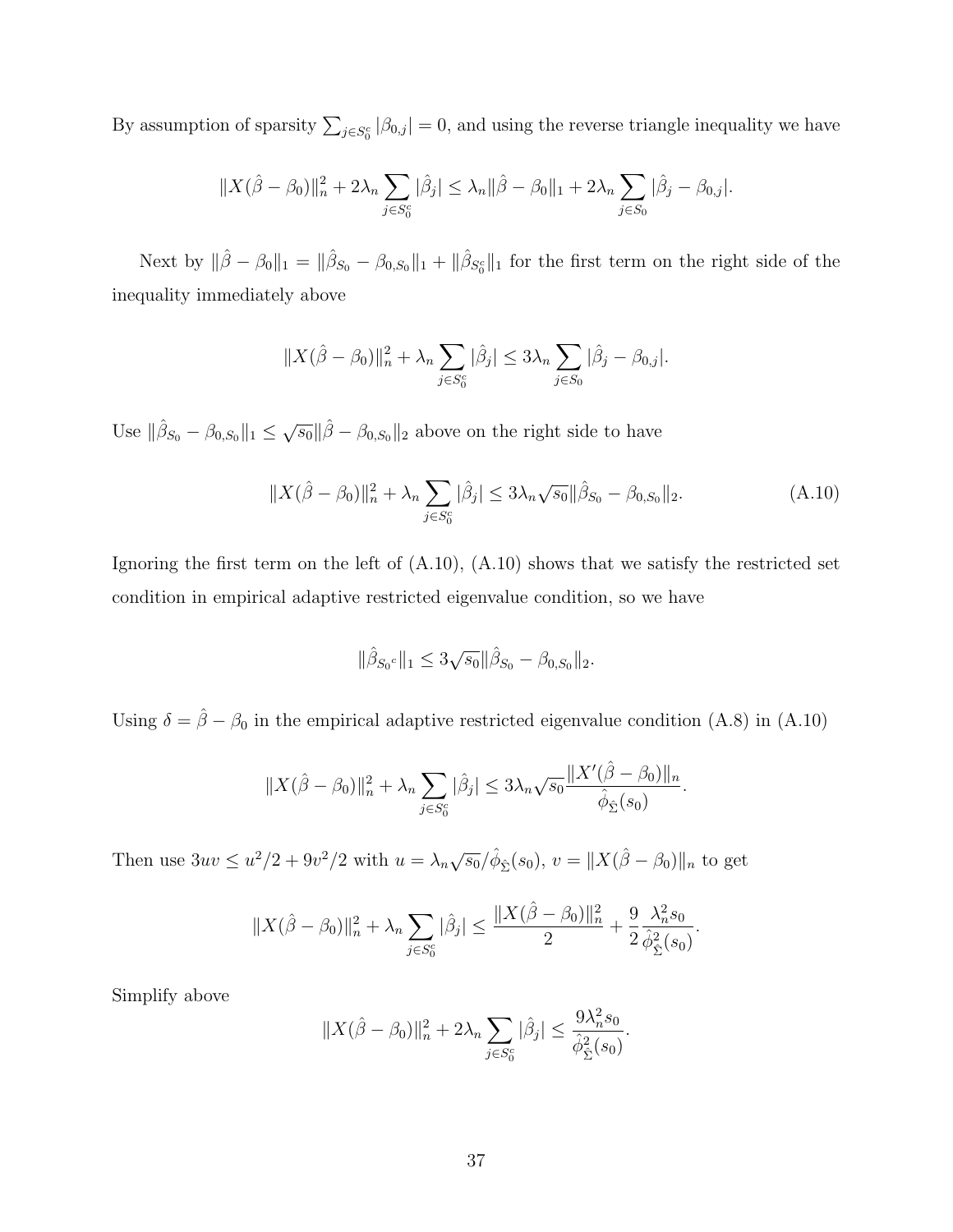By assumption of sparsity $\sum_{j \in S_0^c} |\beta_{0,j}| = 0$, and using the reverse triangle inequality we have

$$\|X(\hat{\beta} - \beta_0)\|_n^2 + 2\lambda_n \sum_{j \in S_0^c} |\hat{\beta}_j| \leq \lambda_n \|\hat{\beta} - \beta_0\|_1 + 2\lambda_n \sum_{j \in S_0} |\hat{\beta}_j - \beta_{0,j}|.$$

Next by $\|\hat{\beta} - \beta_0\|_1 = \|\hat{\beta}_{S_0} - \beta_{0,S_0}\|_1 + \|\hat{\beta}_{S_0^c}\|_1$ for the first term on the right side of the inequality immediately above

$$\|X(\hat{\beta} - \beta_0)\|_n^2 + \lambda_n \sum_{j \in S_0^c} |\hat{\beta}_j| \leq 3\lambda_n \sum_{j \in S_0} |\hat{\beta}_j - \beta_{0,j}|.$$

Use $\|\hat{\beta}_{S_0} - \beta_{0,S_0}\|_1 \leq \sqrt{s_0} \|\hat{\beta} - \beta_{0,S_0}\|_2$ above on the right side to have

$$\|X(\hat{\beta} - \beta_0)\|_n^2 + \lambda_n \sum_{j \in S_0^c} |\hat{\beta}_j| \leq 3\lambda_n \sqrt{s_0} \|\hat{\beta}_{S_0} - \beta_{0,S_0}\|_2. \tag{A.10}$$

Ignoring the first term on the left of (A.10), (A.10) shows that we satisfy the restricted set condition in empirical adaptive restricted eigenvalue condition, so we have

$$\|\hat{\beta}_{S_0{}^c}\|_1 \leq 3\sqrt{s_0} \|\hat{\beta}_{S_0} - \beta_{0,S_0}\|_2.$$

Using $\delta = \hat{\beta} - \beta_0$ in the empirical adaptive restricted eigenvalue condition (A.8) in (A.10)

$$\|X(\hat{\beta} - \beta_0)\|_n^2 + \lambda_n \sum_{j \in S_0^c} |\hat{\beta}_j| \leq 3\lambda_n \sqrt{s_0} \frac{\|X'(\hat{\beta} - \beta_0)\|_n}{\hat{\phi}_{\hat{\Sigma}}(s_0)}.$$

Then use $3uv \leq u^2/2 + 9v^2/2$ with $u = \lambda_n \sqrt{s_0}/\hat{\phi}_{\hat{\Sigma}}(s_0)$, $v = \|X(\hat{\beta} - \beta_0)\|_n$ to get

$$\|X(\hat{\beta} - \beta_0)\|_n^2 + \lambda_n \sum_{j \in S_0^c} |\hat{\beta}_j| \leq \frac{\|X(\hat{\beta} - \beta_0)\|_n^2}{2} + \frac{9}{2} \frac{\lambda_n^2 s_0}{\hat{\phi}_{\hat{\Sigma}}^2(s_0)}.$$

Simplify above

$$\|X(\hat{\beta} - \beta_0)\|_n^2 + 2\lambda_n \sum_{j \in S_0^c} |\hat{\beta}_j| \leq \frac{9\lambda_n^2 s_0}{\hat{\phi}_{\hat{\Sigma}}^2(s_0)}.$$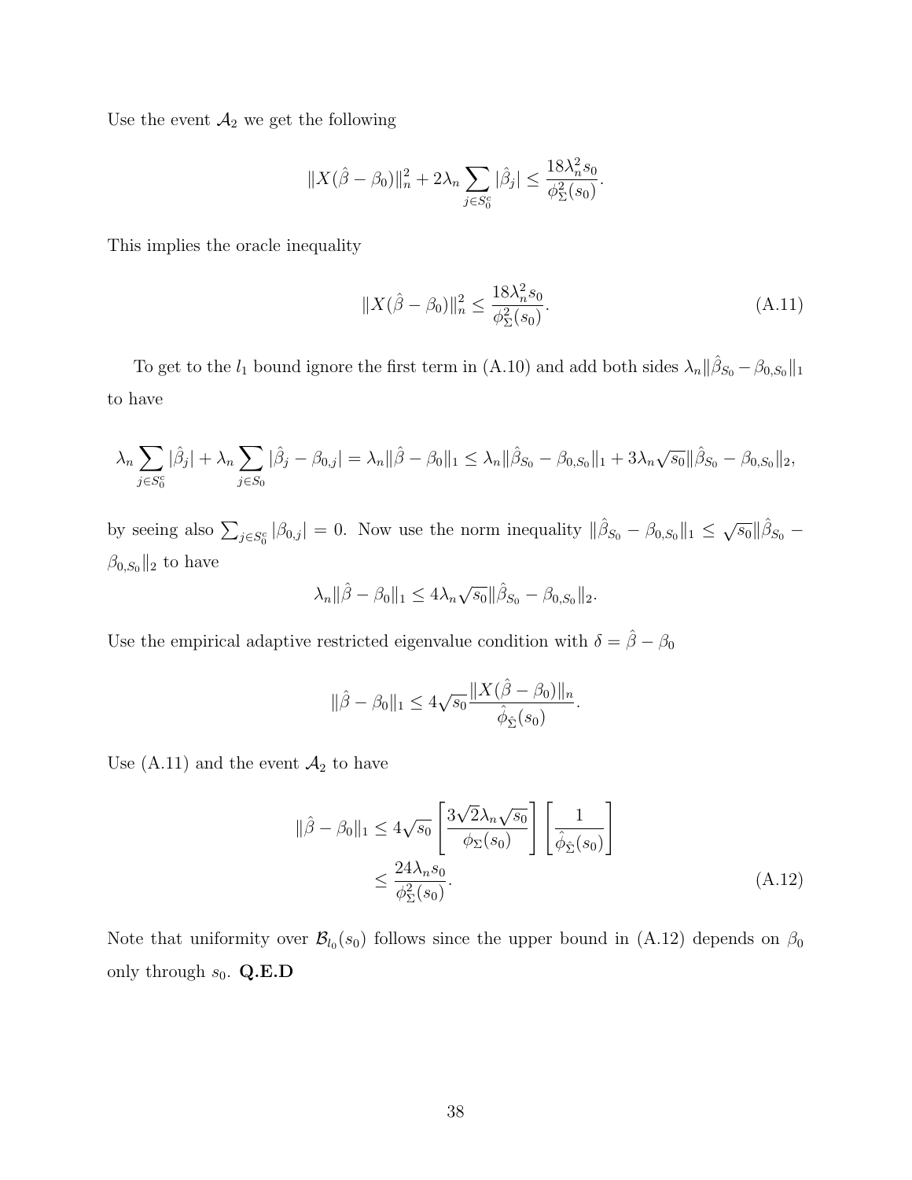Use the event $\mathcal{A}_2$ we get the following

$$\|X(\hat{\beta} - \beta_0)\|_n^2 + 2\lambda_n \sum_{j \in S_0^c} |\hat{\beta}_j| \leq \frac{18\lambda_n^2 s_0}{\phi_\Sigma^2(s_0)}.$$

This implies the oracle inequality

$$\|X(\hat{\beta} - \beta_0)\|_n^2 \leq \frac{18\lambda_n^2 s_0}{\phi_\Sigma^2(s_0)}. \tag{A.11}$$

To get to the $l_1$ bound ignore the first term in (A.10) and add both sides $\lambda_n \|\hat{\beta}_{S_0} - \beta_{0,S_0}\|_1$ to have

$$\lambda_n \sum_{j \in S_0^c} |\hat{\beta}_j| + \lambda_n \sum_{j \in S_0} |\hat{\beta}_j - \beta_{0,j}| = \lambda_n \|\hat{\beta} - \beta_0\|_1 \leq \lambda_n \|\hat{\beta}_{S_0} - \beta_{0,S_0}\|_1 + 3\lambda_n \sqrt{s_0} \|\hat{\beta}_{S_0} - \beta_{0,S_0}\|_2,$$

by seeing also $\sum_{j \in S_0^c} |\beta_{0,j}| = 0$. Now use the norm inequality $\|\hat{\beta}_{S_0} - \beta_{0,S_0}\|_1 \leq \sqrt{s_0} \|\hat{\beta}_{S_0} - \beta_{0,S_0}\|_2$ to have

$$\lambda_n \|\hat{\beta} - \beta_0\|_1 \leq 4\lambda_n \sqrt{s_0} \|\hat{\beta}_{S_0} - \beta_{0,S_0}\|_2.$$

Use the empirical adaptive restricted eigenvalue condition with $\delta = \hat{\beta} - \beta_0$

$$\|\hat{\beta} - \beta_0\|_1 \leq 4\sqrt{s_0} \frac{\|X(\hat{\beta} - \beta_0)\|_n}{\hat{\phi}_{\hat{\Sigma}}(s_0)}.$$

Use (A.11) and the event $\mathcal{A}_2$ to have

$$\begin{aligned}
\|\hat{\beta} - \beta_0\|_1 &\leq 4\sqrt{s_0} \left[ \frac{3\sqrt{2}\lambda_n \sqrt{s_0}}{\phi_\Sigma(s_0)} \right] \left[ \frac{1}{\hat{\phi}_{\hat{\Sigma}}(s_0)} \right] \\
&\leq \frac{24\lambda_n s_0}{\phi_\Sigma^2(s_0)}.
\end{aligned} \tag{A.12}$$

Note that uniformity over $\mathcal{B}_{l_0}(s_0)$ follows since the upper bound in (A.12) depends on $\beta_0$ only through $s_0$. **Q.E.D**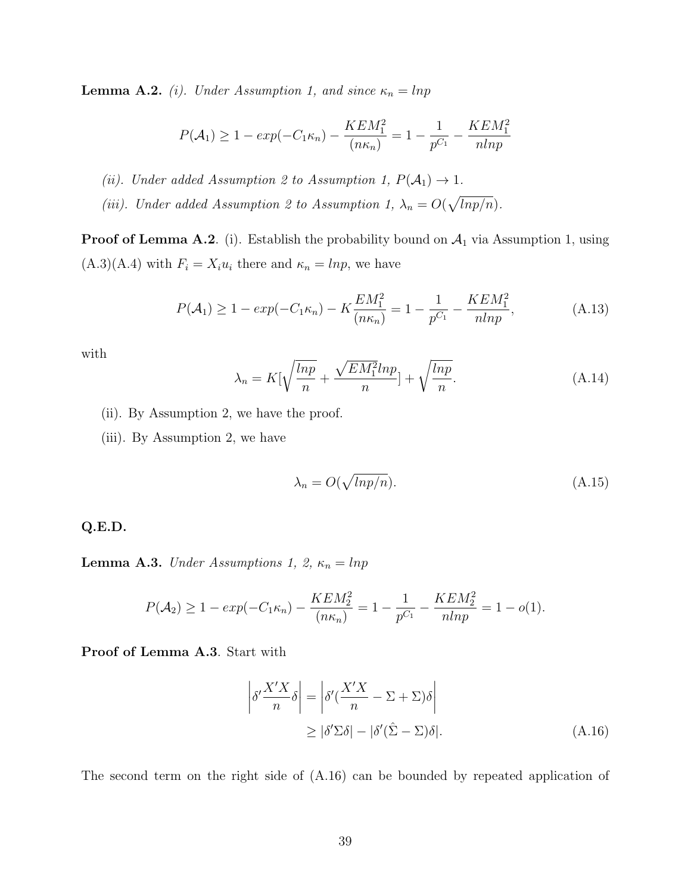**Lemma A.2.** *(i). Under Assumption 1, and since $\kappa_n = lnp$*

$$P(\mathcal{A}_1) \geq 1 - exp(-C_1\kappa_n) - \frac{KEM_1^2}{(n\kappa_n)} = 1 - \frac{1}{p^{C_1}} - \frac{KEM_1^2}{nlnp}$$

*(ii). Under added Assumption 2 to Assumption 1, $P(\mathcal{A}_1) \to 1$.*

*(iii). Under added Assumption 2 to Assumption 1, $\lambda_n = O(\sqrt{lnp/n})$.*

**Proof of Lemma A.2**. (i). Establish the probability bound on $\mathcal{A}_1$ via Assumption 1, using (A.3)(A.4) with $F_i = X_i u_i$ there and $\kappa_n = lnp$, we have

$$P(\mathcal{A}_1) \geq 1 - exp(-C_1\kappa_n) - K\frac{EM_1^2}{(n\kappa_n)} = 1 - \frac{1}{p^{C_1}} - \frac{KEM_1^2}{nlnp}, \tag{A.13}$$

with

$$\lambda_n = K[\sqrt{\frac{lnp}{n}} + \frac{\sqrt{EM_1^2}lnp}{n}] + \sqrt{\frac{lnp}{n}}. \tag{A.14}$$

(ii). By Assumption 2, we have the proof.

(iii). By Assumption 2, we have

$$\lambda_n = O(\sqrt{lnp/n}). \tag{A.15}$$

**Q.E.D.**

**Lemma A.3.** *Under Assumptions 1, 2, $\kappa_n = lnp$*

$$P(\mathcal{A}_2) \geq 1 - exp(-C_1\kappa_n) - \frac{KEM_2^2}{(n\kappa_n)} = 1 - \frac{1}{p^{C_1}} - \frac{KEM_2^2}{nlnp} = 1 - o(1).$$

**Proof of Lemma A.3**. Start with

$$\begin{aligned} \left|\delta'\frac{X'X}{n}\delta\right| &= \left|\delta'(\frac{X'X}{n} - \Sigma + \Sigma)\delta\right| \\ &\geq |\delta'\Sigma\delta| - |\delta'(\hat{\Sigma} - \Sigma)\delta|. \end{aligned} \tag{A.16}$$

The second term on the right side of (A.16) can be bounded by repeated application of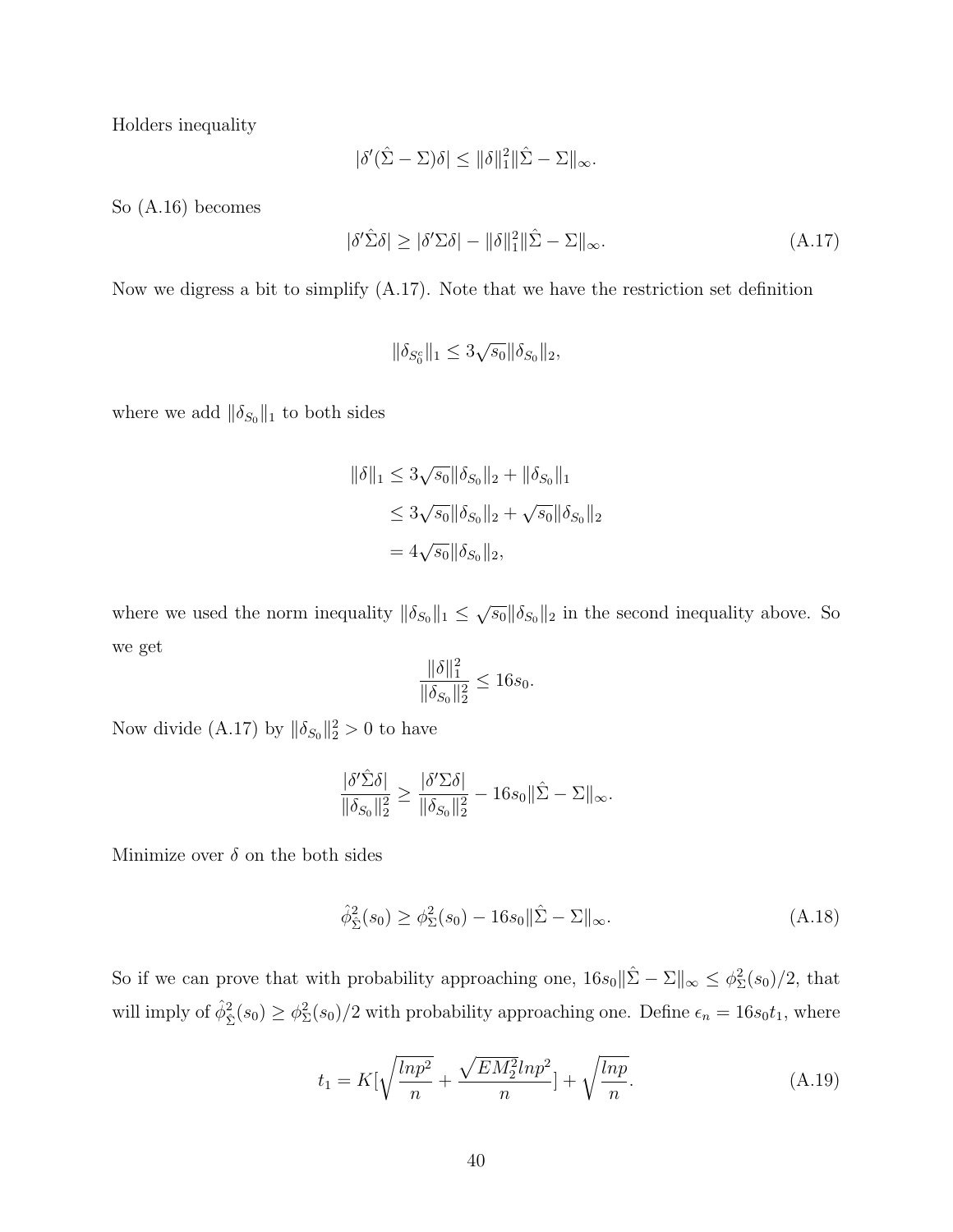Holders inequality

$$|\delta'(\hat{\Sigma} - \Sigma)\delta| \leq \|\delta\|_1^2 \|\hat{\Sigma} - \Sigma\|_\infty.$$

So (A.16) becomes

$$|\delta'\hat{\Sigma}\delta| \geq |\delta'\Sigma\delta| - \|\delta\|_1^2 \|\hat{\Sigma} - \Sigma\|_\infty. \tag{A.17}$$

Now we digress a bit to simplify (A.17). Note that we have the restriction set definition

$$\|\delta_{S_0^c}\|_1 \leq 3\sqrt{s_0}\|\delta_{S_0}\|_2,$$

where we add $\|\delta_{S_0}\|_1$ to both sides

$$\begin{aligned}
\|\delta\|_1 &\leq 3\sqrt{s_0}\|\delta_{S_0}\|_2 + \|\delta_{S_0}\|_1 \\
&\leq 3\sqrt{s_0}\|\delta_{S_0}\|_2 + \sqrt{s_0}\|\delta_{S_0}\|_2 \\
&= 4\sqrt{s_0}\|\delta_{S_0}\|_2,
\end{aligned}$$

where we used the norm inequality $\|\delta_{S_0}\|_1 \leq \sqrt{s_0}\|\delta_{S_0}\|_2$ in the second inequality above. So we get

$$\frac{\|\delta\|_1^2}{\|\delta_{S_0}\|_2^2} \leq 16 s_0.$$

Now divide (A.17) by $\|\delta_{S_0}\|_2^2 > 0$ to have

$$\frac{|\delta'\hat{\Sigma}\delta|}{\|\delta_{S_0}\|_2^2} \geq \frac{|\delta'\Sigma\delta|}{\|\delta_{S_0}\|_2^2} - 16 s_0 \|\hat{\Sigma} - \Sigma\|_\infty.$$

Minimize over $\delta$ on the both sides

$$\hat{\phi}_{\hat{\Sigma}}^2(s_0) \geq \phi_\Sigma^2(s_0) - 16 s_0 \|\hat{\Sigma} - \Sigma\|_\infty. \tag{A.18}$$

So if we can prove that with probability approaching one, $16 s_0 \|\hat{\Sigma} - \Sigma\|_\infty \leq \phi_\Sigma^2(s_0)/2$, that will imply of $\hat{\phi}_{\hat{\Sigma}}^2(s_0) \geq \phi_\Sigma^2(s_0)/2$ with probability approaching one. Define $\epsilon_n = 16 s_0 t_1$, where

$$t_1 = K[\sqrt{\frac{lnp^2}{n}} + \frac{\sqrt{EM_2^2} lnp^2}{n}] + \sqrt{\frac{lnp}{n}}. \tag{A.19}$$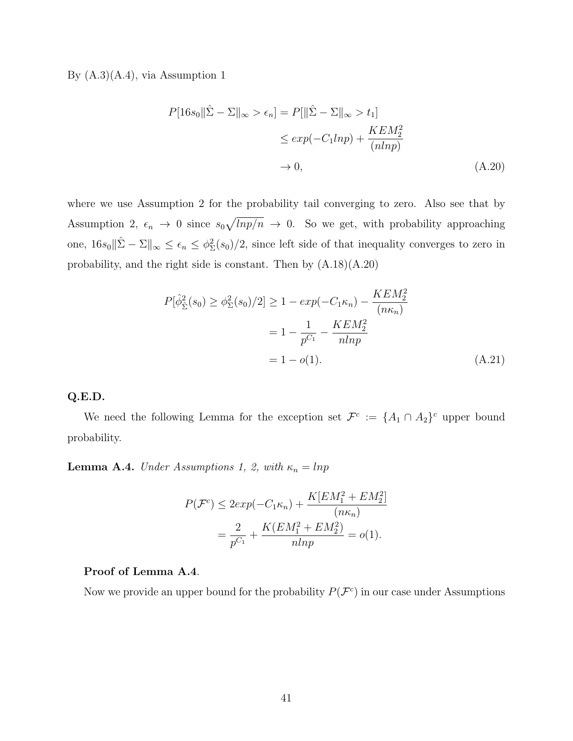By (A.3)(A.4), via Assumption 1

$$
\begin{aligned}
P[16s_0\|\hat{\Sigma} - \Sigma\|_\infty > \epsilon_n] &= P[\|\hat{\Sigma} - \Sigma\|_\infty > t_1] \\
&\leq exp(-C_1 lnp) + \frac{KEM_2^2}{(nlnp)} \\
&\to 0, \qquad \text{(A.20)}
\end{aligned}
$$

where we use Assumption 2 for the probability tail converging to zero. Also see that by Assumption 2, $\epsilon_n \to 0$ since $s_0\sqrt{lnp/n} \to 0$. So we get, with probability approaching one, $16s_0\|\hat{\Sigma} - \Sigma\|_\infty \leq \epsilon_n \leq \phi_\Sigma^2(s_0)/2$, since left side of that inequality converges to zero in probability, and the right side is constant. Then by (A.18)(A.20)

$$
\begin{aligned}
P[\hat{\phi}_{\hat{\Sigma}}^2(s_0) \geq \phi_\Sigma^2(s_0)/2] &\geq 1 - exp(-C_1\kappa_n) - \frac{KEM_2^2}{(n\kappa_n)} \\
&= 1 - \frac{1}{p^{C_1}} - \frac{KEM_2^2}{nlnp} \\
&= 1 - o(1). \qquad \text{(A.21)}
\end{aligned}
$$

**Q.E.D.**

We need the following Lemma for the exception set $\mathcal{F}^c := \{A_1 \cap A_2\}^c$ upper bound probability.

**Lemma A.4.** *Under Assumptions 1, 2, with $\kappa_n = lnp$*

$$
\begin{aligned}
P(\mathcal{F}^c) &\leq 2exp(-C_1\kappa_n) + \frac{K[EM_1^2 + EM_2^2]}{(n\kappa_n)} \\
&= \frac{2}{p^{C_1}} + \frac{K(EM_1^2 + EM_2^2)}{nlnp} = o(1).
\end{aligned}
$$

**Proof of Lemma A.4**.

Now we provide an upper bound for the probability $P(\mathcal{F}^c)$ in our case under Assumptions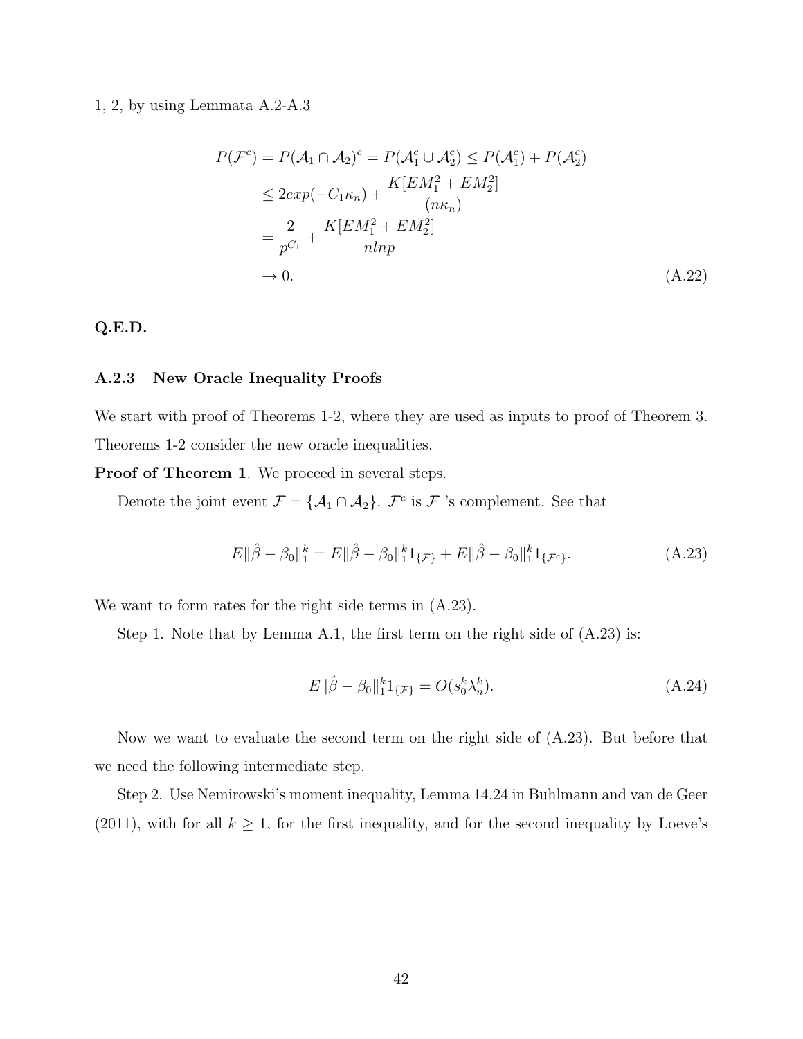1, 2, by using Lemmata A.2-A.3

$$
\begin{aligned}
P(\mathcal{F}^c) &= P(\mathcal{A}_1 \cap \mathcal{A}_2)^c = P(\mathcal{A}_1^c \cup \mathcal{A}_2^c) \leq P(\mathcal{A}_1^c) + P(\mathcal{A}_2^c) \\
&\leq 2exp(-C_1 \kappa_n) + \frac{K[EM_1^2 + EM_2^2]}{(n\kappa_n)} \\
&= \frac{2}{p^{C_1}} + \frac{K[EM_1^2 + EM_2^2]}{nlnp} \\
&\to 0. 
\end{aligned} \tag{A.22}
$$

**Q.E.D.**

### A.2.3 New Oracle Inequality Proofs

We start with proof of Theorems 1-2, where they are used as inputs to proof of Theorem 3. Theorems 1-2 consider the new oracle inequalities.

**Proof of Theorem 1**. We proceed in several steps.

Denote the joint event $\mathcal{F} = \{\mathcal{A}_1 \cap \mathcal{A}_2\}$. $\mathcal{F}^c$ is $\mathcal{F}$ 's complement. See that

$$
E\|\hat{\beta} - \beta_0\|_1^k = E\|\hat{\beta} - \beta_0\|_1^k 1_{\{\mathcal{F}\}} + E\|\hat{\beta} - \beta_0\|_1^k 1_{\{\mathcal{F}^c\}}. \tag{A.23}
$$

We want to form rates for the right side terms in (A.23).

Step 1. Note that by Lemma A.1, the first term on the right side of (A.23) is:

$$
E\|\hat{\beta} - \beta_0\|_1^k 1_{\{\mathcal{F}\}} = O(s_0^k \lambda_n^k). \tag{A.24}
$$

Now we want to evaluate the second term on the right side of (A.23). But before that we need the following intermediate step.

Step 2. Use Nemirowski's moment inequality, Lemma 14.24 in Buhlmann and van de Geer (2011), with for all $k \geq 1$, for the first inequality, and for the second inequality by Loeve's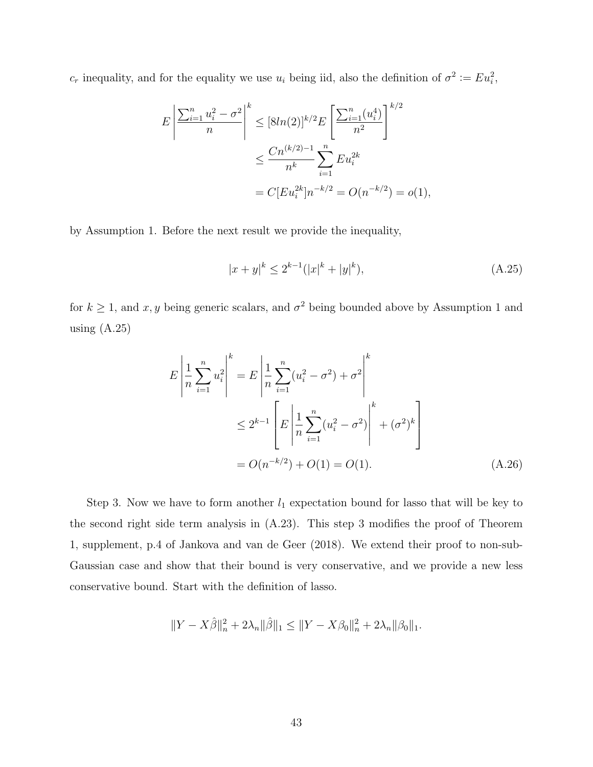$c_r$ inequality, and for the equality we use $u_i$ being iid, also the definition of $\sigma^2 := Eu_i^2$,

$$
\begin{aligned}
E\left|\frac{\sum_{i=1}^n u_i^2 - \sigma^2}{n}\right|^k &\leq [8ln(2)]^{k/2} E\left[\frac{\sum_{i=1}^n (u_i^4)}{n^2}\right]^{k/2} \\
&\leq \frac{Cn^{(k/2)-1}}{n^k}\sum_{i=1}^n Eu_i^{2k} \\
&= C[Eu_i^{2k}]n^{-k/2} = O(n^{-k/2}) = o(1),
\end{aligned}
$$

by Assumption 1. Before the next result we provide the inequality,

$$
|x+y|^k \leq 2^{k-1}(|x|^k + |y|^k), \tag{A.25}
$$

for $k \geq 1$, and $x, y$ being generic scalars, and $\sigma^2$ being bounded above by Assumption 1 and using (A.25)

$$
\begin{aligned}
E\left|\frac{1}{n}\sum_{i=1}^n u_i^2\right|^k &= E\left|\frac{1}{n}\sum_{i=1}^n (u_i^2 - \sigma^2) + \sigma^2\right|^k \\
&\leq 2^{k-1}\left[E\left|\frac{1}{n}\sum_{i=1}^n (u_i^2 - \sigma^2)\right|^k + (\sigma^2)^k\right] \\
&= O(n^{-k/2}) + O(1) = O(1).
\end{aligned} \tag{A.26}
$$

Step 3. Now we have to form another $l_1$ expectation bound for lasso that will be key to the second right side term analysis in (A.23). This step 3 modifies the proof of Theorem 1, supplement, p.4 of Jankova and van de Geer (2018). We extend their proof to non-sub-Gaussian case and show that their bound is very conservative, and we provide a new less conservative bound. Start with the definition of lasso.

$$
\|Y - X\hat{\beta}\|_n^2 + 2\lambda_n\|\hat{\beta}\|_1 \leq \|Y - X\beta_0\|_n^2 + 2\lambda_n\|\beta_0\|_1.
$$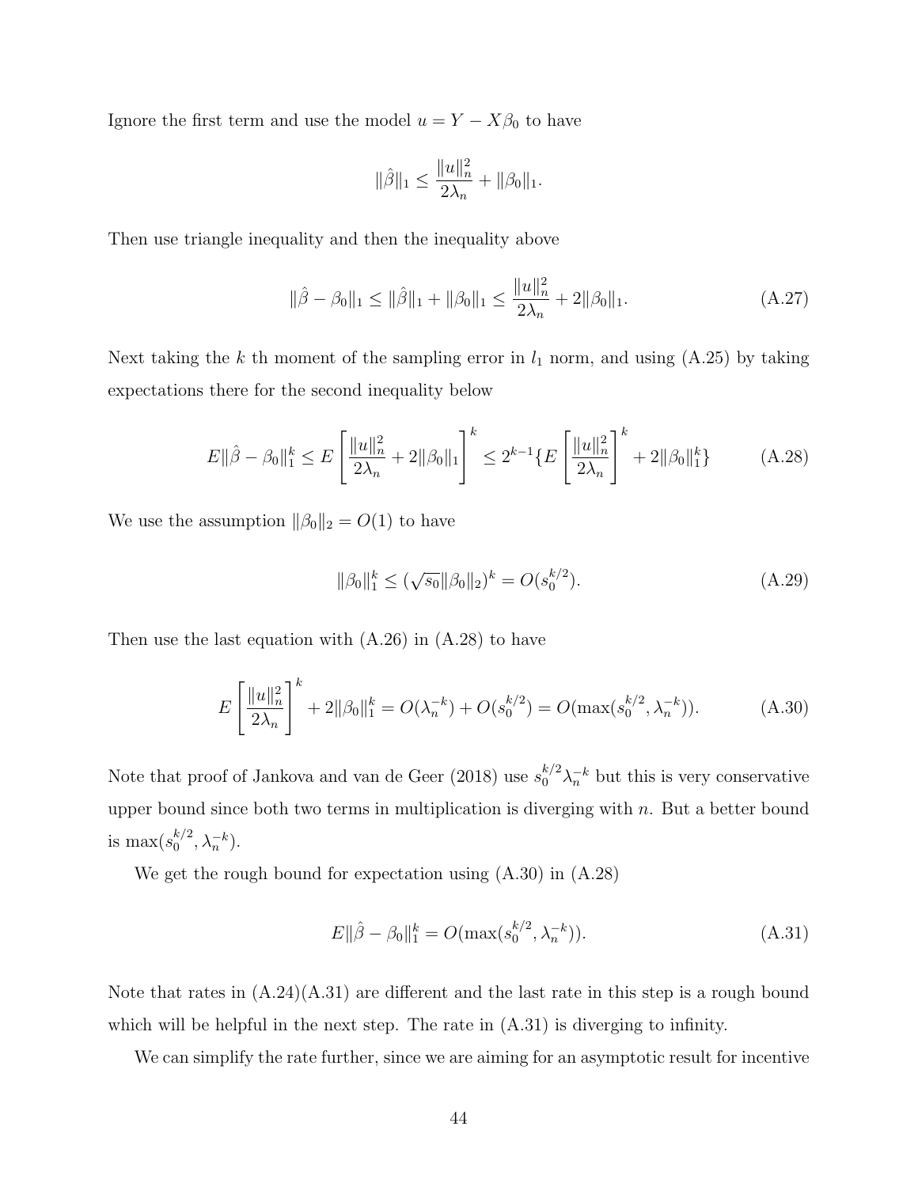Ignore the first term and use the model $u = Y - X\beta_0$ to have

$$\|\hat{\beta}\|_1 \leq \frac{\|u\|_n^2}{2\lambda_n} + \|\beta_0\|_1.$$

Then use triangle inequality and then the inequality above

$$\|\hat{\beta} - \beta_0\|_1 \leq \|\hat{\beta}\|_1 + \|\beta_0\|_1 \leq \frac{\|u\|_n^2}{2\lambda_n} + 2\|\beta_0\|_1. \tag{A.27}$$

Next taking the $k$ th moment of the sampling error in $l_1$ norm, and using (A.25) by taking expectations there for the second inequality below

$$E\|\hat{\beta} - \beta_0\|_1^k \leq E\left[\frac{\|u\|_n^2}{2\lambda_n} + 2\|\beta_0\|_1\right]^k \leq 2^{k-1}\{E\left[\frac{\|u\|_n^2}{2\lambda_n}\right]^k + 2\|\beta_0\|_1^k\} \tag{A.28}$$

We use the assumption $\|\beta_0\|_2 = O(1)$ to have

$$\|\beta_0\|_1^k \leq (\sqrt{s_0}\|\beta_0\|_2)^k = O(s_0^{k/2}). \tag{A.29}$$

Then use the last equation with (A.26) in (A.28) to have

$$E\left[\frac{\|u\|_n^2}{2\lambda_n}\right]^k + 2\|\beta_0\|_1^k = O(\lambda_n^{-k}) + O(s_0^{k/2}) = O(\max(s_0^{k/2}, \lambda_n^{-k})). \tag{A.30}$$

Note that proof of Jankova and van de Geer (2018) use $s_0^{k/2}\lambda_n^{-k}$ but this is very conservative upper bound since both two terms in multiplication is diverging with $n$. But a better bound is $\max(s_0^{k/2}, \lambda_n^{-k})$.

We get the rough bound for expectation using (A.30) in (A.28)

$$E\|\hat{\beta} - \beta_0\|_1^k = O(\max(s_0^{k/2}, \lambda_n^{-k})). \tag{A.31}$$

Note that rates in (A.24)(A.31) are different and the last rate in this step is a rough bound which will be helpful in the next step. The rate in (A.31) is diverging to infinity.

We can simplify the rate further, since we are aiming for an asymptotic result for incentive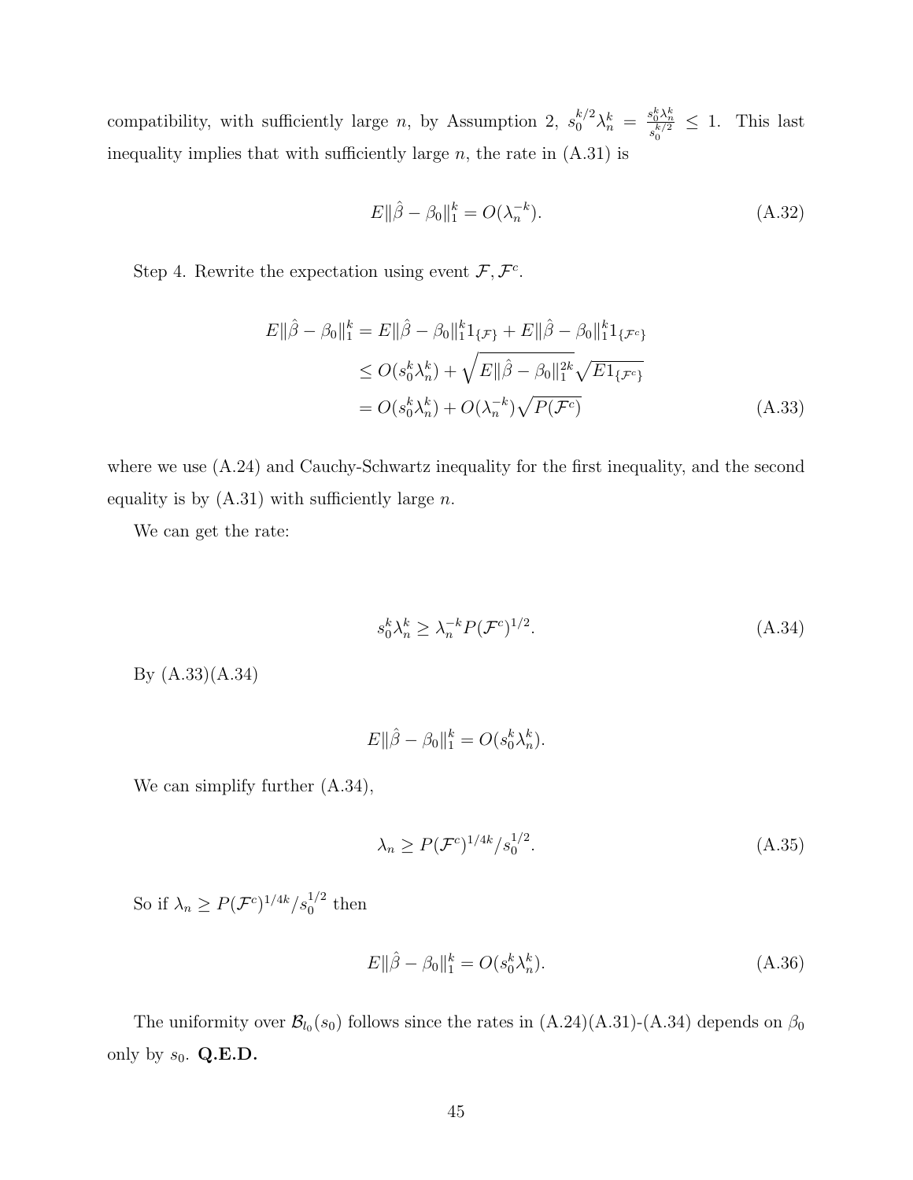compatibility, with sufficiently large $n$, by Assumption 2, $s_0^{k/2}\lambda_n^k = \frac{s_0^k \lambda_n^k}{s_0^{k/2}} \leq 1$. This last inequality implies that with sufficiently large $n$, the rate in (A.31) is

$$E\|\hat{\beta} - \beta_0\|_1^k = O(\lambda_n^{-k}). \tag{A.32}$$

Step 4. Rewrite the expectation using event $\mathcal{F}, \mathcal{F}^c$.

$$\begin{aligned} E\|\hat{\beta} - \beta_0\|_1^k &= E\|\hat{\beta} - \beta_0\|_1^k 1_{\{\mathcal{F}\}} + E\|\hat{\beta} - \beta_0\|_1^k 1_{\{\mathcal{F}^c\}} \\ &\leq O(s_0^k \lambda_n^k) + \sqrt{E\|\hat{\beta} - \beta_0\|_1^{2k}}\sqrt{E 1_{\{\mathcal{F}^c\}}} \\ &= O(s_0^k \lambda_n^k) + O(\lambda_n^{-k})\sqrt{P(\mathcal{F}^c)} \end{aligned} \tag{A.33}$$

where we use (A.24) and Cauchy-Schwartz inequality for the first inequality, and the second equality is by (A.31) with sufficiently large $n$.

We can get the rate:

$$s_0^k \lambda_n^k \geq \lambda_n^{-k} P(\mathcal{F}^c)^{1/2}. \tag{A.34}$$

By (A.33)(A.34)

$$E\|\hat{\beta} - \beta_0\|_1^k = O(s_0^k \lambda_n^k).$$

We can simplify further (A.34),

$$\lambda_n \geq P(\mathcal{F}^c)^{1/4k} / s_0^{1/2}. \tag{A.35}$$

So if $\lambda_n \geq P(\mathcal{F}^c)^{1/4k} / s_0^{1/2}$ then

$$E\|\hat{\beta} - \beta_0\|_1^k = O(s_0^k \lambda_n^k). \tag{A.36}$$

The uniformity over $\mathcal{B}_{l_0}(s_0)$ follows since the rates in (A.24)(A.31)-(A.34) depends on $\beta_0$ only by $s_0$. **Q.E.D.**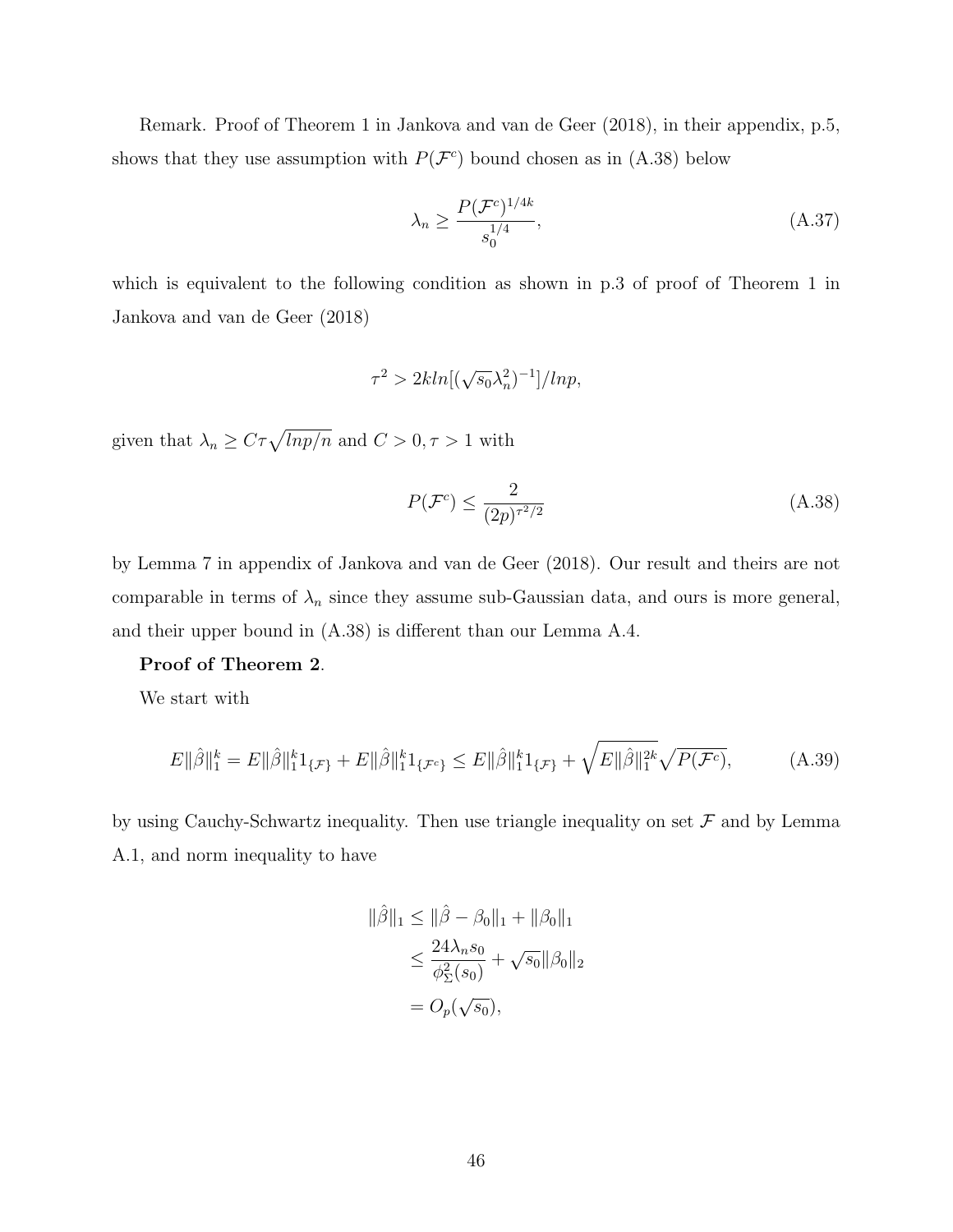Remark. Proof of Theorem 1 in Jankova and van de Geer (2018), in their appendix, p.5, shows that they use assumption with $P(\mathcal{F}^c)$ bound chosen as in (A.38) below

$$\lambda_n \geq \frac{P(\mathcal{F}^c)^{1/4k}}{s_0^{1/4}}, \tag{A.37}$$

which is equivalent to the following condition as shown in p.3 of proof of Theorem 1 in Jankova and van de Geer (2018)

$$\tau^2 > 2k ln[(\sqrt{s_0}\lambda_n^2)^{-1}]/lnp,$$

given that $\lambda_n \geq C\tau\sqrt{lnp/n}$ and $C > 0, \tau > 1$ with

$$P(\mathcal{F}^c) \leq \frac{2}{(2p)^{\tau^2/2}} \tag{A.38}$$

by Lemma 7 in appendix of Jankova and van de Geer (2018). Our result and theirs are not comparable in terms of $\lambda_n$ since they assume sub-Gaussian data, and ours is more general, and their upper bound in (A.38) is different than our Lemma A.4.

**Proof of Theorem 2**.

We start with

$$E\|\hat{\beta}\|_1^k = E\|\hat{\beta}\|_1^k 1_{\{\mathcal{F}\}} + E\|\hat{\beta}\|_1^k 1_{\{\mathcal{F}^c\}} \leq E\|\hat{\beta}\|_1^k 1_{\{\mathcal{F}\}} + \sqrt{E\|\hat{\beta}\|_1^{2k}}\sqrt{P(\mathcal{F}^c)}, \tag{A.39}$$

by using Cauchy-Schwartz inequality. Then use triangle inequality on set $\mathcal{F}$ and by Lemma A.1, and norm inequality to have

$$\begin{aligned}
\|\hat{\beta}\|_1 &\leq \|\hat{\beta} - \beta_0\|_1 + \|\beta_0\|_1 \\
&\leq \frac{24\lambda_n s_0}{\phi_\Sigma^2(s_0)} + \sqrt{s_0}\|\beta_0\|_2 \\
&= O_p(\sqrt{s_0}),
\end{aligned}$$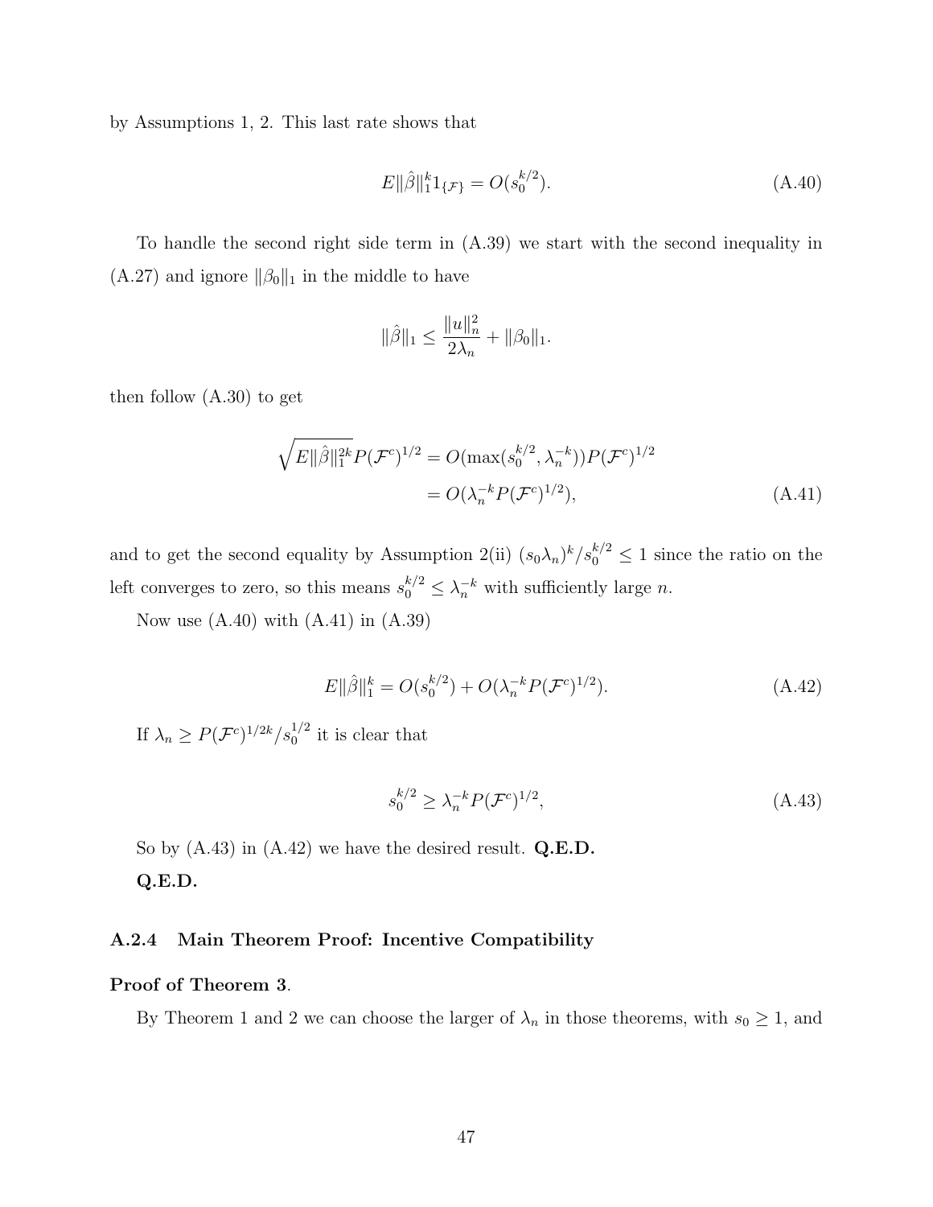by Assumptions 1, 2. This last rate shows that

$$E\|\hat{\beta}\|_1^k 1_{\{\mathcal{F}\}} = O(s_0^{k/2}). \tag{A.40}$$

To handle the second right side term in (A.39) we start with the second inequality in (A.27) and ignore $\|\beta_0\|_1$ in the middle to have

$$\|\hat{\beta}\|_1 \leq \frac{\|u\|_n^2}{2\lambda_n} + \|\beta_0\|_1.$$

then follow (A.30) to get

$$\begin{aligned} \sqrt{E\|\hat{\beta}\|_1^{2k}} P(\mathcal{F}^c)^{1/2} &= O(\max(s_0^{k/2}, \lambda_n^{-k})) P(\mathcal{F}^c)^{1/2} \\ &= O(\lambda_n^{-k} P(\mathcal{F}^c)^{1/2}), \end{aligned} \tag{A.41}$$

and to get the second equality by Assumption 2(ii) $(s_0\lambda_n)^k / s_0^{k/2} \leq 1$ since the ratio on the left converges to zero, so this means $s_0^{k/2} \leq \lambda_n^{-k}$ with sufficiently large $n$.

Now use (A.40) with (A.41) in (A.39)

$$E\|\hat{\beta}\|_1^k = O(s_0^{k/2}) + O(\lambda_n^{-k} P(\mathcal{F}^c)^{1/2}). \tag{A.42}$$

If $\lambda_n \geq P(\mathcal{F}^c)^{1/2k} / s_0^{1/2}$ it is clear that

$$s_0^{k/2} \geq \lambda_n^{-k} P(\mathcal{F}^c)^{1/2}, \tag{A.43}$$

So by (A.43) in (A.42) we have the desired result. **Q.E.D.**

**Q.E.D.**

### A.2.4 Main Theorem Proof: Incentive Compatibility

**Proof of Theorem 3**.

By Theorem 1 and 2 we can choose the larger of $\lambda_n$ in those theorems, with $s_0 \geq 1$, and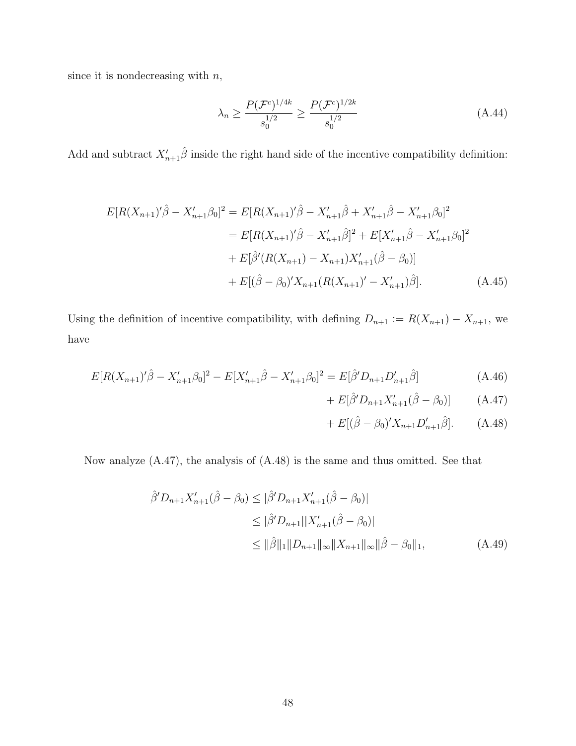since it is nondecreasing with $n$,

$$\lambda_n \geq \frac{P(\mathcal{F}^c)^{1/4k}}{s_0^{1/2}} \geq \frac{P(\mathcal{F}^c)^{1/2k}}{s_0^{1/2}} \tag{A.44}$$

Add and subtract $X_{n+1}'\hat{\beta}$ inside the right hand side of the incentive compatibility definition:

$$\begin{aligned}
E[R(X_{n+1})'\hat{\beta} - X_{n+1}'\beta_0]^2 &= E[R(X_{n+1})'\hat{\beta} - X_{n+1}'\hat{\beta} + X_{n+1}'\hat{\beta} - X_{n+1}'\beta_0]^2 \\
&= E[R(X_{n+1})'\hat{\beta} - X_{n+1}'\hat{\beta}]^2 + E[X_{n+1}'\hat{\beta} - X_{n+1}'\beta_0]^2 \\
&+ E[\hat{\beta}'(R(X_{n+1}) - X_{n+1})X_{n+1}'(\hat{\beta} - \beta_0)] \\
&+ E[(\hat{\beta} - \beta_0)'X_{n+1}(R(X_{n+1})' - X_{n+1}')\hat{\beta}].
\end{aligned} \tag{A.45}$$

Using the definition of incentive compatibility, with defining $D_{n+1} := R(X_{n+1}) - X_{n+1}$, we have

$$E[R(X_{n+1})'\hat{\beta} - X_{n+1}'\beta_0]^2 - E[X_{n+1}'\hat{\beta} - X_{n+1}'\beta_0]^2 = E[\hat{\beta}'D_{n+1}D_{n+1}'\hat{\beta}] \tag{A.46}$$

$$+ E[\hat{\beta}'D_{n+1}X_{n+1}'(\hat{\beta} - \beta_0)] \tag{A.47}$$

$$+ E[(\hat{\beta} - \beta_0)'X_{n+1}D_{n+1}'\hat{\beta}]. \tag{A.48}$$

Now analyze (A.47), the analysis of (A.48) is the same and thus omitted. See that

$$\begin{aligned}
\hat{\beta}'D_{n+1}X_{n+1}'(\hat{\beta} - \beta_0) &\leq |\hat{\beta}'D_{n+1}X_{n+1}'(\hat{\beta} - \beta_0)| \\
&\leq |\hat{\beta}'D_{n+1}||X_{n+1}'(\hat{\beta} - \beta_0)| \\
&\leq \|\hat{\beta}\|_1\|D_{n+1}\|_\infty\|X_{n+1}\|_\infty\|\hat{\beta} - \beta_0\|_1,
\end{aligned} \tag{A.49}$$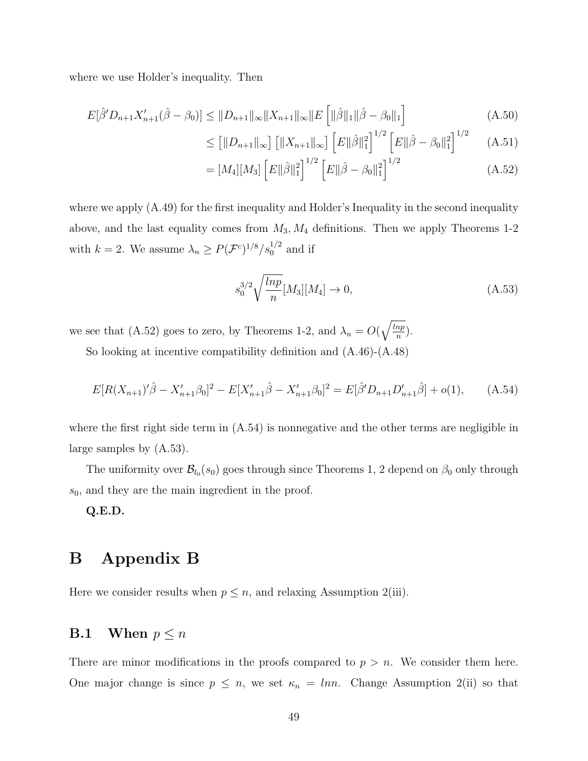where we use Holder's inequality. Then

$$E[\hat{\beta}' D_{n+1} X_{n+1}'(\hat{\beta} - \beta_0)] \leq \|D_{n+1}\|_\infty \|X_{n+1}\|_\infty \| E\left[\|\hat{\beta}\|_1 \|\hat{\beta} - \beta_0\|_1\right] \tag{A.50}$$

$$\leq \left[\|D_{n+1}\|_\infty\right] \left[\|X_{n+1}\|_\infty\right] \left[E\|\hat{\beta}\|_1^2\right]^{1/2} \left[E\|\hat{\beta} - \beta_0\|_1^2\right]^{1/2} \tag{A.51}$$

$$= [M_4][M_3] \left[E\|\hat{\beta}\|_1^2\right]^{1/2} \left[E\|\hat{\beta} - \beta_0\|_1^2\right]^{1/2} \tag{A.52}$$

where we apply (A.49) for the first inequality and Holder's Inequality in the second inequality above, and the last equality comes from $M_3, M_4$ definitions. Then we apply Theorems 1-2 with $k = 2$. We assume $\lambda_n \geq P(\mathcal{F}^c)^{1/8}/s_0^{1/2}$ and if

$$s_0^{3/2} \sqrt{\frac{lnp}{n}} [M_3][M_4] \to 0, \tag{A.53}$$

we see that (A.52) goes to zero, by Theorems 1-2, and $\lambda_n = O(\sqrt{\frac{lnp}{n}})$.

So looking at incentive compatibility definition and (A.46)-(A.48)

$$E[R(X_{n+1})'\hat{\beta} - X_{n+1}'\beta_0]^2 - E[X_{n+1}'\hat{\beta} - X_{n+1}'\beta_0]^2 = E[\hat{\beta}' D_{n+1} D_{n+1}' \hat{\beta}] + o(1), \tag{A.54}$$

where the first right side term in (A.54) is nonnegative and the other terms are negligible in large samples by (A.53).

The uniformity over $\mathcal{B}_{l_0}(s_0)$ goes through since Theorems 1, 2 depend on $\beta_0$ only through $s_0$, and they are the main ingredient in the proof.

**Q.E.D.**

# B Appendix B

Here we consider results when $p \leq n$, and relaxing Assumption 2(iii).

## B.1 When $p \leq n$

There are minor modifications in the proofs compared to $p > n$. We consider them here. One major change is since $p \leq n$, we set $\kappa_n = lnn$. Change Assumption 2(ii) so that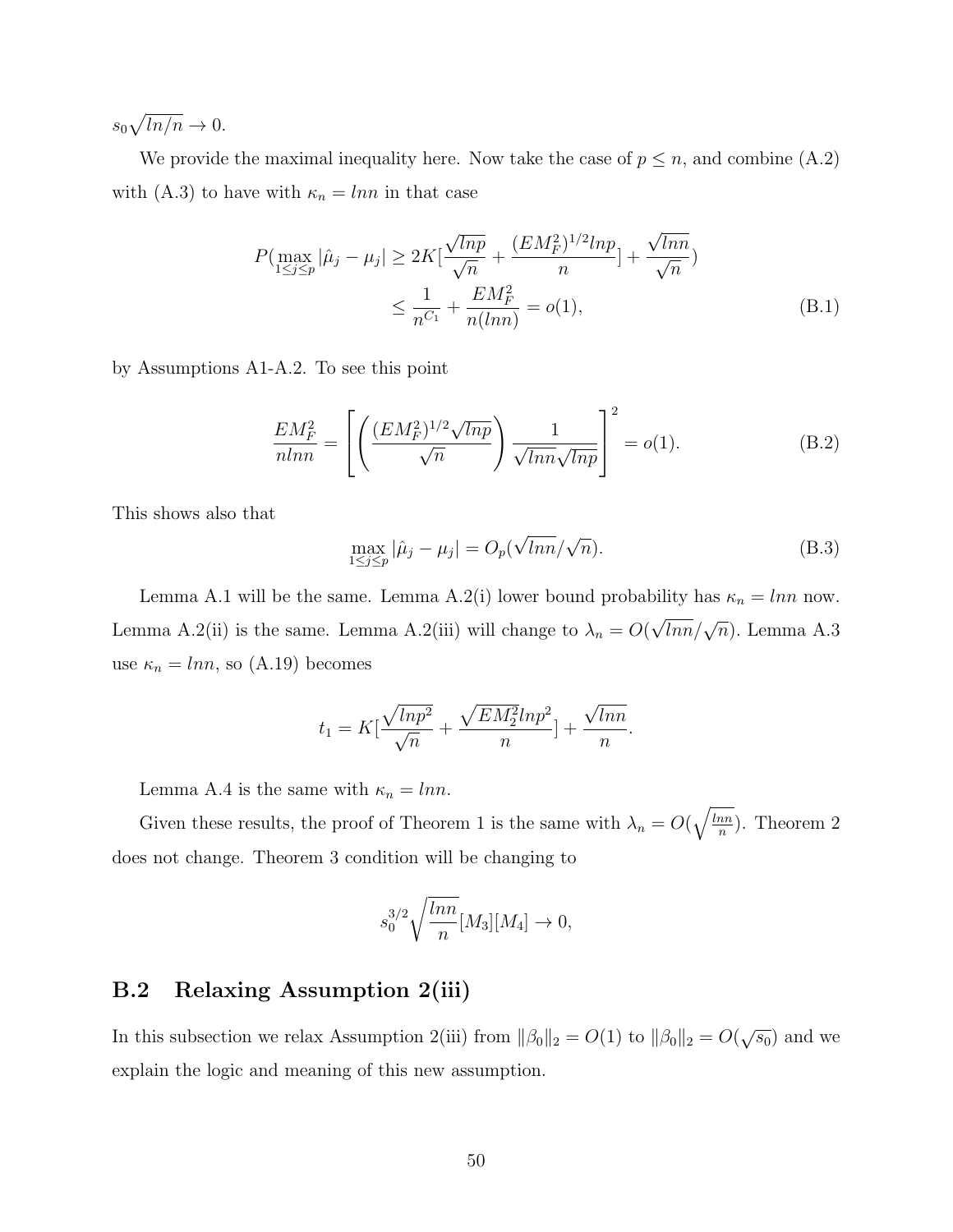$s_0\sqrt{ln/n} \to 0$.

We provide the maximal inequality here. Now take the case of $p \leq n$, and combine (A.2) with (A.3) to have with $\kappa_n = lnn$ in that case

$$
\begin{aligned}
P(\max_{1\leq j\leq p} |\hat{\mu}_j - \mu_j| \geq 2K[\frac{\sqrt{lnp}}{\sqrt{n}} + \frac{(EM_F^2)^{1/2} lnp}{n}] + \frac{\sqrt{lnn}}{\sqrt{n}}) \\
\leq \frac{1}{n^{C_1}} + \frac{EM_F^2}{n(lnn)} = o(1),
\end{aligned}
\tag{B.1}
$$

by Assumptions A1-A.2. To see this point

$$
\frac{EM_F^2}{nlnn} = \left[ \left( \frac{(EM_F^2)^{1/2}\sqrt{lnp}}{\sqrt{n}} \right) \frac{1}{\sqrt{lnn}\sqrt{lnp}} \right]^2 = o(1). \tag{B.2}
$$

This shows also that

$$
\max_{1\leq j\leq p} |\hat{\mu}_j - \mu_j| = O_p(\sqrt{lnn}/\sqrt{n}). \tag{B.3}
$$

Lemma A.1 will be the same. Lemma A.2(i) lower bound probability has $\kappa_n = lnn$ now. Lemma A.2(ii) is the same. Lemma A.2(iii) will change to $\lambda_n = O(\sqrt{lnn}/\sqrt{n})$. Lemma A.3 use $\kappa_n = lnn$, so (A.19) becomes

$$
t_1 = K[\frac{\sqrt{lnp^2}}{\sqrt{n}} + \frac{\sqrt{EM_2^2} lnp^2}{n}] + \frac{\sqrt{lnn}}{n}.
$$

Lemma A.4 is the same with $\kappa_n = lnn$.

Given these results, the proof of Theorem 1 is the same with $\lambda_n = O(\sqrt{\frac{lnn}{n}})$. Theorem 2 does not change. Theorem 3 condition will be changing to

$$
s_0^{3/2}\sqrt{\frac{lnn}{n}}[M_3][M_4] \to 0,
$$

## B.2 Relaxing Assumption 2(iii)

In this subsection we relax Assumption 2(iii) from $\|\beta_0\|_2 = O(1)$ to $\|\beta_0\|_2 = O(\sqrt{s_0})$ and we explain the logic and meaning of this new assumption.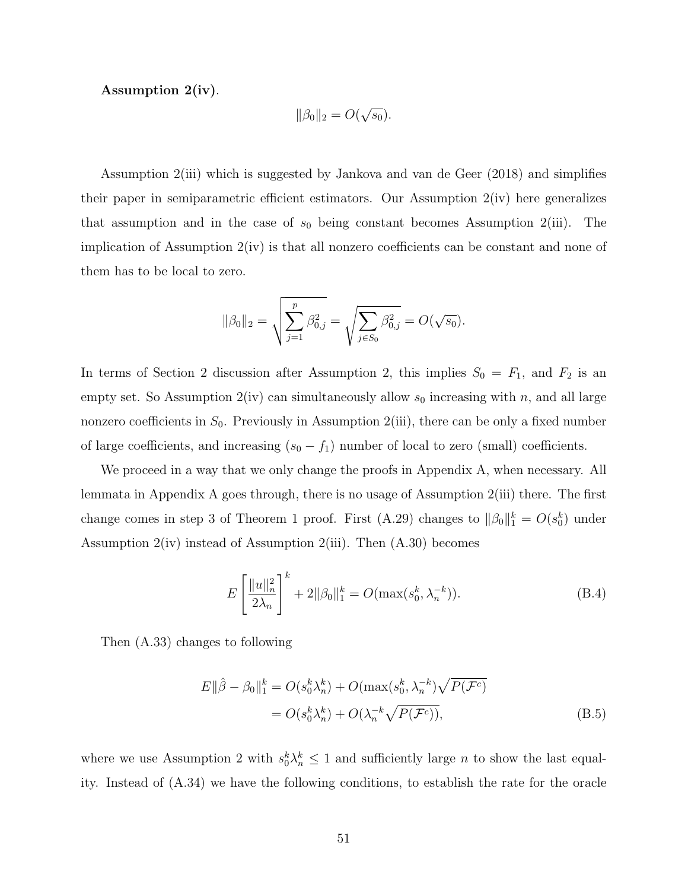**Assumption 2(iv)**.

$$\|\beta_0\|_2 = O(\sqrt{s_0}).$$

Assumption 2(iii) which is suggested by Jankova and van de Geer (2018) and simplifies their paper in semiparametric efficient estimators. Our Assumption 2(iv) here generalizes that assumption and in the case of $s_0$ being constant becomes Assumption 2(iii). The implication of Assumption 2(iv) is that all nonzero coefficients can be constant and none of them has to be local to zero.

$$\|\beta_0\|_2 = \sqrt{\sum_{j=1}^{p} \beta_{0,j}^2} = \sqrt{\sum_{j \in S_0} \beta_{0,j}^2} = O(\sqrt{s_0}).$$

In terms of Section 2 discussion after Assumption 2, this implies $S_0 = F_1$, and $F_2$ is an empty set. So Assumption 2(iv) can simultaneously allow $s_0$ increasing with $n$, and all large nonzero coefficients in $S_0$. Previously in Assumption 2(iii), there can be only a fixed number of large coefficients, and increasing $(s_0 - f_1)$ number of local to zero (small) coefficients.

We proceed in a way that we only change the proofs in Appendix A, when necessary. All lemmata in Appendix A goes through, there is no usage of Assumption 2(iii) there. The first change comes in step 3 of Theorem 1 proof. First (A.29) changes to $\|\beta_0\|_1^k = O(s_0^k)$ under Assumption 2(iv) instead of Assumption 2(iii). Then (A.30) becomes

$$E\left[\frac{\|u\|_n^2}{2\lambda_n}\right]^k + 2\|\beta_0\|_1^k = O(\max(s_0^k, \lambda_n^{-k})). \tag{B.4}$$

Then (A.33) changes to following

$$\begin{aligned} E\|\hat{\beta} - \beta_0\|_1^k &= O(s_0^k \lambda_n^k) + O(\max(s_0^k, \lambda_n^{-k})\sqrt{P(\mathcal{F}^c)} \\ &= O(s_0^k \lambda_n^k) + O(\lambda_n^{-k}\sqrt{P(\mathcal{F}^c)}), \end{aligned} \tag{B.5}$$

where we use Assumption 2 with $s_0^k \lambda_n^k \leq 1$ and sufficiently large $n$ to show the last equality. Instead of (A.34) we have the following conditions, to establish the rate for the oracle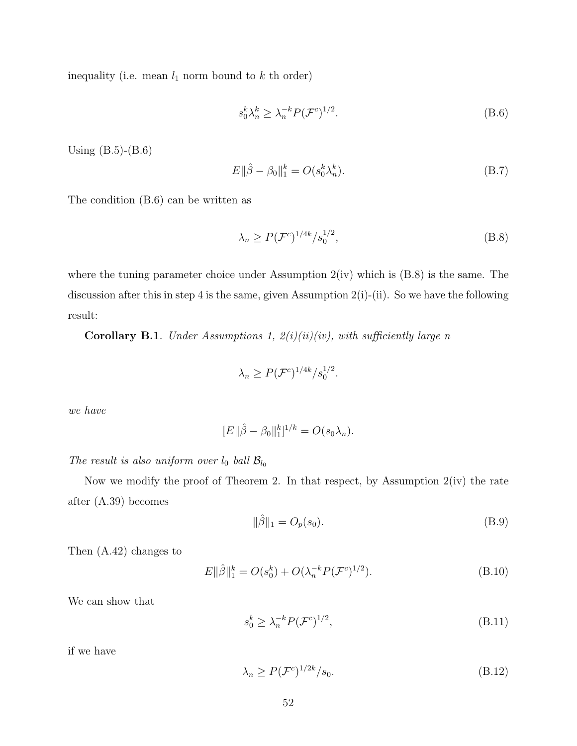inequality (i.e. mean $l_1$ norm bound to $k$ th order)

$$s_0^k \lambda_n^k \geq \lambda_n^{-k} P(\mathcal{F}^c)^{1/2}. \tag{B.6}$$

Using (B.5)-(B.6)

$$E\|\hat{\beta} - \beta_0\|_1^k = O(s_0^k \lambda_n^k). \tag{B.7}$$

The condition (B.6) can be written as

$$\lambda_n \geq P(\mathcal{F}^c)^{1/4k} / s_0^{1/2}, \tag{B.8}$$

where the tuning parameter choice under Assumption 2(iv) which is (B.8) is the same. The discussion after this in step 4 is the same, given Assumption 2(i)-(ii). So we have the following result:

**Corollary B.1**. *Under Assumptions 1, 2(i)(ii)(iv), with sufficiently large n*

$$\lambda_n \geq P(\mathcal{F}^c)^{1/4k} / s_0^{1/2}.$$

*we have*

$$[E\|\hat{\beta} - \beta_0\|_1^k]^{1/k} = O(s_0 \lambda_n).$$

*The result is also uniform over $l_0$ ball $\mathcal{B}_{l_0}$*

Now we modify the proof of Theorem 2. In that respect, by Assumption 2(iv) the rate after (A.39) becomes

$$\|\hat{\beta}\|_1 = O_p(s_0). \tag{B.9}$$

Then (A.42) changes to

$$E\|\hat{\beta}\|_1^k = O(s_0^k) + O(\lambda_n^{-k} P(\mathcal{F}^c)^{1/2}). \tag{B.10}$$

We can show that

$$s_0^k \geq \lambda_n^{-k} P(\mathcal{F}^c)^{1/2}, \tag{B.11}$$

if we have

$$\lambda_n \geq P(\mathcal{F}^c)^{1/2k} / s_0. \tag{B.12}$$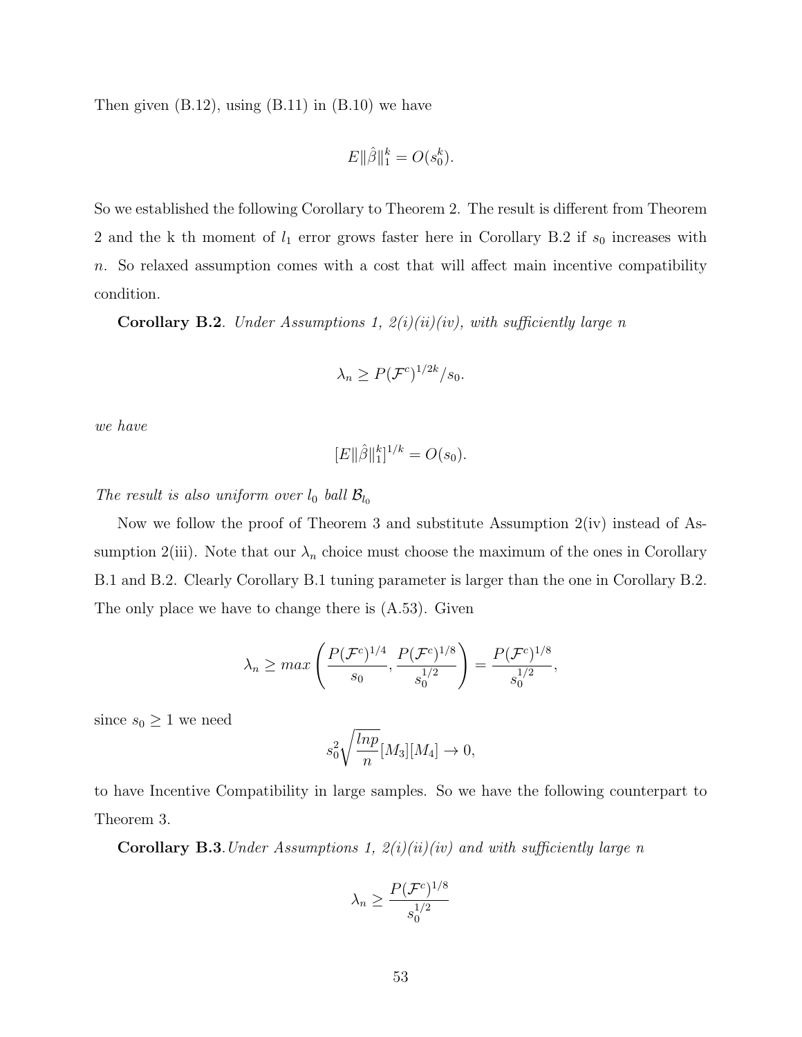Then given (B.12), using (B.11) in (B.10) we have

$$E\|\hat{\beta}\|_1^k = O(s_0^k).$$

So we established the following Corollary to Theorem 2. The result is different from Theorem 2 and the k th moment of $l_1$ error grows faster here in Corollary B.2 if $s_0$ increases with $n$. So relaxed assumption comes with a cost that will affect main incentive compatibility condition.

**Corollary B.2**. *Under Assumptions 1, 2(i)(ii)(iv), with sufficiently large n*

$$\lambda_n \geq P(\mathcal{F}^c)^{1/2k}/s_0.$$

*we have*

$$[E\|\hat{\beta}\|_1^k]^{1/k} = O(s_0).$$

*The result is also uniform over $l_0$ ball $\mathcal{B}_{l_0}$*

Now we follow the proof of Theorem 3 and substitute Assumption 2(iv) instead of Assumption 2(iii). Note that our $\lambda_n$ choice must choose the maximum of the ones in Corollary B.1 and B.2. Clearly Corollary B.1 tuning parameter is larger than the one in Corollary B.2. The only place we have to change there is (A.53). Given

$$\lambda_n \geq max\left(\frac{P(\mathcal{F}^c)^{1/4}}{s_0}, \frac{P(\mathcal{F}^c)^{1/8}}{s_0^{1/2}}\right) = \frac{P(\mathcal{F}^c)^{1/8}}{s_0^{1/2}},$$

since $s_0 \geq 1$ we need

$$s_0^2\sqrt{\frac{lnp}{n}}[M_3][M_4] \to 0,$$

to have Incentive Compatibility in large samples. So we have the following counterpart to Theorem 3.

**Corollary B.3**. *Under Assumptions 1, 2(i)(ii)(iv) and with sufficiently large n*

$$\lambda_n \geq \frac{P(\mathcal{F}^c)^{1/8}}{s_0^{1/2}}$$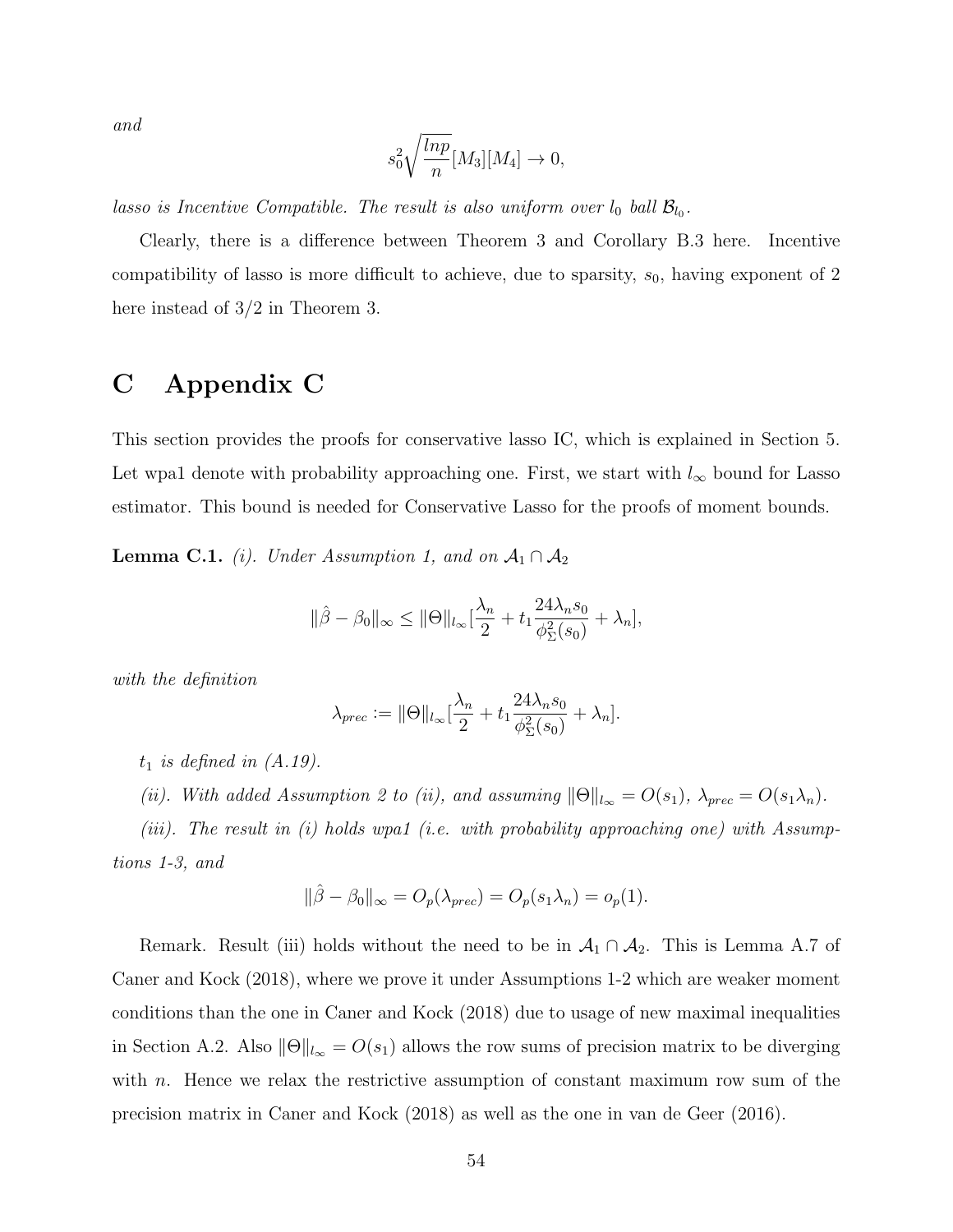*and*

$$s_0^2 \sqrt{\frac{lnp}{n}}[M_3][M_4] \to 0,$$

*lasso is Incentive Compatible. The result is also uniform over $l_0$ ball $\mathcal{B}_{l_0}$.*

Clearly, there is a difference between Theorem 3 and Corollary B.3 here. Incentive compatibility of lasso is more difficult to achieve, due to sparsity, $s_0$, having exponent of 2 here instead of $3/2$ in Theorem 3.

# C Appendix C

This section provides the proofs for conservative lasso IC, which is explained in Section 5. Let wpa1 denote with probability approaching one. First, we start with $l_\infty$ bound for Lasso estimator. This bound is needed for Conservative Lasso for the proofs of moment bounds.

**Lemma C.1.** *(i). Under Assumption 1, and on $\mathcal{A}_1 \cap \mathcal{A}_2$*

$$\|\hat{\beta} - \beta_0\|_\infty \leq \|\Theta\|_{l_\infty}[\frac{\lambda_n}{2} + t_1 \frac{24\lambda_n s_0}{\phi_\Sigma^2(s_0)} + \lambda_n],$$

*with the definition*

$$\lambda_{prec} := \|\Theta\|_{l_\infty}[\frac{\lambda_n}{2} + t_1 \frac{24\lambda_n s_0}{\phi_\Sigma^2(s_0)} + \lambda_n].$$

*$t_1$ is defined in (A.19).*

*(ii). With added Assumption 2 to (ii), and assuming $\|\Theta\|_{l_\infty} = O(s_1)$, $\lambda_{prec} = O(s_1 \lambda_n)$.*

*(iii). The result in (i) holds wpa1 (i.e. with probability approaching one) with Assumptions 1-3, and*

$$\|\hat{\beta} - \beta_0\|_\infty = O_p(\lambda_{prec}) = O_p(s_1 \lambda_n) = o_p(1).$$

Remark. Result (iii) holds without the need to be in $\mathcal{A}_1 \cap \mathcal{A}_2$. This is Lemma A.7 of Caner and Kock (2018), where we prove it under Assumptions 1-2 which are weaker moment conditions than the one in Caner and Kock (2018) due to usage of new maximal inequalities in Section A.2. Also $\|\Theta\|_{l_\infty} = O(s_1)$ allows the row sums of precision matrix to be diverging with $n$. Hence we relax the restrictive assumption of constant maximum row sum of the precision matrix in Caner and Kock (2018) as well as the one in van de Geer (2016).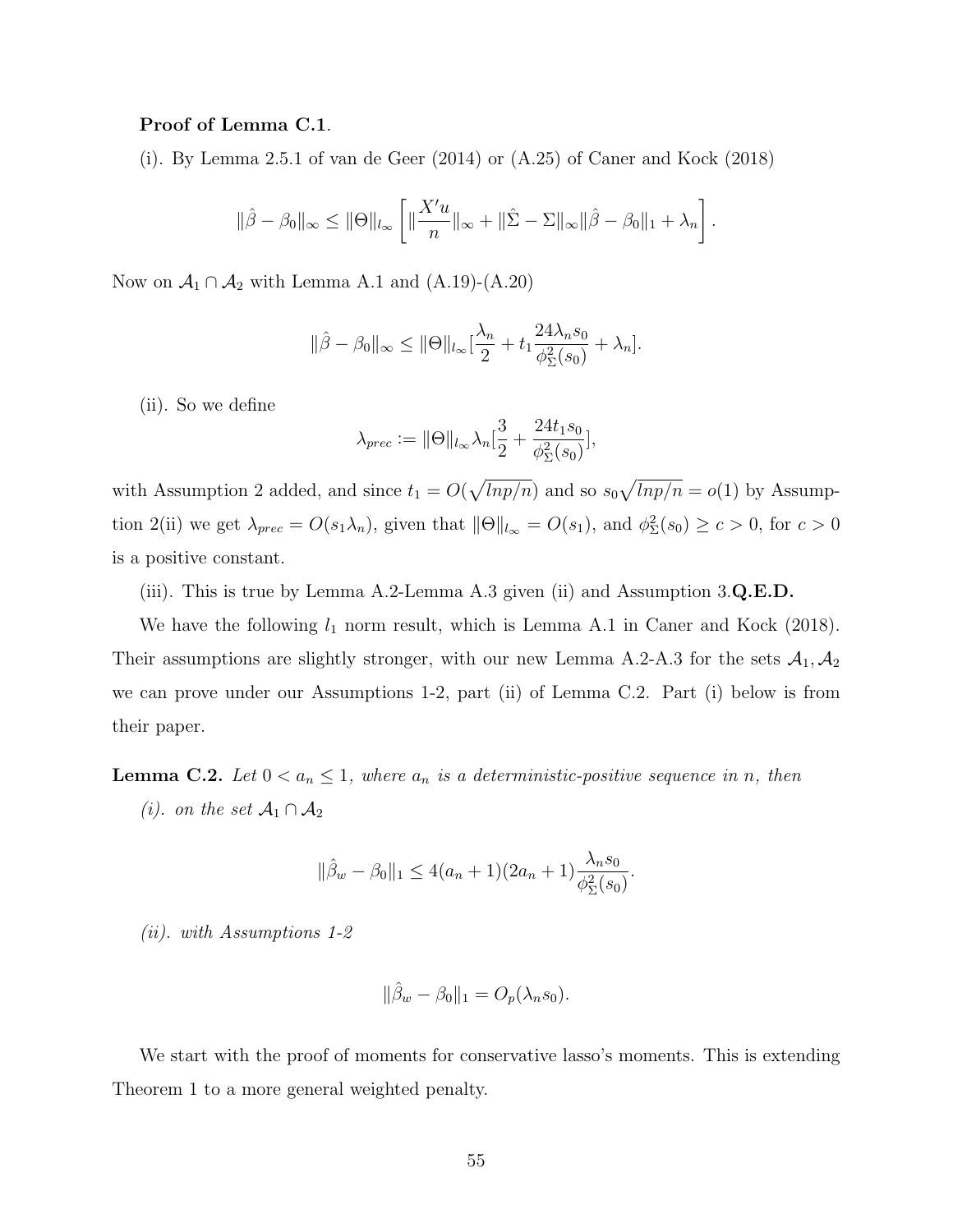**Proof of Lemma C.1**.

(i). By Lemma 2.5.1 of van de Geer (2014) or (A.25) of Caner and Kock (2018)

$$\|\hat{\beta} - \beta_0\|_\infty \leq \|\Theta\|_{l_\infty} \left[ \|\frac{X'u}{n}\|_\infty + \|\hat{\Sigma} - \Sigma\|_\infty \|\hat{\beta} - \beta_0\|_1 + \lambda_n \right].$$

Now on $\mathcal{A}_1 \cap \mathcal{A}_2$ with Lemma A.1 and (A.19)-(A.20)

$$\|\hat{\beta} - \beta_0\|_\infty \leq \|\Theta\|_{l_\infty} [\frac{\lambda_n}{2} + t_1 \frac{24\lambda_n s_0}{\phi_\Sigma^2(s_0)} + \lambda_n].$$

(ii). So we define

$$\lambda_{prec} := \|\Theta\|_{l_\infty} \lambda_n [\frac{3}{2} + \frac{24 t_1 s_0}{\phi_\Sigma^2(s_0)}],$$

with Assumption 2 added, and since $t_1 = O(\sqrt{lnp/n})$ and so $s_0\sqrt{lnp/n} = o(1)$ by Assumption 2(ii) we get $\lambda_{prec} = O(s_1 \lambda_n)$, given that $\|\Theta\|_{l_\infty} = O(s_1)$, and $\phi_\Sigma^2(s_0) \geq c > 0$, for $c > 0$ is a positive constant.

(iii). This is true by Lemma A.2-Lemma A.3 given (ii) and Assumption 3.**Q.E.D.**

We have the following $l_1$ norm result, which is Lemma A.1 in Caner and Kock (2018). Their assumptions are slightly stronger, with our new Lemma A.2-A.3 for the sets $\mathcal{A}_1, \mathcal{A}_2$ we can prove under our Assumptions 1-2, part (ii) of Lemma C.2. Part (i) below is from their paper.

**Lemma C.2.** *Let $0 < a_n \leq 1$, where $a_n$ is a deterministic-positive sequence in $n$, then*

*(i). on the set $\mathcal{A}_1 \cap \mathcal{A}_2$*

$$\|\hat{\beta}_w - \beta_0\|_1 \leq 4(a_n + 1)(2a_n + 1)\frac{\lambda_n s_0}{\phi_\Sigma^2(s_0)}.$$

*(ii). with Assumptions 1-2*

$$\|\hat{\beta}_w - \beta_0\|_1 = O_p(\lambda_n s_0).$$

We start with the proof of moments for conservative lasso's moments. This is extending Theorem 1 to a more general weighted penalty.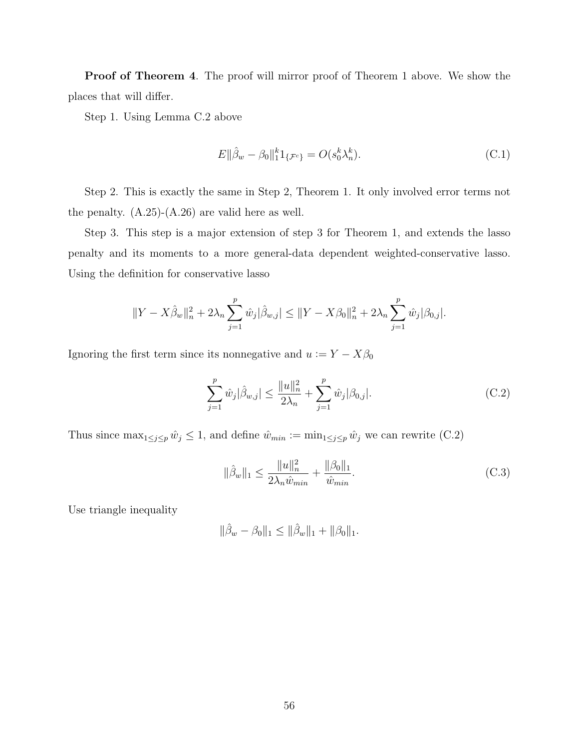**Proof of Theorem 4**. The proof will mirror proof of Theorem 1 above. We show the places that will differ.

Step 1. Using Lemma C.2 above

$$E\|\hat{\beta}_w - \beta_0\|_1^k 1_{\{\mathcal{F}^c\}} = O(s_0^k \lambda_n^k). \tag{C.1}$$

Step 2. This is exactly the same in Step 2, Theorem 1. It only involved error terms not the penalty. (A.25)-(A.26) are valid here as well.

Step 3. This step is a major extension of step 3 for Theorem 1, and extends the lasso penalty and its moments to a more general-data dependent weighted-conservative lasso. Using the definition for conservative lasso

$$\|Y - X\hat{\beta}_w\|_n^2 + 2\lambda_n \sum_{j=1}^p \hat{w}_j |\hat{\beta}_{w,j}| \leq \|Y - X\beta_0\|_n^2 + 2\lambda_n \sum_{j=1}^p \hat{w}_j |\beta_{0,j}|.$$

Ignoring the first term since its nonnegative and $u := Y - X\beta_0$

$$\sum_{j=1}^p \hat{w}_j |\hat{\beta}_{w,j}| \leq \frac{\|u\|_n^2}{2\lambda_n} + \sum_{j=1}^p \hat{w}_j |\beta_{0,j}|. \tag{C.2}$$

Thus since $\max_{1 \leq j \leq p} \hat{w}_j \leq 1$, and define $\hat{w}_{min} := \min_{1 \leq j \leq p} \hat{w}_j$ we can rewrite (C.2)

$$\|\hat{\beta}_w\|_1 \leq \frac{\|u\|_n^2}{2\lambda_n \hat{w}_{min}} + \frac{\|\beta_0\|_1}{\hat{w}_{min}}. \tag{C.3}$$

Use triangle inequality

$$\|\hat{\beta}_w - \beta_0\|_1 \leq \|\hat{\beta}_w\|_1 + \|\beta_0\|_1.$$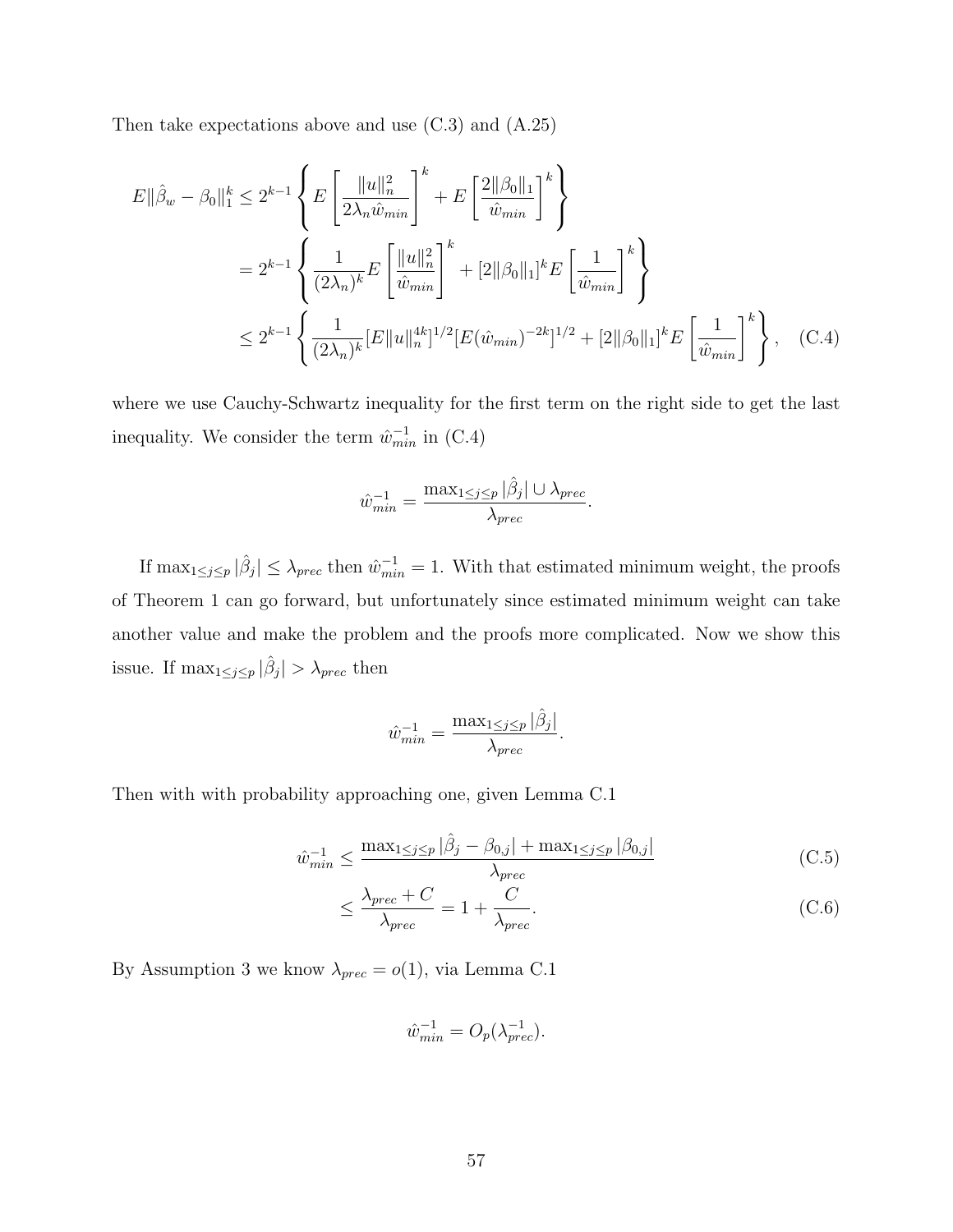Then take expectations above and use (C.3) and (A.25)

$$
\begin{aligned}
E\|\hat{\beta}_w - \beta_0\|_1^k &\leq 2^{k-1} \left\{ E\left[\frac{\|u\|_n^2}{2\lambda_n \hat{w}_{min}}\right]^k + E\left[\frac{2\|\beta_0\|_1}{\hat{w}_{min}}\right]^k \right\} \\
&= 2^{k-1} \left\{ \frac{1}{(2\lambda_n)^k} E\left[\frac{\|u\|_n^2}{\hat{w}_{min}}\right]^k + [2\|\beta_0\|_1]^k E\left[\frac{1}{\hat{w}_{min}}\right]^k \right\} \\
&\leq 2^{k-1} \left\{ \frac{1}{(2\lambda_n)^k} [E\|u\|_n^{4k}]^{1/2} [E(\hat{w}_{min})^{-2k}]^{1/2} + [2\|\beta_0\|_1]^k E\left[\frac{1}{\hat{w}_{min}}\right]^k \right\}, \quad \text{(C.4)}
\end{aligned}
$$

where we use Cauchy-Schwartz inequality for the first term on the right side to get the last inequality. We consider the term $\hat{w}_{min}^{-1}$ in (C.4)

$$
\hat{w}_{min}^{-1} = \frac{\max_{1 \leq j \leq p} |\hat{\beta}_j| \cup \lambda_{prec}}{\lambda_{prec}}.
$$

If $\max_{1 \leq j \leq p} |\hat{\beta}_j| \leq \lambda_{prec}$ then $\hat{w}_{min}^{-1} = 1$. With that estimated minimum weight, the proofs of Theorem 1 can go forward, but unfortunately since estimated minimum weight can take another value and make the problem and the proofs more complicated. Now we show this issue. If $\max_{1 \leq j \leq p} |\hat{\beta}_j| > \lambda_{prec}$ then

$$
\hat{w}_{min}^{-1} = \frac{\max_{1 \leq j \leq p} |\hat{\beta}_j|}{\lambda_{prec}}.
$$

Then with with probability approaching one, given Lemma C.1

$$
\begin{aligned}
\hat{w}_{min}^{-1} &\leq \frac{\max_{1 \leq j \leq p} |\hat{\beta}_j - \beta_{0,j}| + \max_{1 \leq j \leq p} |\beta_{0,j}|}{\lambda_{prec}} \quad \text{(C.5)} \\
&\leq \frac{\lambda_{prec} + C}{\lambda_{prec}} = 1 + \frac{C}{\lambda_{prec}}. \quad \text{(C.6)}
\end{aligned}
$$

By Assumption 3 we know $\lambda_{prec} = o(1)$, via Lemma C.1

$$
\hat{w}_{min}^{-1} = O_p(\lambda_{prec}^{-1}).
$$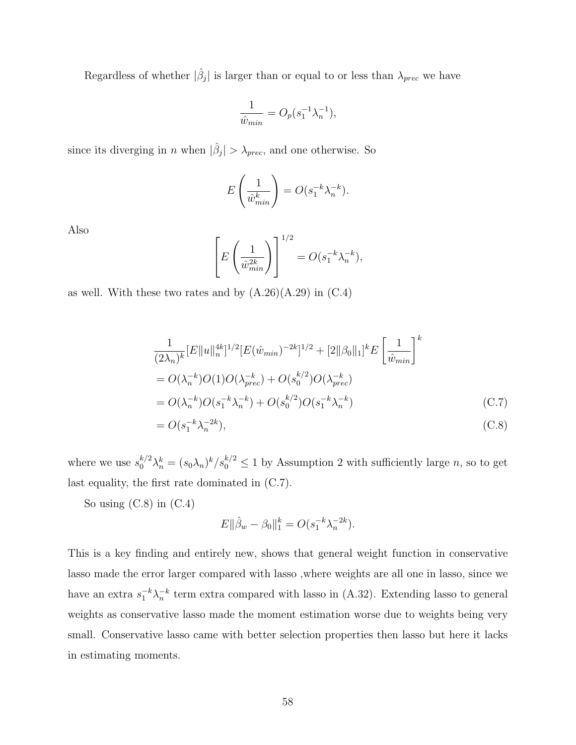Regardless of whether $|\hat{\beta}_j|$ is larger than or equal to or less than $\lambda_{prec}$ we have

$$\frac{1}{\hat{w}_{min}} = O_p(s_1^{-1}\lambda_n^{-1}),$$

since its diverging in $n$ when $|\hat{\beta}_j| > \lambda_{prec}$, and one otherwise. So

$$E\left(\frac{1}{\hat{w}_{min}^k}\right) = O(s_1^{-k}\lambda_n^{-k}).$$

Also

$$\left[E\left(\frac{1}{\hat{w}_{min}^{2k}}\right)\right]^{1/2} = O(s_1^{-k}\lambda_n^{-k}),$$

as well. With these two rates and by (A.26)(A.29) in (C.4)

$$\begin{aligned}
&\frac{1}{(2\lambda_n)^k}[E\|u\|_n^{4k}]^{1/2}[E(\hat{w}_{min})^{-2k}]^{1/2} + [2\|\beta_0\|_1]^k E\left[\frac{1}{\hat{w}_{min}}\right]^k \\
&= O(\lambda_n^{-k})O(1)O(\lambda_{prec}^{-k}) + O(s_0^{k/2})O(\lambda_{prec}^{-k}) \\
&= O(\lambda_n^{-k})O(s_1^{-k}\lambda_n^{-k}) + O(s_0^{k/2})O(s_1^{-k}\lambda_n^{-k}) \qquad \text{(C.7)} \\
&= O(s_1^{-k}\lambda_n^{-2k}), \qquad \text{(C.8)}
\end{aligned}$$

where we use $s_0^{k/2}\lambda_n^k = (s_0\lambda_n)^k/s_0^{k/2} \leq 1$ by Assumption 2 with sufficiently large $n$, so to get last equality, the first rate dominated in (C.7).

So using (C.8) in (C.4)

$$E\|\hat{\beta}_w - \beta_0\|_1^k = O(s_1^{-k}\lambda_n^{-2k}).$$

This is a key finding and entirely new, shows that general weight function in conservative lasso made the error larger compared with lasso ,where weights are all one in lasso, since we have an extra $s_1^{-k}\lambda_n^{-k}$ term extra compared with lasso in (A.32). Extending lasso to general weights as conservative lasso made the moment estimation worse due to weights being very small. Conservative lasso came with better selection properties then lasso but here it lacks in estimating moments.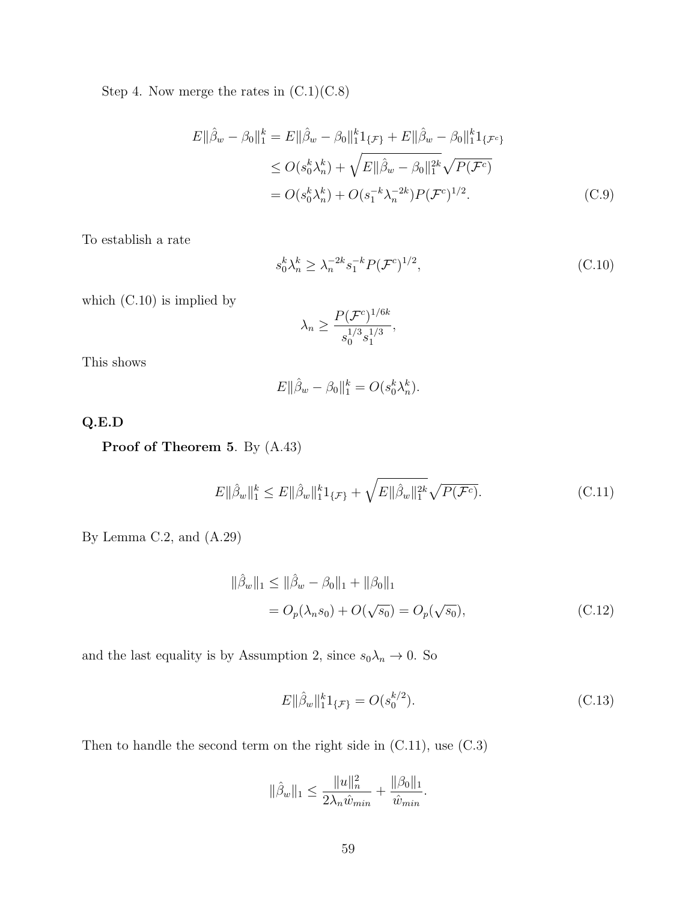Step 4. Now merge the rates in (C.1)(C.8)

$$
\begin{aligned}
E\|\hat{\beta}_w - \beta_0\|_1^k &= E\|\hat{\beta}_w - \beta_0\|_1^k 1_{\{\mathcal{F}\}} + E\|\hat{\beta}_w - \beta_0\|_1^k 1_{\{\mathcal{F}^c\}} \\
&\leq O(s_0^k \lambda_n^k) + \sqrt{E\|\hat{\beta}_w - \beta_0\|_1^{2k}}\sqrt{P(\mathcal{F}^c)} \\
&= O(s_0^k \lambda_n^k) + O(s_1^{-k}\lambda_n^{-2k}) P(\mathcal{F}^c)^{1/2}. \qquad (C.9)
\end{aligned}
$$

To establish a rate

$$
s_0^k \lambda_n^k \geq \lambda_n^{-2k} s_1^{-k} P(\mathcal{F}^c)^{1/2}, \qquad (C.10)
$$

which (C.10) is implied by

$$
\lambda_n \geq \frac{P(\mathcal{F}^c)^{1/6k}}{s_0^{1/3} s_1^{1/3}},
$$

This shows

$$
E\|\hat{\beta}_w - \beta_0\|_1^k = O(s_0^k \lambda_n^k).
$$

**Q.E.D**

**Proof of Theorem 5**. By (A.43)

$$
E\|\hat{\beta}_w\|_1^k \leq E\|\hat{\beta}_w\|_1^k 1_{\{\mathcal{F}\}} + \sqrt{E\|\hat{\beta}_w\|_1^{2k}}\sqrt{P(\mathcal{F}^c)}. \qquad (C.11)
$$

By Lemma C.2, and (A.29)

$$
\begin{aligned}
\|\hat{\beta}_w\|_1 &\leq \|\hat{\beta}_w - \beta_0\|_1 + \|\beta_0\|_1 \\
&= O_p(\lambda_n s_0) + O(\sqrt{s_0}) = O_p(\sqrt{s_0}), \qquad (C.12)
\end{aligned}
$$

and the last equality is by Assumption 2, since $s_0 \lambda_n \to 0$. So

$$
E\|\hat{\beta}_w\|_1^k 1_{\{\mathcal{F}\}} = O(s_0^{k/2}). \qquad (C.13)
$$

Then to handle the second term on the right side in (C.11), use (C.3)

$$
\|\hat{\beta}_w\|_1 \leq \frac{\|u\|_n^2}{2\lambda_n \hat{w}_{min}} + \frac{\|\beta_0\|_1}{\hat{w}_{min}}.
$$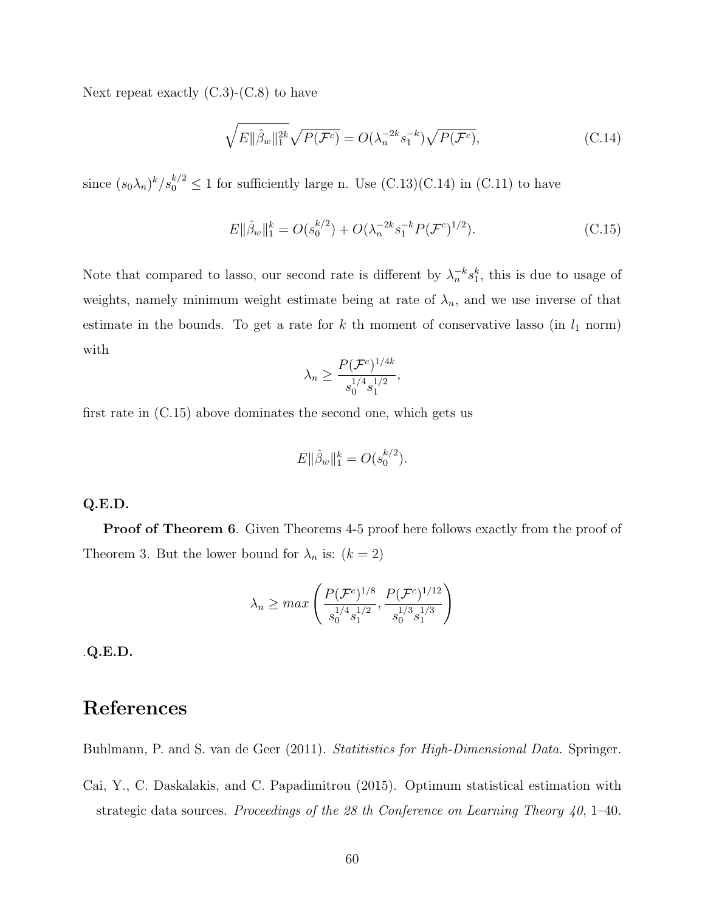Next repeat exactly (C.3)-(C.8) to have

$$\sqrt{E\|\hat{\beta}_w\|_1^{2k}}\sqrt{P(\mathcal{F}^c)} = O(\lambda_n^{-2k}s_1^{-k})\sqrt{P(\mathcal{F}^c)}, \tag{C.14}$$

since $(s_0\lambda_n)^k/s_0^{k/2} \leq 1$ for sufficiently large n. Use (C.13)(C.14) in (C.11) to have

$$E\|\hat{\beta}_w\|_1^k = O(s_0^{k/2}) + O(\lambda_n^{-2k}s_1^{-k}P(\mathcal{F}^c)^{1/2}). \tag{C.15}$$

Note that compared to lasso, our second rate is different by $\lambda_n^{-k}s_1^k$, this is due to usage of weights, namely minimum weight estimate being at rate of $\lambda_n$, and we use inverse of that estimate in the bounds. To get a rate for $k$ th moment of conservative lasso (in $l_1$ norm) with

$$\lambda_n \geq \frac{P(\mathcal{F}^c)^{1/4k}}{s_0^{1/4}s_1^{1/2}},$$

first rate in (C.15) above dominates the second one, which gets us

$$E\|\hat{\beta}_w\|_1^k = O(s_0^{k/2}).$$

**Q.E.D.**

**Proof of Theorem 6**. Given Theorems 4-5 proof here follows exactly from the proof of Theorem 3. But the lower bound for $\lambda_n$ is: $(k = 2)$

$$\lambda_n \geq max\left(\frac{P(\mathcal{F}^c)^{1/8}}{s_0^{1/4}s_1^{1/2}}, \frac{P(\mathcal{F}^c)^{1/12}}{s_0^{1/3}s_1^{1/3}}\right)$$

.**Q.E.D.**

# References

Buhlmann, P. and S. van de Geer (2011). *Statitistics for High-Dimensional Data*. Springer.

Cai, Y., C. Daskalakis, and C. Papadimitrou (2015). Optimum statistical estimation with strategic data sources. *Proceedings of the 28 th Conference on Learning Theory 40*, 1–40.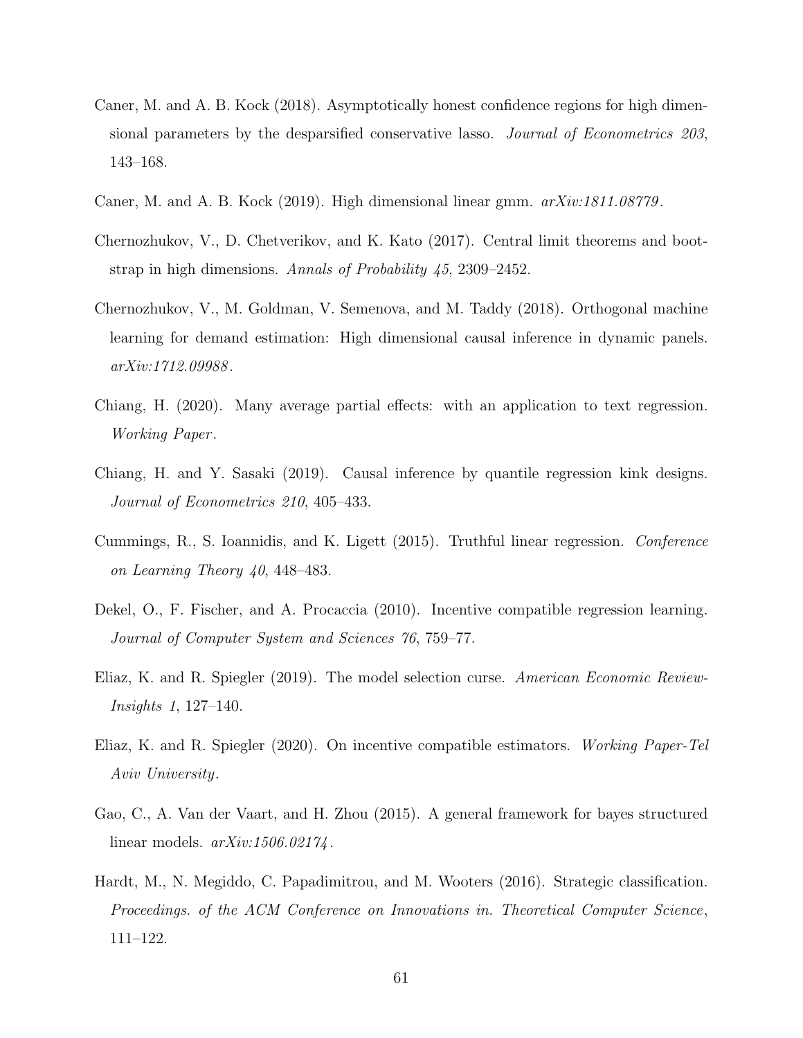Caner, M. and A. B. Kock (2018). Asymptotically honest confidence regions for high dimensional parameters by the desparsified conservative lasso. *Journal of Econometrics 203*, 143–168.

Caner, M. and A. B. Kock (2019). High dimensional linear gmm. *arXiv:1811.08779*.

Chernozhukov, V., D. Chetverikov, and K. Kato (2017). Central limit theorems and bootstrap in high dimensions. *Annals of Probability 45*, 2309–2452.

Chernozhukov, V., M. Goldman, V. Semenova, and M. Taddy (2018). Orthogonal machine learning for demand estimation: High dimensional causal inference in dynamic panels. *arXiv:1712.09988*.

Chiang, H. (2020). Many average partial effects: with an application to text regression. *Working Paper*.

Chiang, H. and Y. Sasaki (2019). Causal inference by quantile regression kink designs. *Journal of Econometrics 210*, 405–433.

Cummings, R., S. Ioannidis, and K. Ligett (2015). Truthful linear regression. *Conference on Learning Theory 40*, 448–483.

Dekel, O., F. Fischer, and A. Procaccia (2010). Incentive compatible regression learning. *Journal of Computer System and Sciences 76*, 759–77.

Eliaz, K. and R. Spiegler (2019). The model selection curse. *American Economic Review-Insights 1*, 127–140.

Eliaz, K. and R. Spiegler (2020). On incentive compatible estimators. *Working Paper-Tel Aviv University*.

Gao, C., A. Van der Vaart, and H. Zhou (2015). A general framework for bayes structured linear models. *arXiv:1506.02174*.

Hardt, M., N. Megiddo, C. Papadimitrou, and M. Wooters (2016). Strategic classification. *Proceedings. of the ACM Conference on Innovations in. Theoretical Computer Science*, 111–122.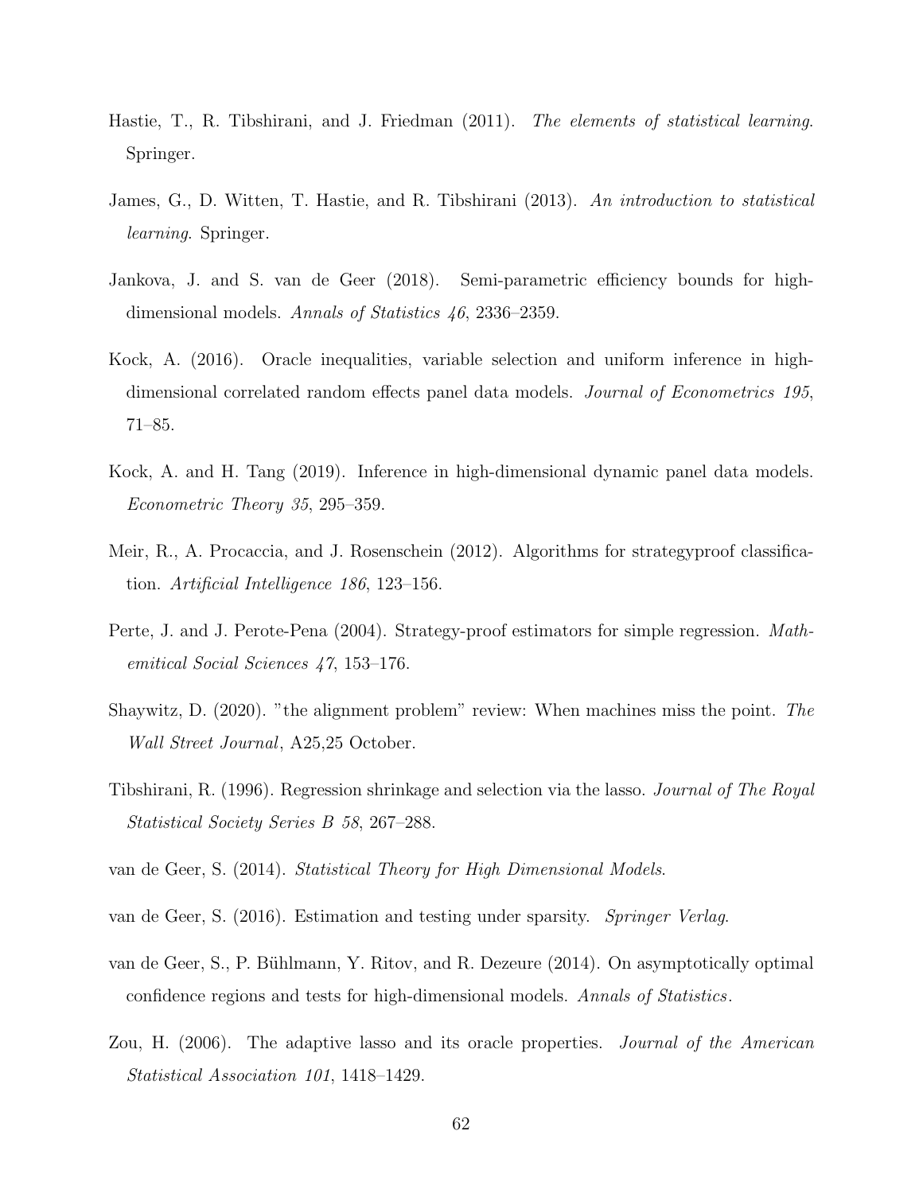Hastie, T., R. Tibshirani, and J. Friedman (2011). *The elements of statistical learning*. Springer.

James, G., D. Witten, T. Hastie, and R. Tibshirani (2013). *An introduction to statistical learning*. Springer.

Jankova, J. and S. van de Geer (2018). Semi-parametric efficiency bounds for high-dimensional models. *Annals of Statistics 46*, 2336–2359.

Kock, A. (2016). Oracle inequalities, variable selection and uniform inference in high-dimensional correlated random effects panel data models. *Journal of Econometrics 195*, 71–85.

Kock, A. and H. Tang (2019). Inference in high-dimensional dynamic panel data models. *Econometric Theory 35*, 295–359.

Meir, R., A. Procaccia, and J. Rosenschein (2012). Algorithms for strategyproof classification. *Artificial Intelligence 186*, 123–156.

Perte, J. and J. Perote-Pena (2004). Strategy-proof estimators for simple regression. *Mathemitical Social Sciences 47*, 153–176.

Shaywitz, D. (2020). "the alignment problem" review: When machines miss the point. *The Wall Street Journal*, A25,25 October.

Tibshirani, R. (1996). Regression shrinkage and selection via the lasso. *Journal of The Royal Statistical Society Series B 58*, 267–288.

van de Geer, S. (2014). *Statistical Theory for High Dimensional Models*.

van de Geer, S. (2016). Estimation and testing under sparsity. *Springer Verlag*.

van de Geer, S., P. Bühlmann, Y. Ritov, and R. Dezeure (2014). On asymptotically optimal confidence regions and tests for high-dimensional models. *Annals of Statistics*.

Zou, H. (2006). The adaptive lasso and its oracle properties. *Journal of the American Statistical Association 101*, 1418–1429.